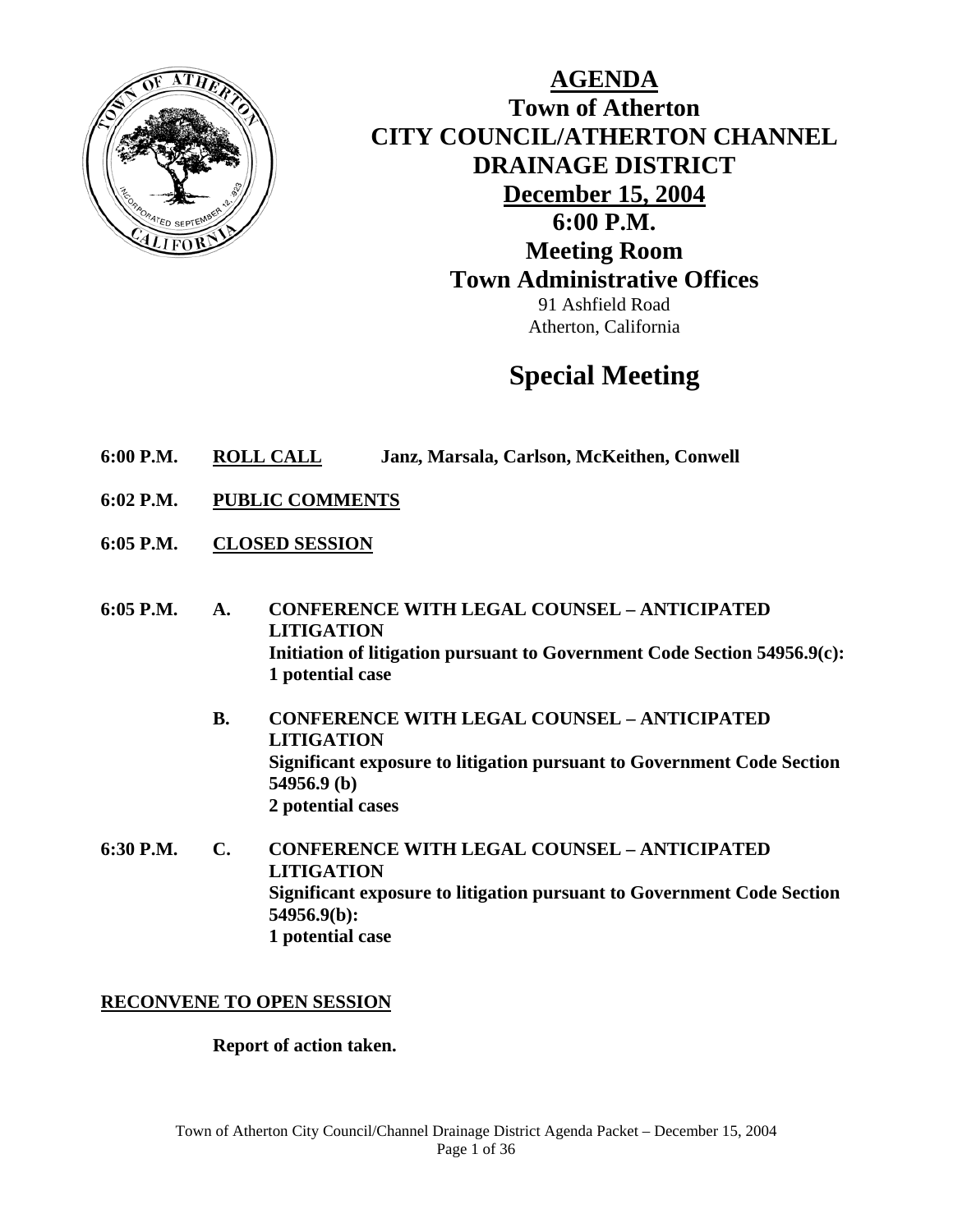# AGENDA

## Town of Atherton
## CITY COUNCIL/ATHERTON CHANNEL DRAINAGE DISTRICT

**December 15, 2004**

**6:00 P.M.**

**Meeting Room**

**Town Administrative Offices**

91 Ashfield Road
Atherton, California

# Special Meeting

**6:00 P.M.** **ROLL CALL** **Janz, Marsala, Carlson, McKeithen, Conwell**

**6:02 P.M.** **PUBLIC COMMENTS**

**6:05 P.M.** **CLOSED SESSION**

**6:05 P.M.** **A.** **CONFERENCE WITH LEGAL COUNSEL – ANTICIPATED LITIGATION**
**Initiation of litigation pursuant to Government Code Section 54956.9(c):**
**1 potential case**

**B.** **CONFERENCE WITH LEGAL COUNSEL – ANTICIPATED LITIGATION**
**Significant exposure to litigation pursuant to Government Code Section 54956.9 (b)**
**2 potential cases**

**6:30 P.M.** **C.** **CONFERENCE WITH LEGAL COUNSEL – ANTICIPATED LITIGATION**
**Significant exposure to litigation pursuant to Government Code Section 54956.9(b):**
**1 potential case**

**RECONVENE TO OPEN SESSION**

**Report of action taken.**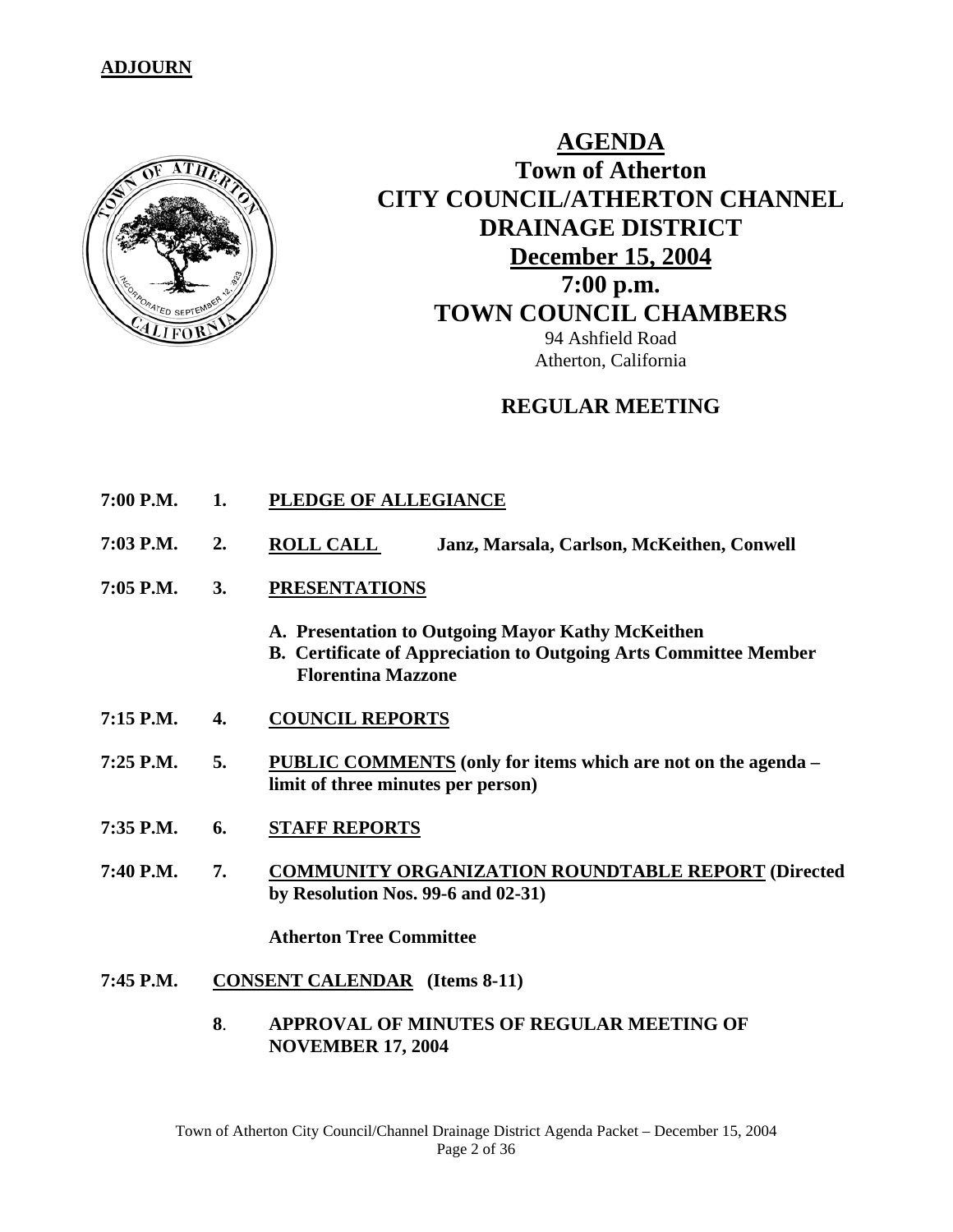**ADJOURN**

# AGENDA

## Town of Atherton
## CITY COUNCIL/ATHERTON CHANNEL DRAINAGE DISTRICT
## December 15, 2004
## 7:00 p.m.
## TOWN COUNCIL CHAMBERS

94 Ashfield Road
Atherton, California

### REGULAR MEETING

**7:00 P.M. 1. PLEDGE OF ALLEGIANCE**

**7:03 P.M. 2. ROLL CALL** **Janz, Marsala, Carlson, McKeithen, Conwell**

**7:05 P.M. 3. PRESENTATIONS**

- **A. Presentation to Outgoing Mayor Kathy McKeithen**
- **B. Certificate of Appreciation to Outgoing Arts Committee Member Florentina Mazzone**

**7:15 P.M. 4. COUNCIL REPORTS**

**7:25 P.M. 5. PUBLIC COMMENTS (only for items which are not on the agenda – limit of three minutes per person)**

**7:35 P.M. 6. STAFF REPORTS**

**7:40 P.M. 7. COMMUNITY ORGANIZATION ROUNDTABLE REPORT (Directed by Resolution Nos. 99-6 and 02-31)**

**Atherton Tree Committee**

**7:45 P.M. CONSENT CALENDAR (Items 8-11)**

**8. APPROVAL OF MINUTES OF REGULAR MEETING OF NOVEMBER 17, 2004**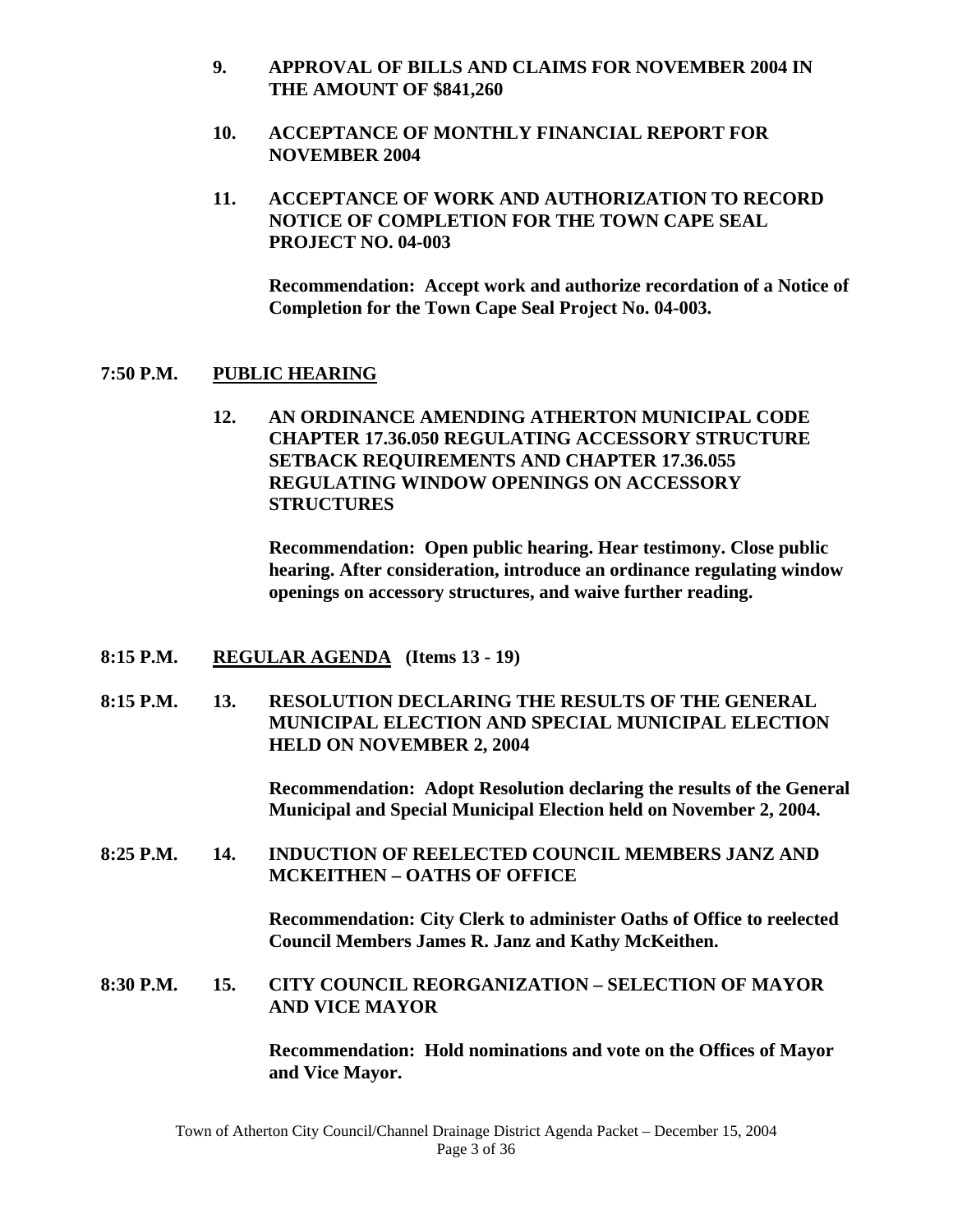**9. APPROVAL OF BILLS AND CLAIMS FOR NOVEMBER 2004 IN THE AMOUNT OF $841,260**

**10. ACCEPTANCE OF MONTHLY FINANCIAL REPORT FOR NOVEMBER 2004**

**11. ACCEPTANCE OF WORK AND AUTHORIZATION TO RECORD NOTICE OF COMPLETION FOR THE TOWN CAPE SEAL PROJECT NO. 04-003**

**Recommendation: Accept work and authorize recordation of a Notice of Completion for the Town Cape Seal Project No. 04-003.**

**7:50 P.M. PUBLIC HEARING**

**12. AN ORDINANCE AMENDING ATHERTON MUNICIPAL CODE CHAPTER 17.36.050 REGULATING ACCESSORY STRUCTURE SETBACK REQUIREMENTS AND CHAPTER 17.36.055 REGULATING WINDOW OPENINGS ON ACCESSORY STRUCTURES**

**Recommendation: Open public hearing. Hear testimony. Close public hearing. After consideration, introduce an ordinance regulating window openings on accessory structures, and waive further reading.**

**8:15 P.M. REGULAR AGENDA (Items 13 - 19)**

**8:15 P.M. 13. RESOLUTION DECLARING THE RESULTS OF THE GENERAL MUNICIPAL ELECTION AND SPECIAL MUNICIPAL ELECTION HELD ON NOVEMBER 2, 2004**

**Recommendation: Adopt Resolution declaring the results of the General Municipal and Special Municipal Election held on November 2, 2004.**

**8:25 P.M. 14. INDUCTION OF REELECTED COUNCIL MEMBERS JANZ AND MCKEITHEN – OATHS OF OFFICE**

**Recommendation: City Clerk to administer Oaths of Office to reelected Council Members James R. Janz and Kathy McKeithen.**

**8:30 P.M. 15. CITY COUNCIL REORGANIZATION – SELECTION OF MAYOR AND VICE MAYOR**

**Recommendation: Hold nominations and vote on the Offices of Mayor and Vice Mayor.**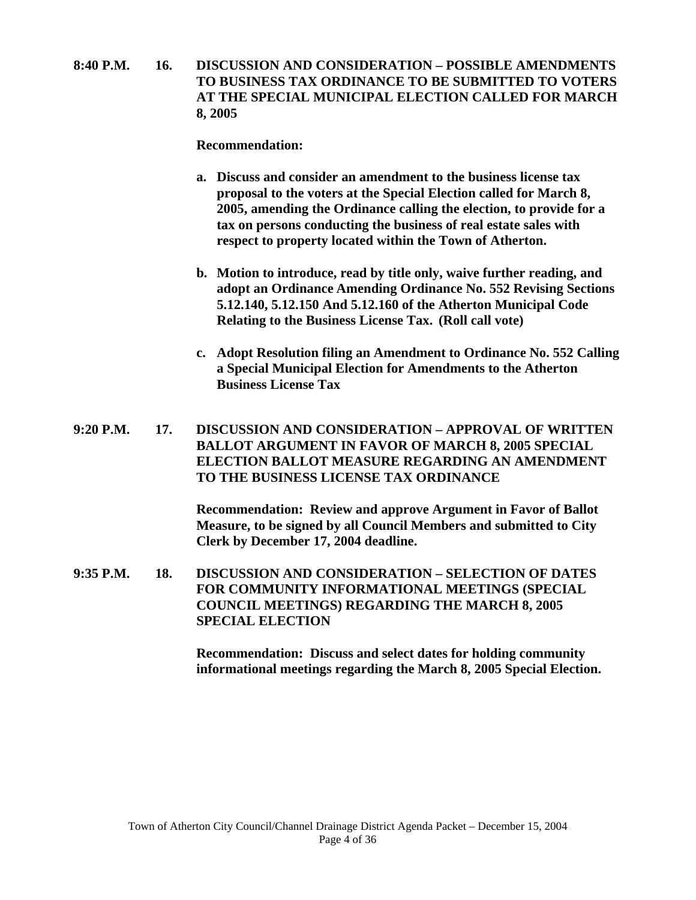**8:40 P.M. 16. DISCUSSION AND CONSIDERATION – POSSIBLE AMENDMENTS TO BUSINESS TAX ORDINANCE TO BE SUBMITTED TO VOTERS AT THE SPECIAL MUNICIPAL ELECTION CALLED FOR MARCH 8, 2005**

**Recommendation:**

- **a. Discuss and consider an amendment to the business license tax proposal to the voters at the Special Election called for March 8, 2005, amending the Ordinance calling the election, to provide for a tax on persons conducting the business of real estate sales with respect to property located within the Town of Atherton.**

- **b. Motion to introduce, read by title only, waive further reading, and adopt an Ordinance Amending Ordinance No. 552 Revising Sections 5.12.140, 5.12.150 And 5.12.160 of the Atherton Municipal Code Relating to the Business License Tax. (Roll call vote)**

- **c. Adopt Resolution filing an Amendment to Ordinance No. 552 Calling a Special Municipal Election for Amendments to the Atherton Business License Tax**

**9:20 P.M. 17. DISCUSSION AND CONSIDERATION – APPROVAL OF WRITTEN BALLOT ARGUMENT IN FAVOR OF MARCH 8, 2005 SPECIAL ELECTION BALLOT MEASURE REGARDING AN AMENDMENT TO THE BUSINESS LICENSE TAX ORDINANCE**

**Recommendation: Review and approve Argument in Favor of Ballot Measure, to be signed by all Council Members and submitted to City Clerk by December 17, 2004 deadline.**

**9:35 P.M. 18. DISCUSSION AND CONSIDERATION – SELECTION OF DATES FOR COMMUNITY INFORMATIONAL MEETINGS (SPECIAL COUNCIL MEETINGS) REGARDING THE MARCH 8, 2005 SPECIAL ELECTION**

**Recommendation: Discuss and select dates for holding community informational meetings regarding the March 8, 2005 Special Election.**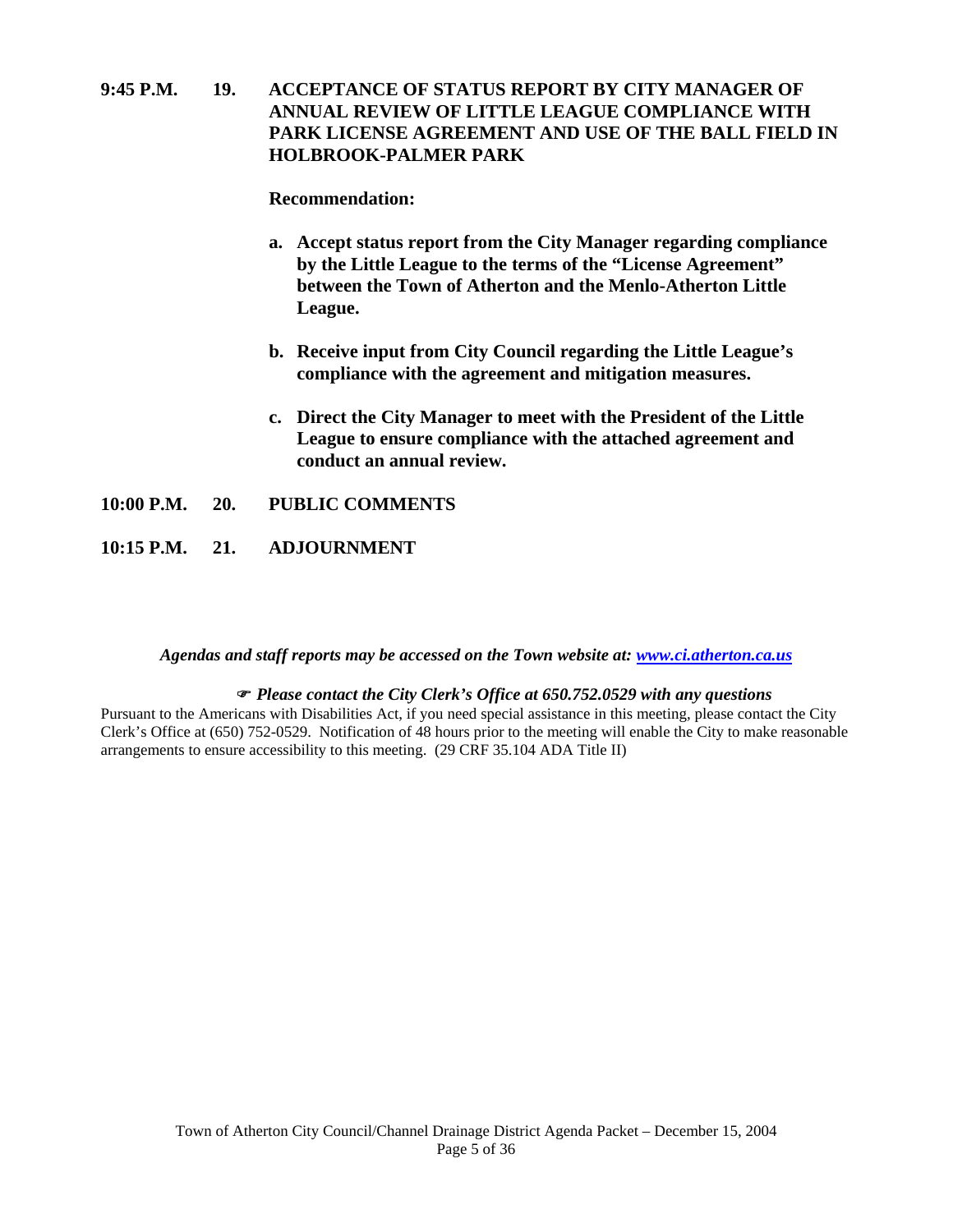**9:45 P.M. 19. ACCEPTANCE OF STATUS REPORT BY CITY MANAGER OF ANNUAL REVIEW OF LITTLE LEAGUE COMPLIANCE WITH PARK LICENSE AGREEMENT AND USE OF THE BALL FIELD IN HOLBROOK-PALMER PARK**

**Recommendation:**

**a. Accept status report from the City Manager regarding compliance by the Little League to the terms of the "License Agreement" between the Town of Atherton and the Menlo-Atherton Little League.**

**b. Receive input from City Council regarding the Little League's compliance with the agreement and mitigation measures.**

**c. Direct the City Manager to meet with the President of the Little League to ensure compliance with the attached agreement and conduct an annual review.**

**10:00 P.M. 20. PUBLIC COMMENTS**

**10:15 P.M. 21. ADJOURNMENT**

*Agendas and staff reports may be accessed on the Town website at: [www.ci.atherton.ca.us](http://www.ci.atherton.ca.us)*

☞ ***Please contact the City Clerk's Office at 650.752.0529 with any questions***

Pursuant to the Americans with Disabilities Act, if you need special assistance in this meeting, please contact the City Clerk's Office at (650) 752-0529. Notification of 48 hours prior to the meeting will enable the City to make reasonable arrangements to ensure accessibility to this meeting. (29 CRF 35.104 ADA Title II)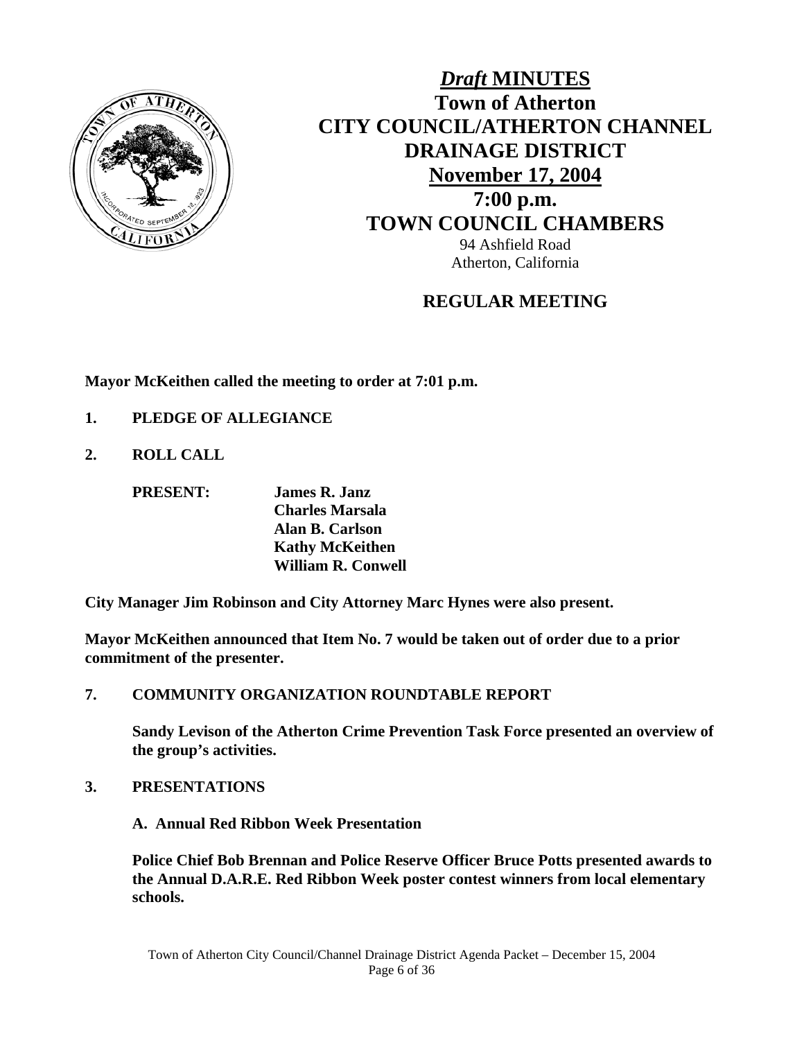# *Draft* MINUTES
## Town of Atherton
## CITY COUNCIL/ATHERTON CHANNEL DRAINAGE DISTRICT
## November 17, 2004
## 7:00 p.m.
## TOWN COUNCIL CHAMBERS

94 Ashfield Road
Atherton, California

## REGULAR MEETING

**Mayor McKeithen called the meeting to order at 7:01 p.m.**

**1. PLEDGE OF ALLEGIANCE**

**2. ROLL CALL**

**PRESENT:** **James R. Janz**
**Charles Marsala**
**Alan B. Carlson**
**Kathy McKeithen**
**William R. Conwell**

**City Manager Jim Robinson and City Attorney Marc Hynes were also present.**

**Mayor McKeithen announced that Item No. 7 would be taken out of order due to a prior commitment of the presenter.**

**7. COMMUNITY ORGANIZATION ROUNDTABLE REPORT**

**Sandy Levison of the Atherton Crime Prevention Task Force presented an overview of the group's activities.**

**3. PRESENTATIONS**

**A. Annual Red Ribbon Week Presentation**

**Police Chief Bob Brennan and Police Reserve Officer Bruce Potts presented awards to the Annual D.A.R.E. Red Ribbon Week poster contest winners from local elementary schools.**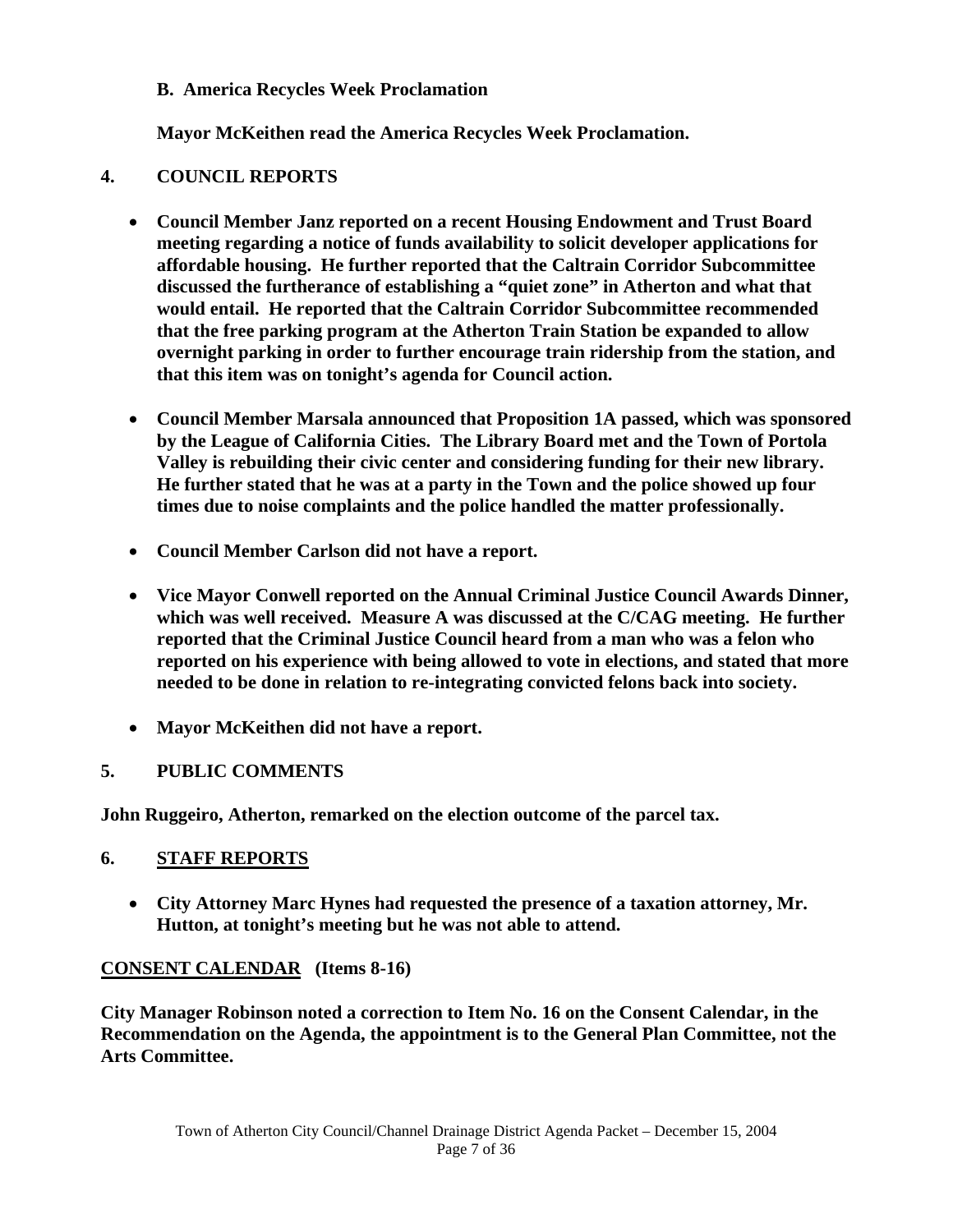**B. America Recycles Week Proclamation**

**Mayor McKeithen read the America Recycles Week Proclamation.**

## 4. COUNCIL REPORTS

- **Council Member Janz reported on a recent Housing Endowment and Trust Board meeting regarding a notice of funds availability to solicit developer applications for affordable housing. He further reported that the Caltrain Corridor Subcommittee discussed the furtherance of establishing a "quiet zone" in Atherton and what that would entail. He reported that the Caltrain Corridor Subcommittee recommended that the free parking program at the Atherton Train Station be expanded to allow overnight parking in order to further encourage train ridership from the station, and that this item was on tonight's agenda for Council action.**

- **Council Member Marsala announced that Proposition 1A passed, which was sponsored by the League of California Cities. The Library Board met and the Town of Portola Valley is rebuilding their civic center and considering funding for their new library. He further stated that he was at a party in the Town and the police showed up four times due to noise complaints and the police handled the matter professionally.**

- **Council Member Carlson did not have a report.**

- **Vice Mayor Conwell reported on the Annual Criminal Justice Council Awards Dinner, which was well received. Measure A was discussed at the C/CAG meeting. He further reported that the Criminal Justice Council heard from a man who was a felon who reported on his experience with being allowed to vote in elections, and stated that more needed to be done in relation to re-integrating convicted felons back into society.**

- **Mayor McKeithen did not have a report.**

## 5. PUBLIC COMMENTS

**John Ruggeiro, Atherton, remarked on the election outcome of the parcel tax.**

## 6. <u>STAFF REPORTS</u>

- **City Attorney Marc Hynes had requested the presence of a taxation attorney, Mr. Hutton, at tonight's meeting but he was not able to attend.**

**<u>CONSENT CALENDAR</u> (Items 8-16)**

**City Manager Robinson noted a correction to Item No. 16 on the Consent Calendar, in the Recommendation on the Agenda, the appointment is to the General Plan Committee, not the Arts Committee.**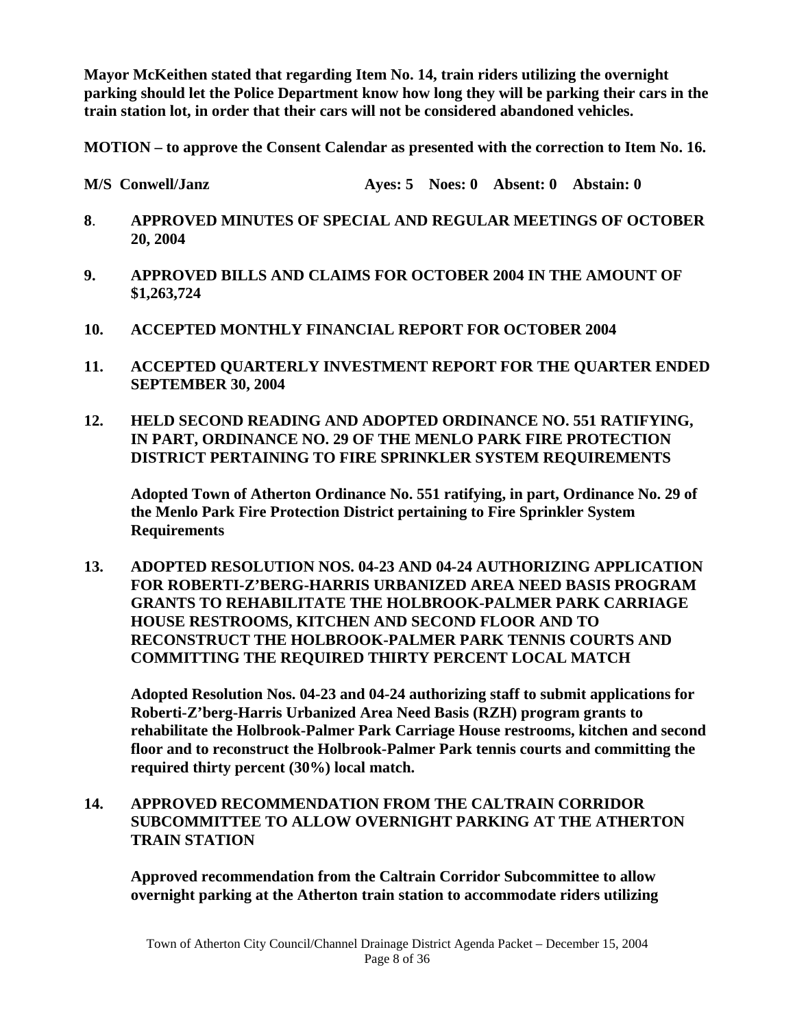**Mayor McKeithen stated that regarding Item No. 14, train riders utilizing the overnight parking should let the Police Department know how long they will be parking their cars in the train station lot, in order that their cars will not be considered abandoned vehicles.**

**MOTION – to approve the Consent Calendar as presented with the correction to Item No. 16.**

**M/S Conwell/Janz    Ayes: 5  Noes: 0  Absent: 0  Abstain: 0**

**8. APPROVED MINUTES OF SPECIAL AND REGULAR MEETINGS OF OCTOBER 20, 2004**

**9. APPROVED BILLS AND CLAIMS FOR OCTOBER 2004 IN THE AMOUNT OF $1,263,724**

**10. ACCEPTED MONTHLY FINANCIAL REPORT FOR OCTOBER 2004**

**11. ACCEPTED QUARTERLY INVESTMENT REPORT FOR THE QUARTER ENDED SEPTEMBER 30, 2004**

**12. HELD SECOND READING AND ADOPTED ORDINANCE NO. 551 RATIFYING, IN PART, ORDINANCE NO. 29 OF THE MENLO PARK FIRE PROTECTION DISTRICT PERTAINING TO FIRE SPRINKLER SYSTEM REQUIREMENTS**

**Adopted Town of Atherton Ordinance No. 551 ratifying, in part, Ordinance No. 29 of the Menlo Park Fire Protection District pertaining to Fire Sprinkler System Requirements**

**13. ADOPTED RESOLUTION NOS. 04-23 AND 04-24 AUTHORIZING APPLICATION FOR ROBERTI-Z'BERG-HARRIS URBANIZED AREA NEED BASIS PROGRAM GRANTS TO REHABILITATE THE HOLBROOK-PALMER PARK CARRIAGE HOUSE RESTROOMS, KITCHEN AND SECOND FLOOR AND TO RECONSTRUCT THE HOLBROOK-PALMER PARK TENNIS COURTS AND COMMITTING THE REQUIRED THIRTY PERCENT LOCAL MATCH**

**Adopted Resolution Nos. 04-23 and 04-24 authorizing staff to submit applications for Roberti-Z'berg-Harris Urbanized Area Need Basis (RZH) program grants to rehabilitate the Holbrook-Palmer Park Carriage House restrooms, kitchen and second floor and to reconstruct the Holbrook-Palmer Park tennis courts and committing the required thirty percent (30%) local match.**

**14. APPROVED RECOMMENDATION FROM THE CALTRAIN CORRIDOR SUBCOMMITTEE TO ALLOW OVERNIGHT PARKING AT THE ATHERTON TRAIN STATION**

**Approved recommendation from the Caltrain Corridor Subcommittee to allow overnight parking at the Atherton train station to accommodate riders utilizing**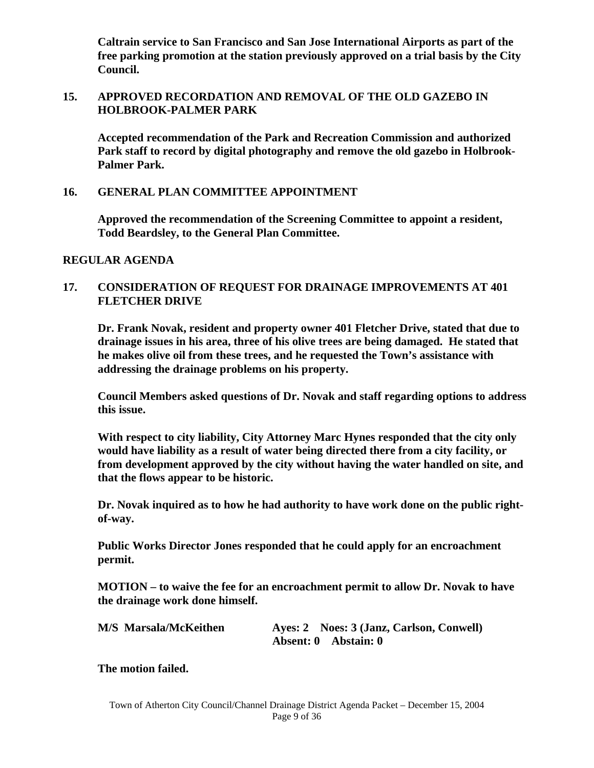**Caltrain service to San Francisco and San Jose International Airports as part of the free parking promotion at the station previously approved on a trial basis by the City Council.**

**15. APPROVED RECORDATION AND REMOVAL OF THE OLD GAZEBO IN HOLBROOK-PALMER PARK**

**Accepted recommendation of the Park and Recreation Commission and authorized Park staff to record by digital photography and remove the old gazebo in Holbrook-Palmer Park.**

**16. GENERAL PLAN COMMITTEE APPOINTMENT**

**Approved the recommendation of the Screening Committee to appoint a resident, Todd Beardsley, to the General Plan Committee.**

**REGULAR AGENDA**

**17. CONSIDERATION OF REQUEST FOR DRAINAGE IMPROVEMENTS AT 401 FLETCHER DRIVE**

**Dr. Frank Novak, resident and property owner 401 Fletcher Drive, stated that due to drainage issues in his area, three of his olive trees are being damaged. He stated that he makes olive oil from these trees, and he requested the Town's assistance with addressing the drainage problems on his property.**

**Council Members asked questions of Dr. Novak and staff regarding options to address this issue.**

**With respect to city liability, City Attorney Marc Hynes responded that the city only would have liability as a result of water being directed there from a city facility, or from development approved by the city without having the water handled on site, and that the flows appear to be historic.**

**Dr. Novak inquired as to how he had authority to have work done on the public right-of-way.**

**Public Works Director Jones responded that he could apply for an encroachment permit.**

**MOTION – to waive the fee for an encroachment permit to allow Dr. Novak to have the drainage work done himself.**

**M/S Marsala/McKeithen** **Ayes: 2 Noes: 3 (Janz, Carlson, Conwell) Absent: 0 Abstain: 0**

**The motion failed.**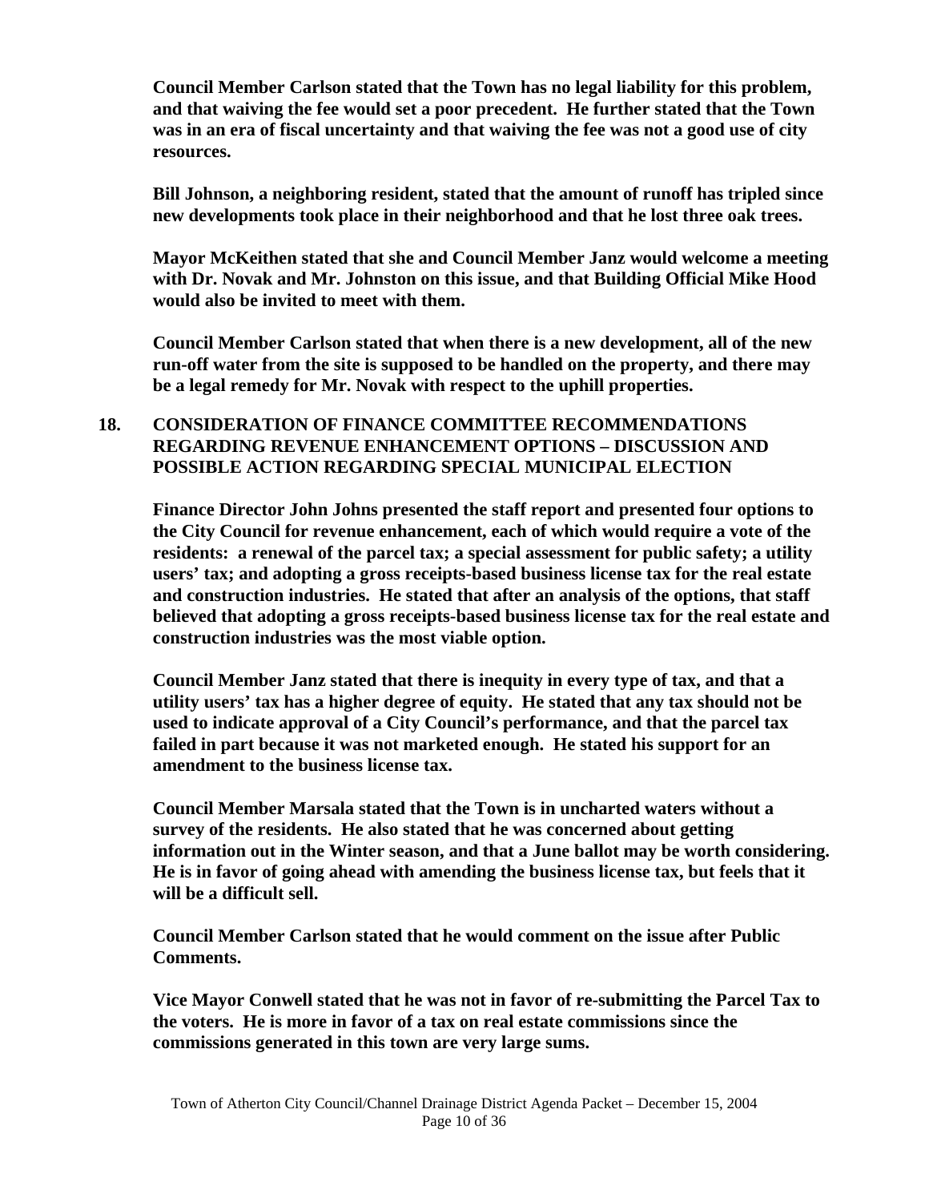**Council Member Carlson stated that the Town has no legal liability for this problem, and that waiving the fee would set a poor precedent. He further stated that the Town was in an era of fiscal uncertainty and that waiving the fee was not a good use of city resources.**

**Bill Johnson, a neighboring resident, stated that the amount of runoff has tripled since new developments took place in their neighborhood and that he lost three oak trees.**

**Mayor McKeithen stated that she and Council Member Janz would welcome a meeting with Dr. Novak and Mr. Johnston on this issue, and that Building Official Mike Hood would also be invited to meet with them.**

**Council Member Carlson stated that when there is a new development, all of the new run-off water from the site is supposed to be handled on the property, and there may be a legal remedy for Mr. Novak with respect to the uphill properties.**

**18. CONSIDERATION OF FINANCE COMMITTEE RECOMMENDATIONS REGARDING REVENUE ENHANCEMENT OPTIONS – DISCUSSION AND POSSIBLE ACTION REGARDING SPECIAL MUNICIPAL ELECTION**

**Finance Director John Johns presented the staff report and presented four options to the City Council for revenue enhancement, each of which would require a vote of the residents: a renewal of the parcel tax; a special assessment for public safety; a utility users' tax; and adopting a gross receipts-based business license tax for the real estate and construction industries. He stated that after an analysis of the options, that staff believed that adopting a gross receipts-based business license tax for the real estate and construction industries was the most viable option.**

**Council Member Janz stated that there is inequity in every type of tax, and that a utility users' tax has a higher degree of equity. He stated that any tax should not be used to indicate approval of a City Council's performance, and that the parcel tax failed in part because it was not marketed enough. He stated his support for an amendment to the business license tax.**

**Council Member Marsala stated that the Town is in uncharted waters without a survey of the residents. He also stated that he was concerned about getting information out in the Winter season, and that a June ballot may be worth considering. He is in favor of going ahead with amending the business license tax, but feels that it will be a difficult sell.**

**Council Member Carlson stated that he would comment on the issue after Public Comments.**

**Vice Mayor Conwell stated that he was not in favor of re-submitting the Parcel Tax to the voters. He is more in favor of a tax on real estate commissions since the commissions generated in this town are very large sums.**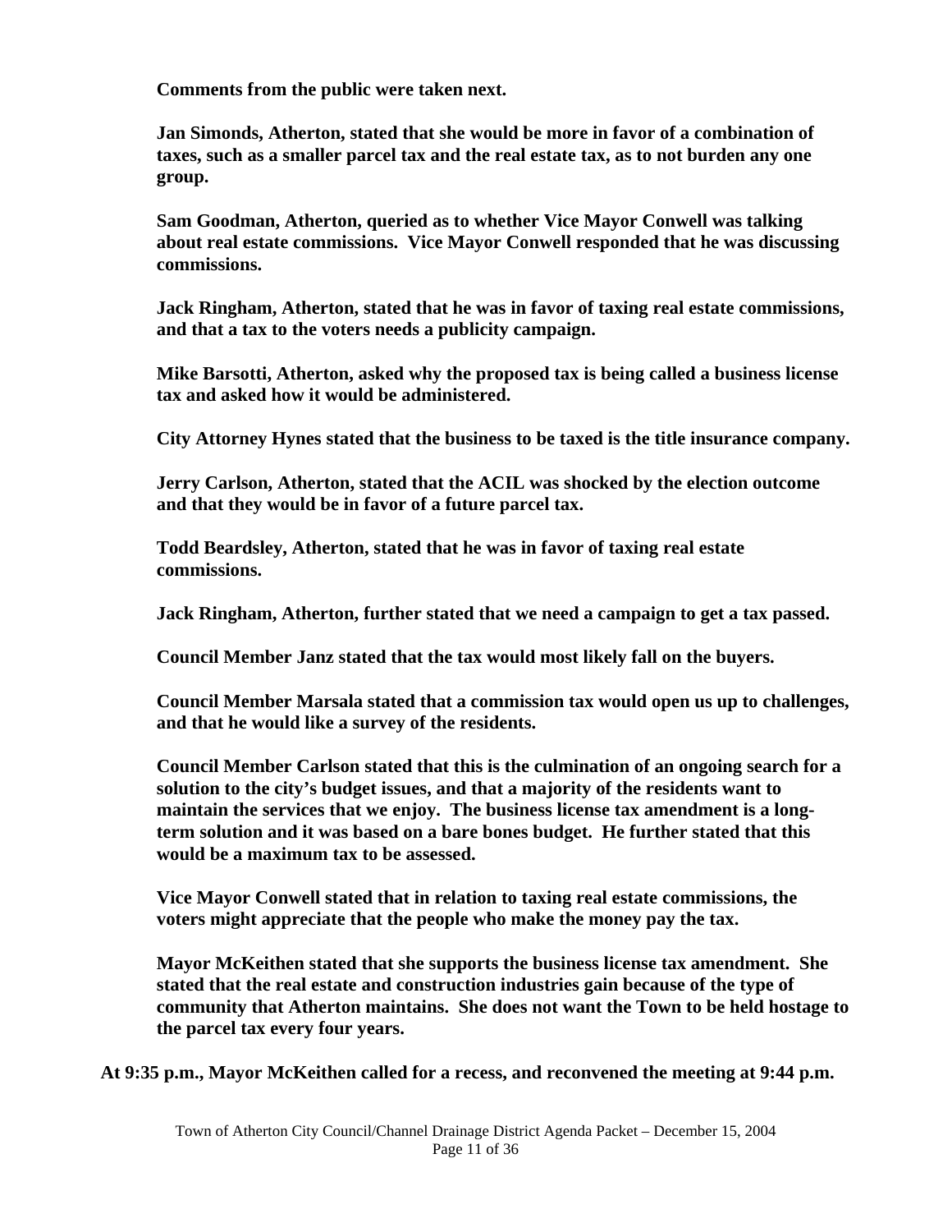**Comments from the public were taken next.**

**Jan Simonds, Atherton, stated that she would be more in favor of a combination of taxes, such as a smaller parcel tax and the real estate tax, as to not burden any one group.**

**Sam Goodman, Atherton, queried as to whether Vice Mayor Conwell was talking about real estate commissions. Vice Mayor Conwell responded that he was discussing commissions.**

**Jack Ringham, Atherton, stated that he was in favor of taxing real estate commissions, and that a tax to the voters needs a publicity campaign.**

**Mike Barsotti, Atherton, asked why the proposed tax is being called a business license tax and asked how it would be administered.**

**City Attorney Hynes stated that the business to be taxed is the title insurance company.**

**Jerry Carlson, Atherton, stated that the ACIL was shocked by the election outcome and that they would be in favor of a future parcel tax.**

**Todd Beardsley, Atherton, stated that he was in favor of taxing real estate commissions.**

**Jack Ringham, Atherton, further stated that we need a campaign to get a tax passed.**

**Council Member Janz stated that the tax would most likely fall on the buyers.**

**Council Member Marsala stated that a commission tax would open us up to challenges, and that he would like a survey of the residents.**

**Council Member Carlson stated that this is the culmination of an ongoing search for a solution to the city's budget issues, and that a majority of the residents want to maintain the services that we enjoy. The business license tax amendment is a long-term solution and it was based on a bare bones budget. He further stated that this would be a maximum tax to be assessed.**

**Vice Mayor Conwell stated that in relation to taxing real estate commissions, the voters might appreciate that the people who make the money pay the tax.**

**Mayor McKeithen stated that she supports the business license tax amendment. She stated that the real estate and construction industries gain because of the type of community that Atherton maintains. She does not want the Town to be held hostage to the parcel tax every four years.**

**At 9:35 p.m., Mayor McKeithen called for a recess, and reconvened the meeting at 9:44 p.m.**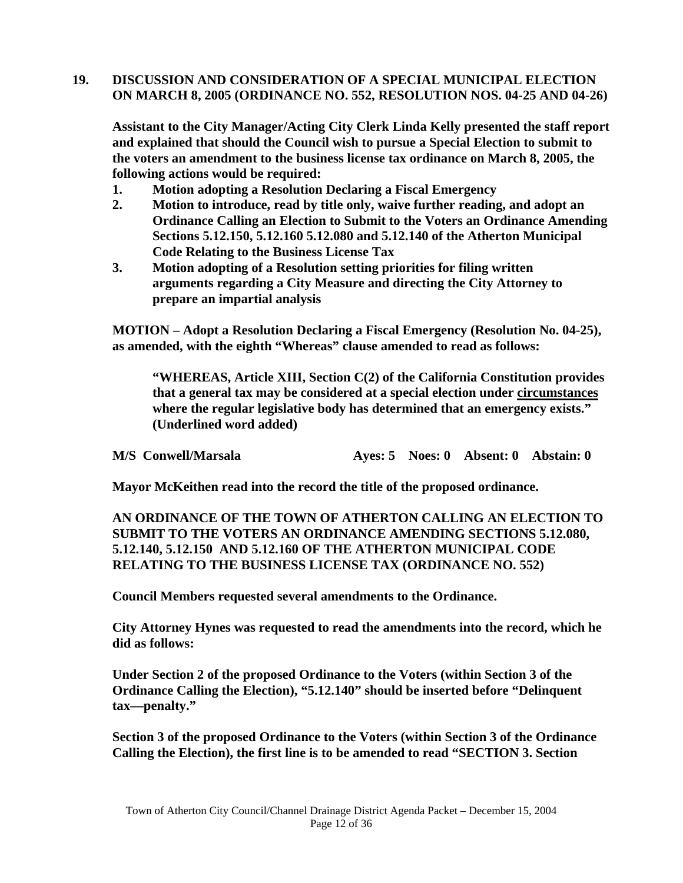**19. DISCUSSION AND CONSIDERATION OF A SPECIAL MUNICIPAL ELECTION ON MARCH 8, 2005 (ORDINANCE NO. 552, RESOLUTION NOS. 04-25 AND 04-26)**

**Assistant to the City Manager/Acting City Clerk Linda Kelly presented the staff report and explained that should the Council wish to pursue a Special Election to submit to the voters an amendment to the business license tax ordinance on March 8, 2005, the following actions would be required:**

1. **Motion adopting a Resolution Declaring a Fiscal Emergency**
2. **Motion to introduce, read by title only, waive further reading, and adopt an Ordinance Calling an Election to Submit to the Voters an Ordinance Amending Sections 5.12.150, 5.12.160 5.12.080 and 5.12.140 of the Atherton Municipal Code Relating to the Business License Tax**
3. **Motion adopting of a Resolution setting priorities for filing written arguments regarding a City Measure and directing the City Attorney to prepare an impartial analysis**

**MOTION – Adopt a Resolution Declaring a Fiscal Emergency (Resolution No. 04-25), as amended, with the eighth "Whereas" clause amended to read as follows:**

> **"WHEREAS, Article XIII, Section C(2) of the California Constitution provides that a general tax may be considered at a special election under <u>circumstances</u> where the regular legislative body has determined that an emergency exists." (Underlined word added)**

**M/S Conwell/Marsala Ayes: 5 Noes: 0 Absent: 0 Abstain: 0**

**Mayor McKeithen read into the record the title of the proposed ordinance.**

**AN ORDINANCE OF THE TOWN OF ATHERTON CALLING AN ELECTION TO SUBMIT TO THE VOTERS AN ORDINANCE AMENDING SECTIONS 5.12.080, 5.12.140, 5.12.150 AND 5.12.160 OF THE ATHERTON MUNICIPAL CODE RELATING TO THE BUSINESS LICENSE TAX (ORDINANCE NO. 552)**

**Council Members requested several amendments to the Ordinance.**

**City Attorney Hynes was requested to read the amendments into the record, which he did as follows:**

**Under Section 2 of the proposed Ordinance to the Voters (within Section 3 of the Ordinance Calling the Election), "5.12.140" should be inserted before "Delinquent tax—penalty."**

**Section 3 of the proposed Ordinance to the Voters (within Section 3 of the Ordinance Calling the Election), the first line is to be amended to read "SECTION 3. Section**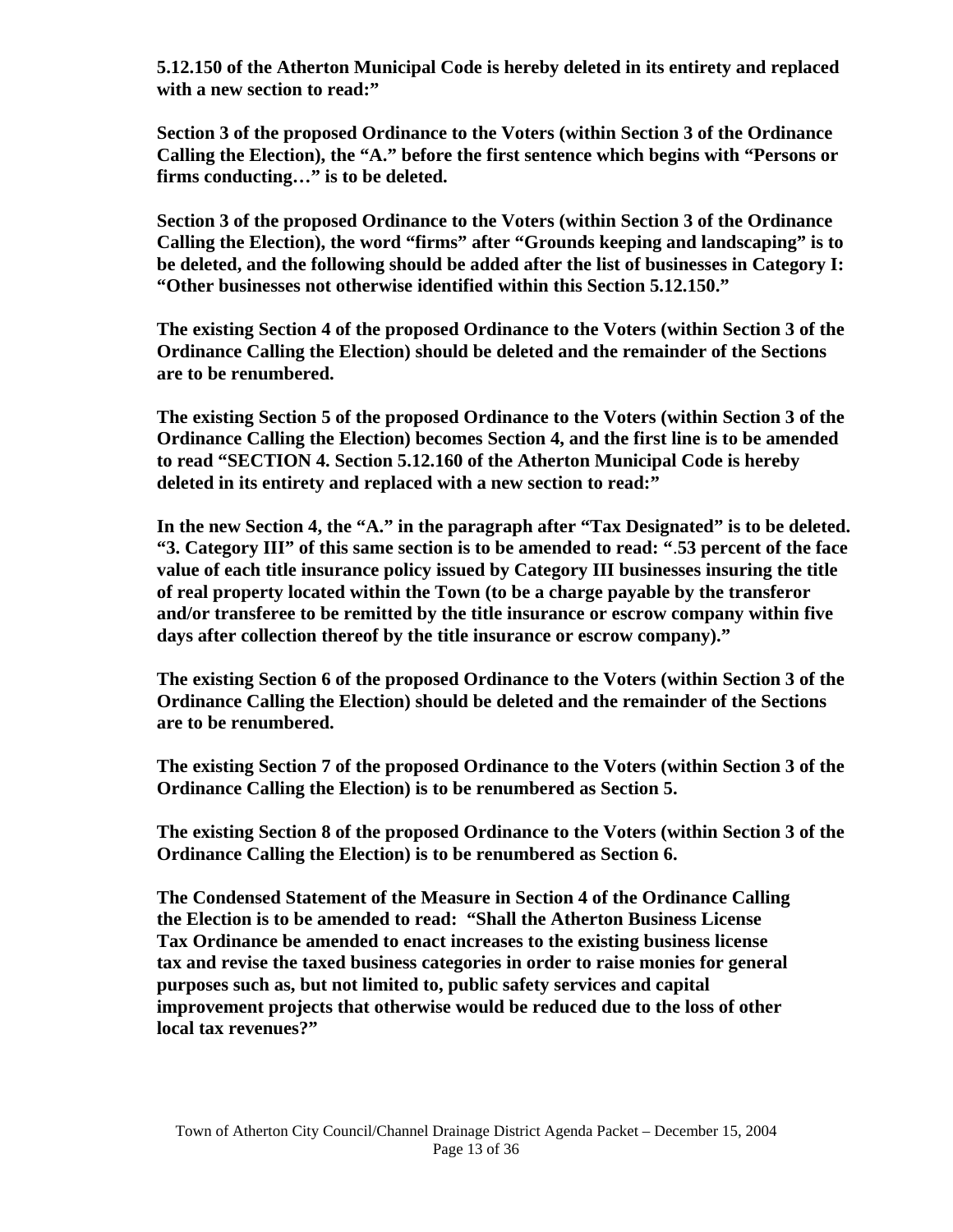**5.12.150 of the Atherton Municipal Code is hereby deleted in its entirety and replaced with a new section to read:"**

**Section 3 of the proposed Ordinance to the Voters (within Section 3 of the Ordinance Calling the Election), the "A." before the first sentence which begins with "Persons or firms conducting…" is to be deleted.**

**Section 3 of the proposed Ordinance to the Voters (within Section 3 of the Ordinance Calling the Election), the word "firms" after "Grounds keeping and landscaping" is to be deleted, and the following should be added after the list of businesses in Category I: "Other businesses not otherwise identified within this Section 5.12.150."**

**The existing Section 4 of the proposed Ordinance to the Voters (within Section 3 of the Ordinance Calling the Election) should be deleted and the remainder of the Sections are to be renumbered.**

**The existing Section 5 of the proposed Ordinance to the Voters (within Section 3 of the Ordinance Calling the Election) becomes Section 4, and the first line is to be amended to read "SECTION 4. Section 5.12.160 of the Atherton Municipal Code is hereby deleted in its entirety and replaced with a new section to read:"**

**In the new Section 4, the "A." in the paragraph after "Tax Designated" is to be deleted. "3. Category III" of this same section is to be amended to read: ".53 percent of the face value of each title insurance policy issued by Category III businesses insuring the title of real property located within the Town (to be a charge payable by the transferor and/or transferee to be remitted by the title insurance or escrow company within five days after collection thereof by the title insurance or escrow company)."**

**The existing Section 6 of the proposed Ordinance to the Voters (within Section 3 of the Ordinance Calling the Election) should be deleted and the remainder of the Sections are to be renumbered.**

**The existing Section 7 of the proposed Ordinance to the Voters (within Section 3 of the Ordinance Calling the Election) is to be renumbered as Section 5.**

**The existing Section 8 of the proposed Ordinance to the Voters (within Section 3 of the Ordinance Calling the Election) is to be renumbered as Section 6.**

**The Condensed Statement of the Measure in Section 4 of the Ordinance Calling the Election is to be amended to read: "Shall the Atherton Business License Tax Ordinance be amended to enact increases to the existing business license tax and revise the taxed business categories in order to raise monies for general purposes such as, but not limited to, public safety services and capital improvement projects that otherwise would be reduced due to the loss of other local tax revenues?"**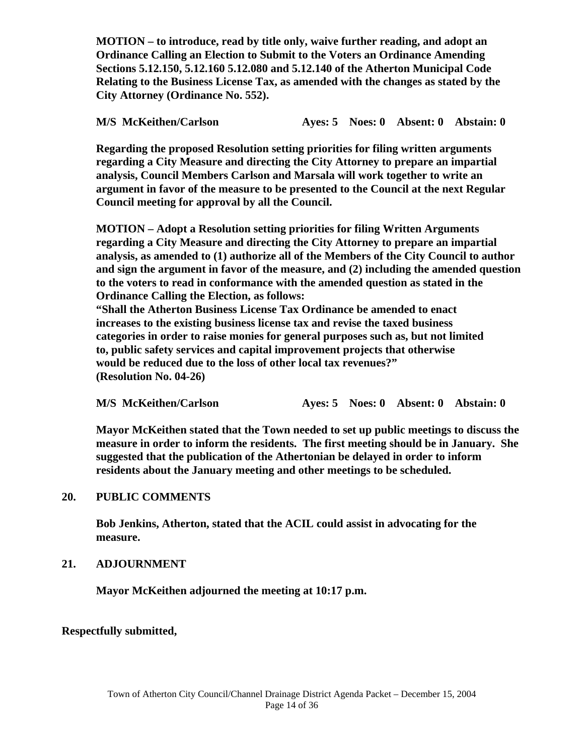**MOTION – to introduce, read by title only, waive further reading, and adopt an Ordinance Calling an Election to Submit to the Voters an Ordinance Amending Sections 5.12.150, 5.12.160 5.12.080 and 5.12.140 of the Atherton Municipal Code Relating to the Business License Tax, as amended with the changes as stated by the City Attorney (Ordinance No. 552).**

**M/S McKeithen/Carlson Ayes: 5 Noes: 0 Absent: 0 Abstain: 0**

**Regarding the proposed Resolution setting priorities for filing written arguments regarding a City Measure and directing the City Attorney to prepare an impartial analysis, Council Members Carlson and Marsala will work together to write an argument in favor of the measure to be presented to the Council at the next Regular Council meeting for approval by all the Council.**

**MOTION – Adopt a Resolution setting priorities for filing Written Arguments regarding a City Measure and directing the City Attorney to prepare an impartial analysis, as amended to (1) authorize all of the Members of the City Council to author and sign the argument in favor of the measure, and (2) including the amended question to the voters to read in conformance with the amended question as stated in the Ordinance Calling the Election, as follows:**
**"Shall the Atherton Business License Tax Ordinance be amended to enact increases to the existing business license tax and revise the taxed business categories in order to raise monies for general purposes such as, but not limited to, public safety services and capital improvement projects that otherwise would be reduced due to the loss of other local tax revenues?"**
**(Resolution No. 04-26)**

**M/S McKeithen/Carlson Ayes: 5 Noes: 0 Absent: 0 Abstain: 0**

**Mayor McKeithen stated that the Town needed to set up public meetings to discuss the measure in order to inform the residents. The first meeting should be in January. She suggested that the publication of the Athertonian be delayed in order to inform residents about the January meeting and other meetings to be scheduled.**

## 20. PUBLIC COMMENTS

**Bob Jenkins, Atherton, stated that the ACIL could assist in advocating for the measure.**

## 21. ADJOURNMENT

**Mayor McKeithen adjourned the meeting at 10:17 p.m.**

**Respectfully submitted,**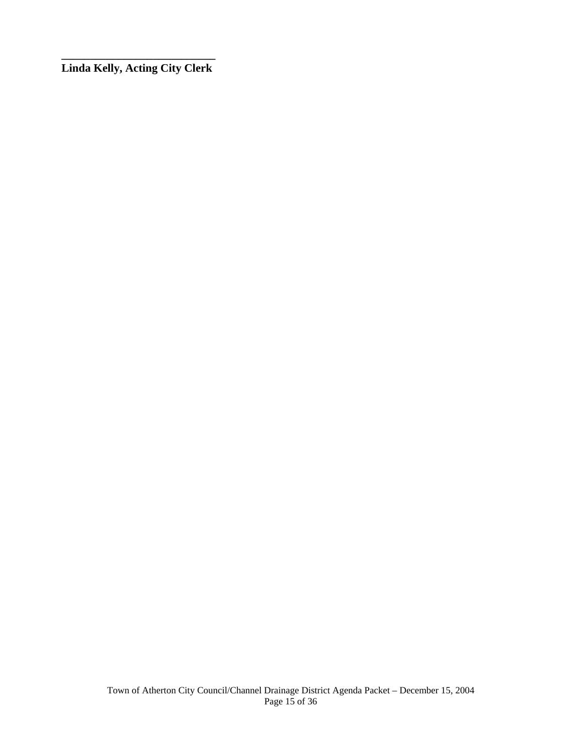\_\_\_\_\_\_\_\_\_\_\_\_\_\_\_\_\_\_\_\_\_\_\_\_\_\_\_\_

**Linda Kelly, Acting City Clerk**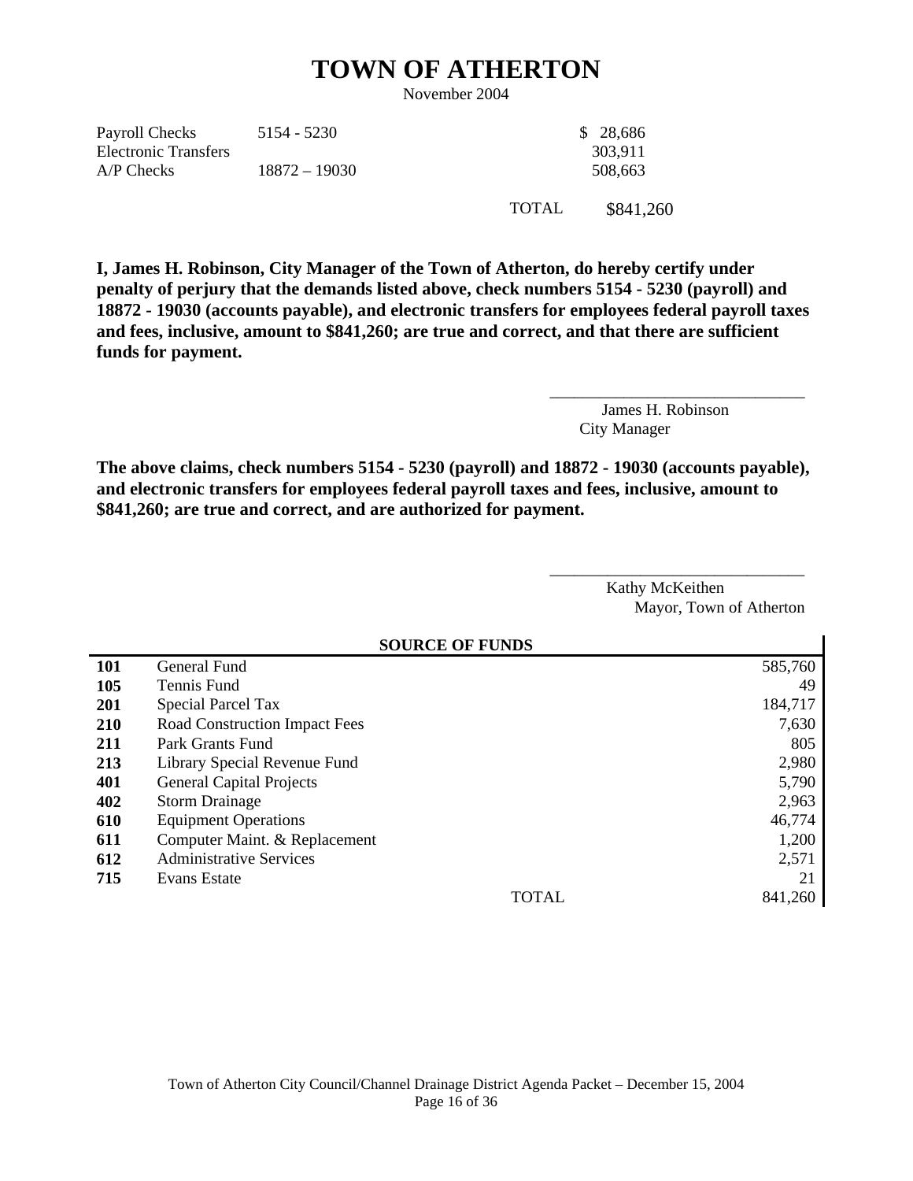# TOWN OF ATHERTON

November 2004

| | | | |
|---|---|---|---|
| Payroll Checks | 5154 - 5230 | | $ 28,686 |
| Electronic Transfers | | | 303,911 |
| A/P Checks | 18872 – 19030 | | 508,663 |
| | | TOTAL | $841,260 |

**I, James H. Robinson, City Manager of the Town of Atherton, do hereby certify under penalty of perjury that the demands listed above, check numbers 5154 - 5230 (payroll) and 18872 - 19030 (accounts payable), and electronic transfers for employees federal payroll taxes and fees, inclusive, amount to $841,260; are true and correct, and that there are sufficient funds for payment.**

_______________________________

James H. Robinson
City Manager

**The above claims, check numbers 5154 - 5230 (payroll) and 18872 - 19030 (accounts payable), and electronic transfers for employees federal payroll taxes and fees, inclusive, amount to $841,260; are true and correct, and are authorized for payment.**

_______________________________

Kathy McKeithen
Mayor, Town of Atherton

| | SOURCE OF FUNDS | |
|---|---|---|
| **101** | General Fund | 585,760 |
| **105** | Tennis Fund | 49 |
| **201** | Special Parcel Tax | 184,717 |
| **210** | Road Construction Impact Fees | 7,630 |
| **211** | Park Grants Fund | 805 |
| **213** | Library Special Revenue Fund | 2,980 |
| **401** | General Capital Projects | 5,790 |
| **402** | Storm Drainage | 2,963 |
| **610** | Equipment Operations | 46,774 |
| **611** | Computer Maint. & Replacement | 1,200 |
| **612** | Administrative Services | 2,571 |
| **715** | Evans Estate | 21 |
| | TOTAL | 841,260 |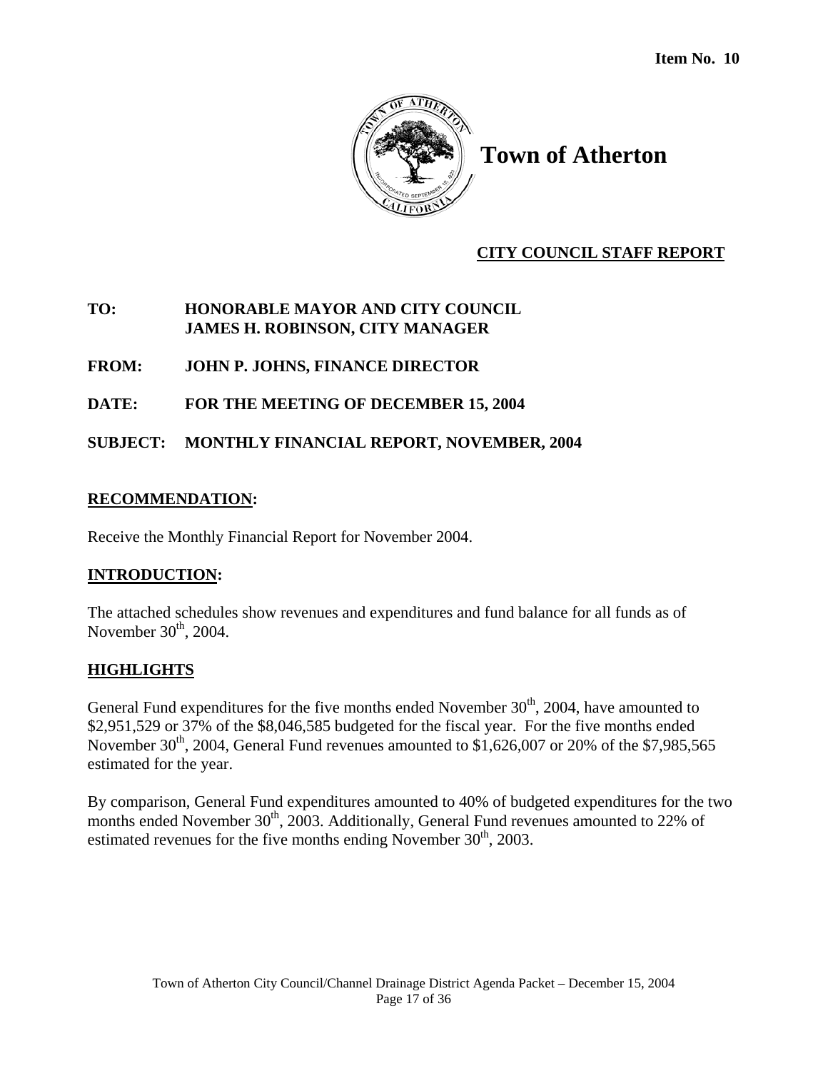**Item No. 10**

# Town of Atherton

## CITY COUNCIL STAFF REPORT

**TO:** HONORABLE MAYOR AND CITY COUNCIL
JAMES H. ROBINSON, CITY MANAGER

**FROM:** JOHN P. JOHNS, FINANCE DIRECTOR

**DATE:** FOR THE MEETING OF DECEMBER 15, 2004

**SUBJECT:** MONTHLY FINANCIAL REPORT, NOVEMBER, 2004

### RECOMMENDATION:

Receive the Monthly Financial Report for November 2004.

### INTRODUCTION:

The attached schedules show revenues and expenditures and fund balance for all funds as of November 30th, 2004.

### HIGHLIGHTS

General Fund expenditures for the five months ended November 30th, 2004, have amounted to $2,951,529 or 37% of the $8,046,585 budgeted for the fiscal year. For the five months ended November 30th, 2004, General Fund revenues amounted to $1,626,007 or 20% of the $7,985,565 estimated for the year.

By comparison, General Fund expenditures amounted to 40% of budgeted expenditures for the two months ended November 30th, 2003. Additionally, General Fund revenues amounted to 22% of estimated revenues for the five months ending November 30th, 2003.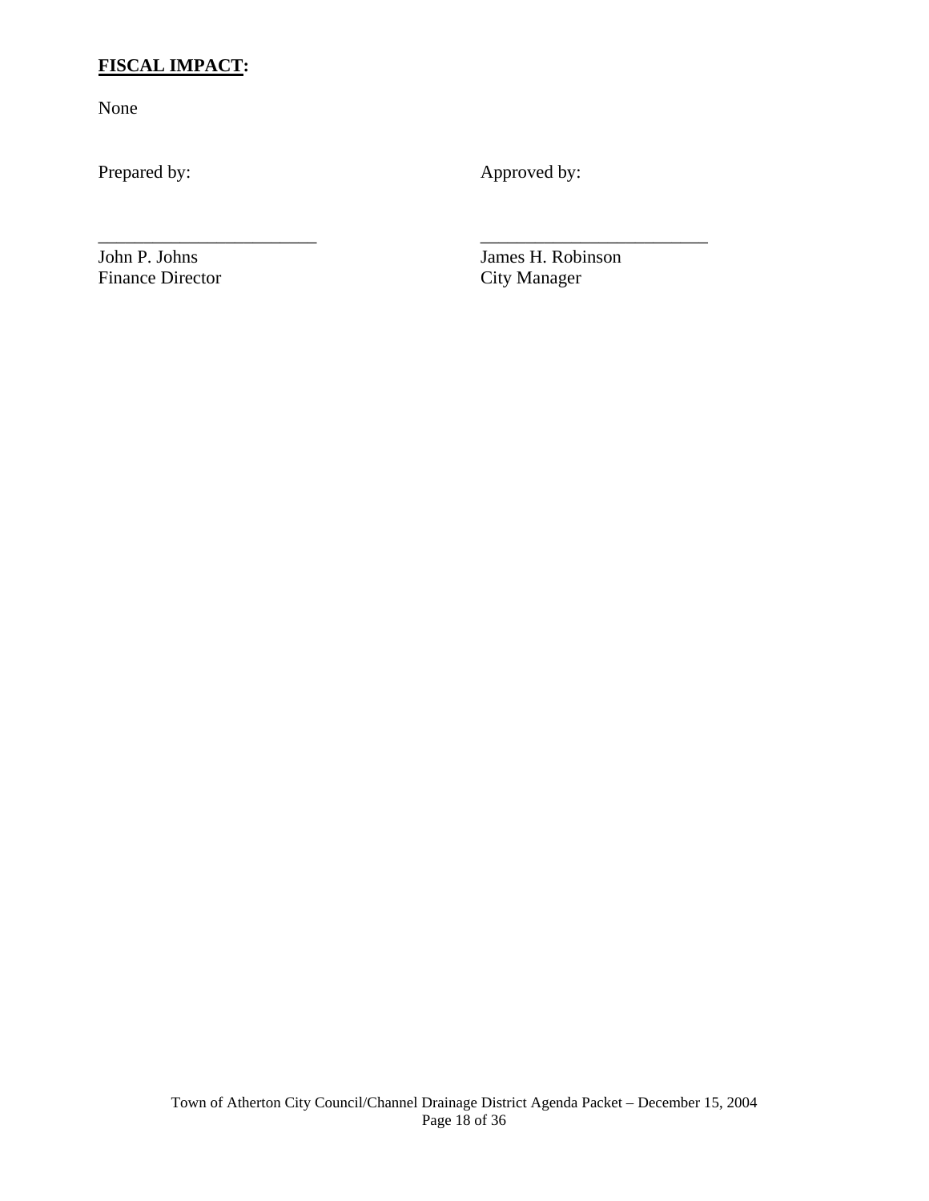**FISCAL IMPACT:**

None

| Prepared by: | Approved by: |
|---|---|
| ________________________ | ________________________ |
| John P. Johns | James H. Robinson |
| Finance Director | City Manager |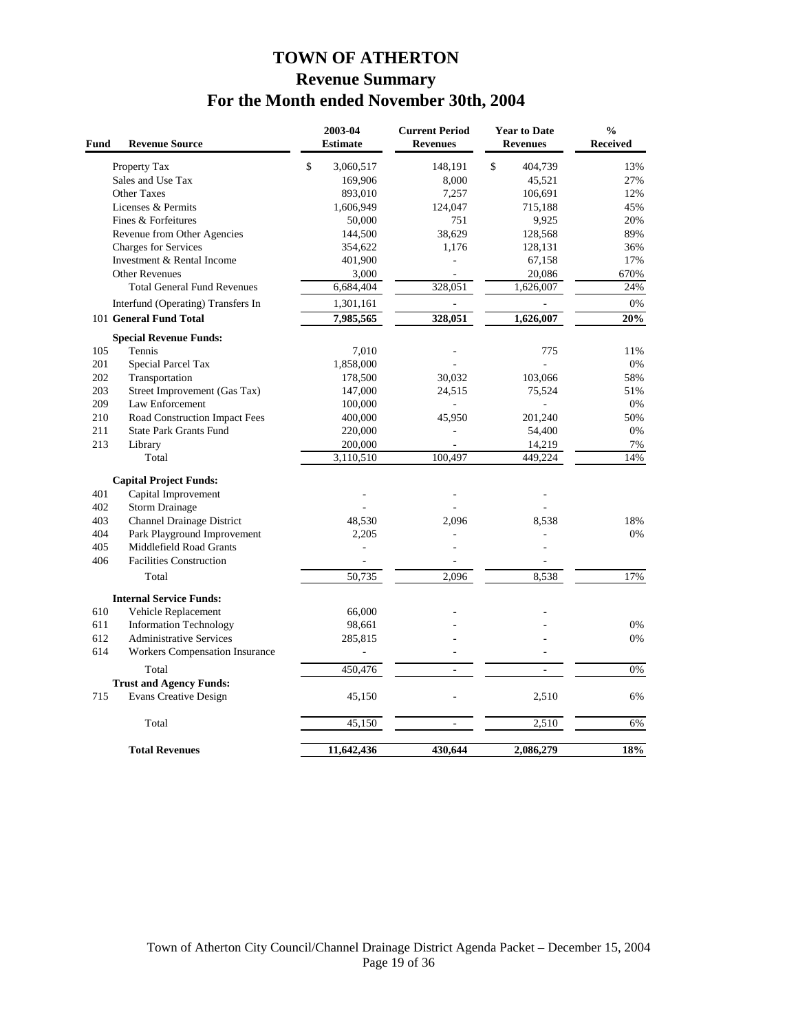# TOWN OF ATHERTON

## Revenue Summary

## For the Month ended November 30th, 2004

| Fund | Revenue Source | 2003-04 Estimate | Current Period Revenues | Year to Date Revenues | % Received |
|---|---|---|---|---|---|
| | Property Tax | $ 3,060,517 | 148,191 | $ 404,739 | 13% |
| | Sales and Use Tax | 169,906 | 8,000 | 45,521 | 27% |
| | Other Taxes | 893,010 | 7,257 | 106,691 | 12% |
| | Licenses & Permits | 1,606,949 | 124,047 | 715,188 | 45% |
| | Fines & Forfeitures | 50,000 | 751 | 9,925 | 20% |
| | Revenue from Other Agencies | 144,500 | 38,629 | 128,568 | 89% |
| | Charges for Services | 354,622 | 1,176 | 128,131 | 36% |
| | Investment & Rental Income | 401,900 | - | 67,158 | 17% |
| | Other Revenues | 3,000 | - | 20,086 | 670% |
| | Total General Fund Revenues | 6,684,404 | 328,051 | 1,626,007 | 24% |
| | Interfund (Operating) Transfers In | 1,301,161 | - | - | 0% |
| 101 | **General Fund Total** | **7,985,565** | **328,051** | **1,626,007** | **20%** |
| | **Special Revenue Funds:** | | | | |
| 105 | Tennis | 7,010 | - | 775 | 11% |
| 201 | Special Parcel Tax | 1,858,000 | - | - | 0% |
| 202 | Transportation | 178,500 | 30,032 | 103,066 | 58% |
| 203 | Street Improvement (Gas Tax) | 147,000 | 24,515 | 75,524 | 51% |
| 209 | Law Enforcement | 100,000 | - | - | 0% |
| 210 | Road Construction Impact Fees | 400,000 | 45,950 | 201,240 | 50% |
| 211 | State Park Grants Fund | 220,000 | - | 54,400 | 0% |
| 213 | Library | 200,000 | - | 14,219 | 7% |
| | Total | 3,110,510 | 100,497 | 449,224 | 14% |
| | **Capital Project Funds:** | | | | |
| 401 | Capital Improvement | - | - | - | |
| 402 | Storm Drainage | - | - | - | |
| 403 | Channel Drainage District | 48,530 | 2,096 | 8,538 | 18% |
| 404 | Park Playground Improvement | 2,205 | - | - | 0% |
| 405 | Middlefield Road Grants | - | - | - | |
| 406 | Facilities Construction | - | - | - | |
| | Total | 50,735 | 2,096 | 8,538 | 17% |
| | **Internal Service Funds:** | | | | |
| 610 | Vehicle Replacement | 66,000 | - | - | |
| 611 | Information Technology | 98,661 | - | - | 0% |
| 612 | Administrative Services | 285,815 | - | - | 0% |
| 614 | Workers Compensation Insurance | - | - | - | |
| | Total | 450,476 | - | - | 0% |
| | **Trust and Agency Funds:** | | | | |
| 715 | Evans Creative Design | 45,150 | - | 2,510 | 6% |
| | Total | 45,150 | - | 2,510 | 6% |
| | **Total Revenues** | **11,642,436** | **430,644** | **2,086,279** | **18%** |

Town of Atherton City Council/Channel Drainage District Agenda Packet – December 15, 2004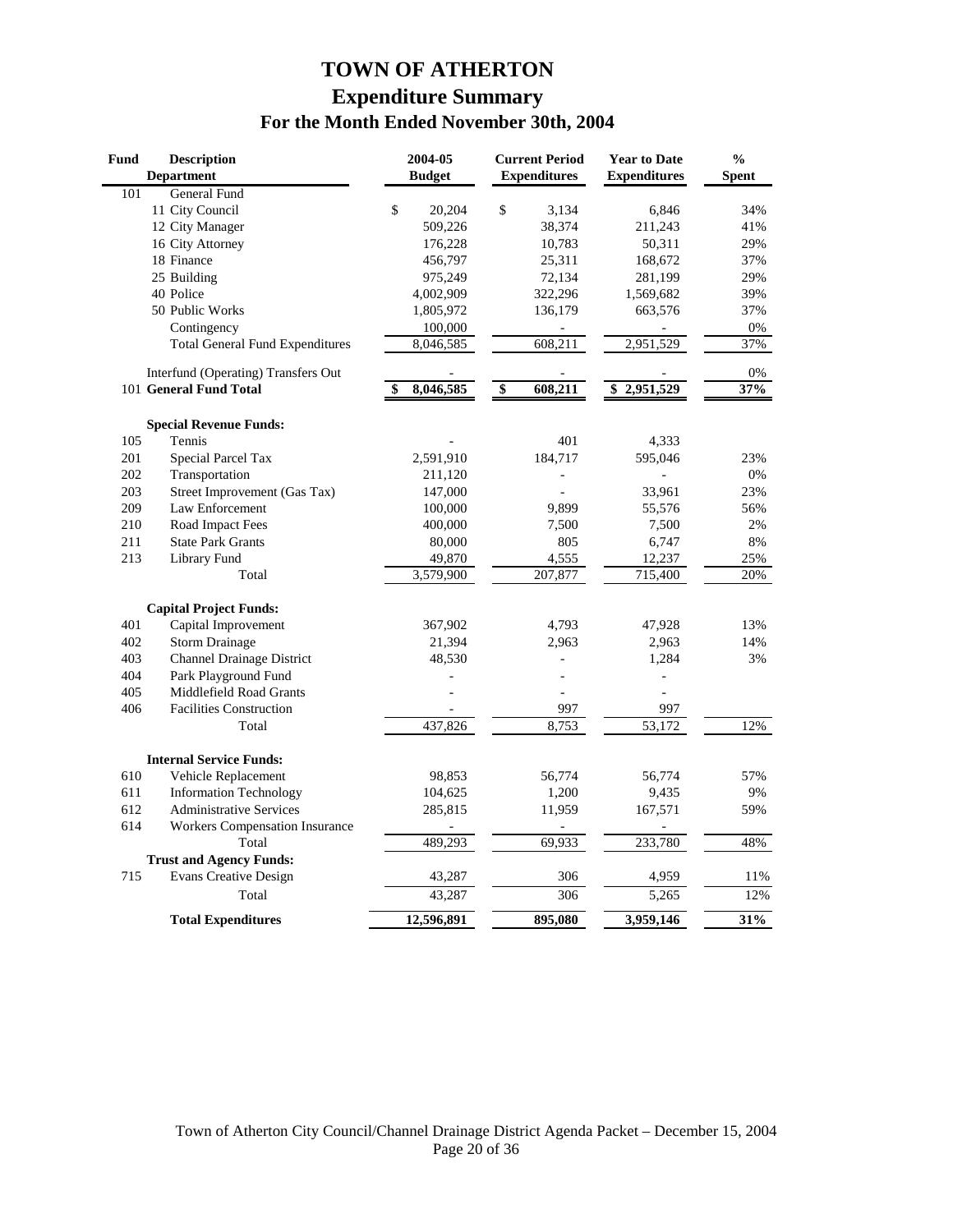# TOWN OF ATHERTON

## Expenditure Summary

### For the Month Ended November 30th, 2004

| Fund | Description Department | 2004-05 Budget | Current Period Expenditures | Year to Date Expenditures | % Spent |
|---|---|---|---|---|---|
| 101 | General Fund | | | | |
| | 11 City Council | $ 20,204 | $ 3,134 | 6,846 | 34% |
| | 12 City Manager | 509,226 | 38,374 | 211,243 | 41% |
| | 16 City Attorney | 176,228 | 10,783 | 50,311 | 29% |
| | 18 Finance | 456,797 | 25,311 | 168,672 | 37% |
| | 25 Building | 975,249 | 72,134 | 281,199 | 29% |
| | 40 Police | 4,002,909 | 322,296 | 1,569,682 | 39% |
| | 50 Public Works | 1,805,972 | 136,179 | 663,576 | 37% |
| | Contingency | 100,000 | - | - | 0% |
| | Total General Fund Expenditures | 8,046,585 | 608,211 | 2,951,529 | 37% |
| | Interfund (Operating) Transfers Out | - | - | - | 0% |
| 101 | **General Fund Total** | **$ 8,046,585** | **$ 608,211** | **$ 2,951,529** | **37%** |
| | **Special Revenue Funds:** | | | | |
| 105 | Tennis | - | 401 | 4,333 | |
| 201 | Special Parcel Tax | 2,591,910 | 184,717 | 595,046 | 23% |
| 202 | Transportation | 211,120 | - | - | 0% |
| 203 | Street Improvement (Gas Tax) | 147,000 | - | 33,961 | 23% |
| 209 | Law Enforcement | 100,000 | 9,899 | 55,576 | 56% |
| 210 | Road Impact Fees | 400,000 | 7,500 | 7,500 | 2% |
| 211 | State Park Grants | 80,000 | 805 | 6,747 | 8% |
| 213 | Library Fund | 49,870 | 4,555 | 12,237 | 25% |
| | Total | 3,579,900 | 207,877 | 715,400 | 20% |
| | **Capital Project Funds:** | | | | |
| 401 | Capital Improvement | 367,902 | 4,793 | 47,928 | 13% |
| 402 | Storm Drainage | 21,394 | 2,963 | 2,963 | 14% |
| 403 | Channel Drainage District | 48,530 | - | 1,284 | 3% |
| 404 | Park Playground Fund | - | - | - | |
| 405 | Middlefield Road Grants | - | - | - | |
| 406 | Facilities Construction | - | 997 | 997 | |
| | Total | 437,826 | 8,753 | 53,172 | 12% |
| | **Internal Service Funds:** | | | | |
| 610 | Vehicle Replacement | 98,853 | 56,774 | 56,774 | 57% |
| 611 | Information Technology | 104,625 | 1,200 | 9,435 | 9% |
| 612 | Administrative Services | 285,815 | 11,959 | 167,571 | 59% |
| 614 | Workers Compensation Insurance | - | - | - | |
| | Total | 489,293 | 69,933 | 233,780 | 48% |
| | **Trust and Agency Funds:** | | | | |
| 715 | Evans Creative Design | 43,287 | 306 | 4,959 | 11% |
| | Total | 43,287 | 306 | 5,265 | 12% |
| | **Total Expenditures** | **12,596,891** | **895,080** | **3,959,146** | **31%** |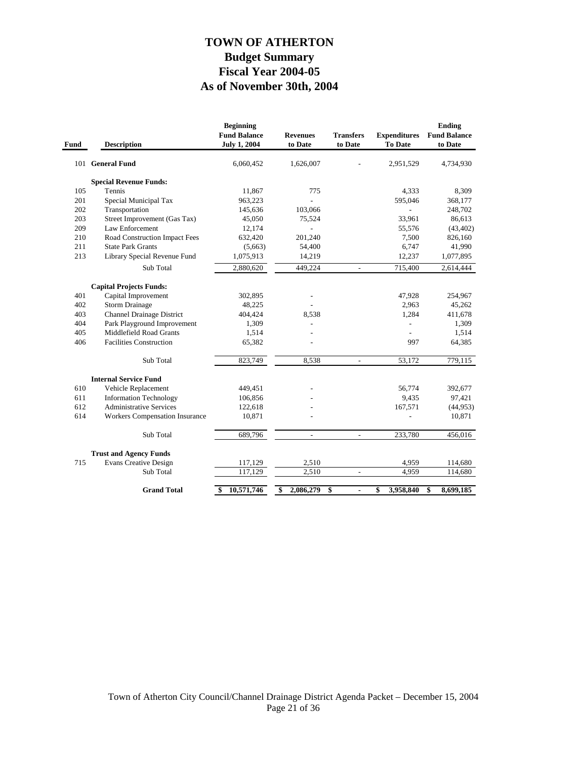# TOWN OF ATHERTON

## Budget Summary

## Fiscal Year 2004-05

## As of November 30th, 2004

| Fund | Description | Beginning Fund Balance July 1, 2004 | Revenues to Date | Transfers to Date | Expenditures To Date | Ending Fund Balance to Date |
|---|---|---|---|---|---|---|
| 101 | **General Fund** | 6,060,452 | 1,626,007 | - | 2,951,529 | 4,734,930 |
| | **Special Revenue Funds:** | | | | | |
| 105 | Tennis | 11,867 | 775 | | 4,333 | 8,309 |
| 201 | Special Municipal Tax | 963,223 | - | | 595,046 | 368,177 |
| 202 | Transportation | 145,636 | 103,066 | | - | 248,702 |
| 203 | Street Improvement (Gas Tax) | 45,050 | 75,524 | | 33,961 | 86,613 |
| 209 | Law Enforcement | 12,174 | - | | 55,576 | (43,402) |
| 210 | Road Construction Impact Fees | 632,420 | 201,240 | | 7,500 | 826,160 |
| 211 | State Park Grants | (5,663) | 54,400 | | 6,747 | 41,990 |
| 213 | Library Special Revenue Fund | 1,075,913 | 14,219 | | 12,237 | 1,077,895 |
| | Sub Total | 2,880,620 | 449,224 | - | 715,400 | 2,614,444 |
| | **Capital Projects Funds:** | | | | | |
| 401 | Capital Improvement | 302,895 | - | | 47,928 | 254,967 |
| 402 | Storm Drainage | 48,225 | - | | 2,963 | 45,262 |
| 403 | Channel Drainage District | 404,424 | 8,538 | | 1,284 | 411,678 |
| 404 | Park Playground Improvement | 1,309 | - | | - | 1,309 |
| 405 | Middlefield Road Grants | 1,514 | - | | - | 1,514 |
| 406 | Facilities Construction | 65,382 | - | | 997 | 64,385 |
| | Sub Total | 823,749 | 8,538 | - | 53,172 | 779,115 |
| | **Internal Service Fund** | | | | | |
| 610 | Vehicle Replacement | 449,451 | - | | 56,774 | 392,677 |
| 611 | Information Technology | 106,856 | - | | 9,435 | 97,421 |
| 612 | Administrative Services | 122,618 | - | | 167,571 | (44,953) |
| 614 | Workers Compensation Insurance | 10,871 | - | | - | 10,871 |
| | Sub Total | 689,796 | - | - | 233,780 | 456,016 |
| | **Trust and Agency Funds** | | | | | |
| 715 | Evans Creative Design | 117,129 | 2,510 | | 4,959 | 114,680 |
| | Sub Total | 117,129 | 2,510 | - | 4,959 | 114,680 |
| | **Grand Total** | **$ 10,571,746** | **$ 2,086,279** | **$ -** | **$ 3,958,840** | **$ 8,699,185** |

Town of Atherton City Council/Channel Drainage District Agenda Packet – December 15, 2004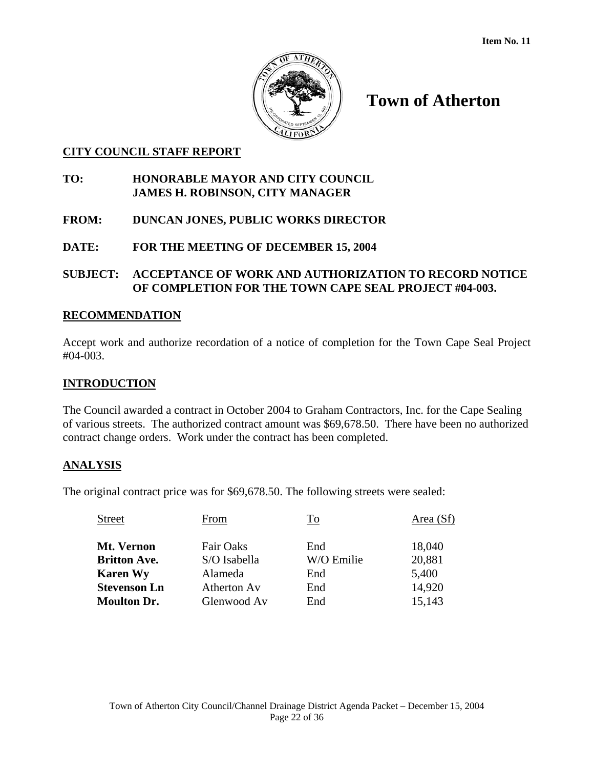**Item No. 11**

# Town of Atherton

## CITY COUNCIL STAFF REPORT

**TO:** **HONORABLE MAYOR AND CITY COUNCIL**
**JAMES H. ROBINSON, CITY MANAGER**

**FROM:** **DUNCAN JONES, PUBLIC WORKS DIRECTOR**

**DATE:** **FOR THE MEETING OF DECEMBER 15, 2004**

**SUBJECT:** **ACCEPTANCE OF WORK AND AUTHORIZATION TO RECORD NOTICE OF COMPLETION FOR THE TOWN CAPE SEAL PROJECT #04-003.**

## RECOMMENDATION

Accept work and authorize recordation of a notice of completion for the Town Cape Seal Project #04-003.

## INTRODUCTION

The Council awarded a contract in October 2004 to Graham Contractors, Inc. for the Cape Sealing of various streets. The authorized contract amount was $69,678.50. There have been no authorized contract change orders. Work under the contract has been completed.

## ANALYSIS

The original contract price was for $69,678.50. The following streets were sealed:

| Street | From | To | Area (Sf) |
|---|---|---|---|
| **Mt. Vernon** | Fair Oaks | End | 18,040 |
| **Britton Ave.** | S/O Isabella | W/O Emilie | 20,881 |
| **Karen Wy** | Alameda | End | 5,400 |
| **Stevenson Ln** | Atherton Av | End | 14,920 |
| **Moulton Dr.** | Glenwood Av | End | 15,143 |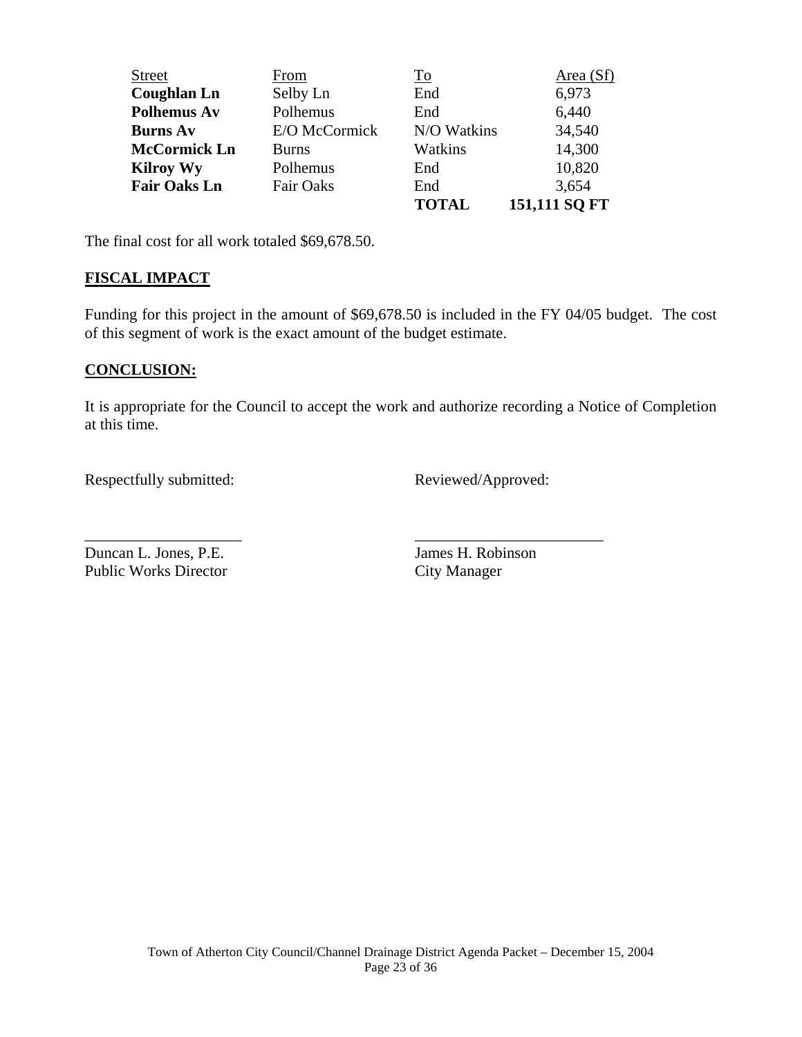| Street | From | To | Area (Sf) |
|---|---|---|---|
| **Coughlan Ln** | Selby Ln | End | 6,973 |
| **Polhemus Av** | Polhemus | End | 6,440 |
| **Burns Av** | E/O McCormick | N/O Watkins | 34,540 |
| **McCormick Ln** | Burns | Watkins | 14,300 |
| **Kilroy Wy** | Polhemus | End | 10,820 |
| **Fair Oaks Ln** | Fair Oaks | End | 3,654 |
| | | **TOTAL** | **151,111 SQ FT** |

The final cost for all work totaled $69,678.50.

## FISCAL IMPACT

Funding for this project in the amount of $69,678.50 is included in the FY 04/05 budget. The cost of this segment of work is the exact amount of the budget estimate.

## CONCLUSION:

It is appropriate for the Council to accept the work and authorize recording a Notice of Completion at this time.

Respectfully submitted:

\_\_\_\_\_\_\_\_\_\_\_\_\_\_\_\_\_\_\_\_

Duncan L. Jones, P.E.
Public Works Director

Reviewed/Approved:

\_\_\_\_\_\_\_\_\_\_\_\_\_\_\_\_\_\_\_\_

James H. Robinson
City Manager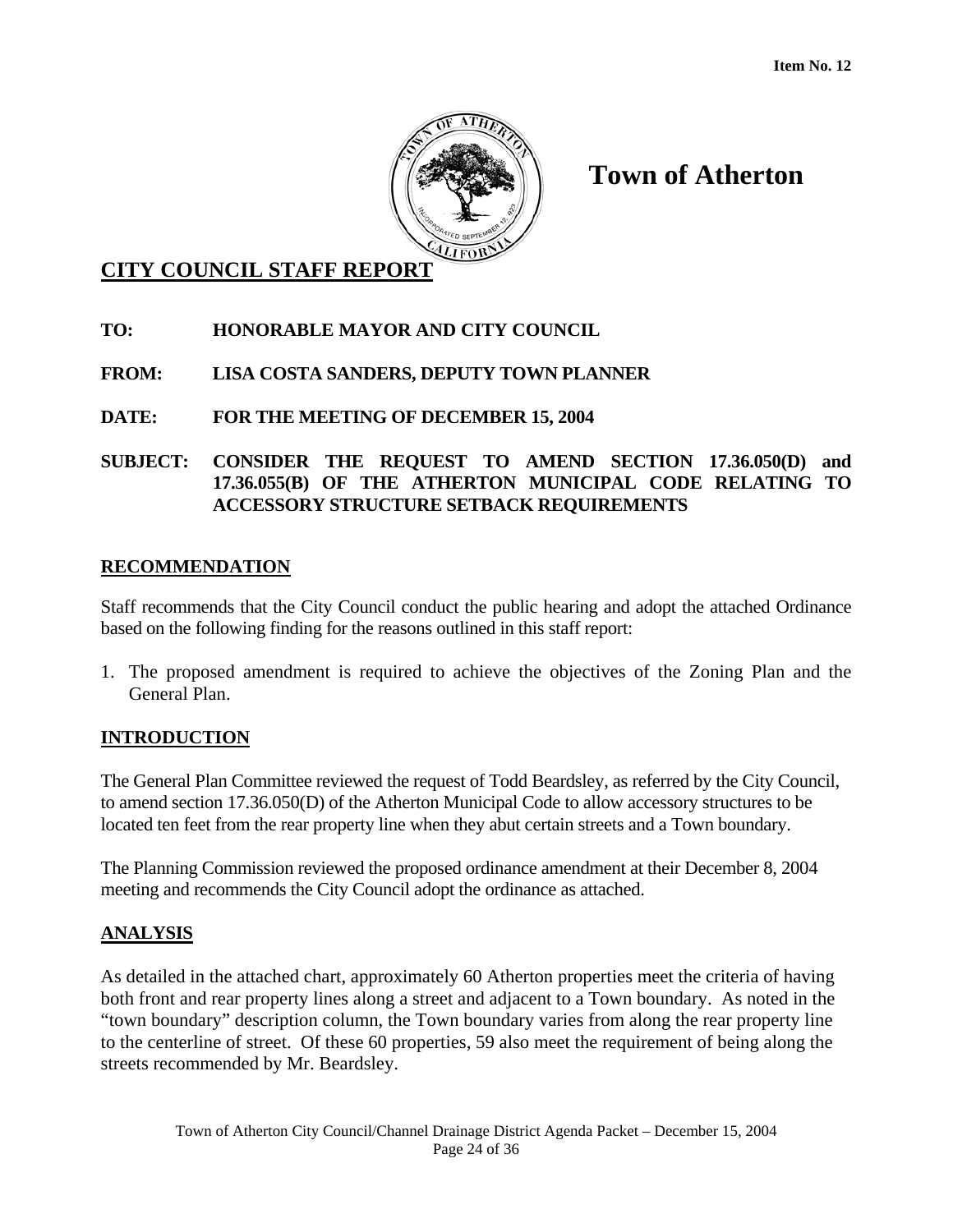Item No. 12

# Town of Atherton

## CITY COUNCIL STAFF REPORT

**TO:** HONORABLE MAYOR AND CITY COUNCIL

**FROM:** LISA COSTA SANDERS, DEPUTY TOWN PLANNER

**DATE:** FOR THE MEETING OF DECEMBER 15, 2004

**SUBJECT:** CONSIDER THE REQUEST TO AMEND SECTION 17.36.050(D) and 17.36.055(B) OF THE ATHERTON MUNICIPAL CODE RELATING TO ACCESSORY STRUCTURE SETBACK REQUIREMENTS

### RECOMMENDATION

Staff recommends that the City Council conduct the public hearing and adopt the attached Ordinance based on the following finding for the reasons outlined in this staff report:

1. The proposed amendment is required to achieve the objectives of the Zoning Plan and the General Plan.

### INTRODUCTION

The General Plan Committee reviewed the request of Todd Beardsley, as referred by the City Council, to amend section 17.36.050(D) of the Atherton Municipal Code to allow accessory structures to be located ten feet from the rear property line when they abut certain streets and a Town boundary.

The Planning Commission reviewed the proposed ordinance amendment at their December 8, 2004 meeting and recommends the City Council adopt the ordinance as attached.

### ANALYSIS

As detailed in the attached chart, approximately 60 Atherton properties meet the criteria of having both front and rear property lines along a street and adjacent to a Town boundary. As noted in the "town boundary" description column, the Town boundary varies from along the rear property line to the centerline of street. Of these 60 properties, 59 also meet the requirement of being along the streets recommended by Mr. Beardsley.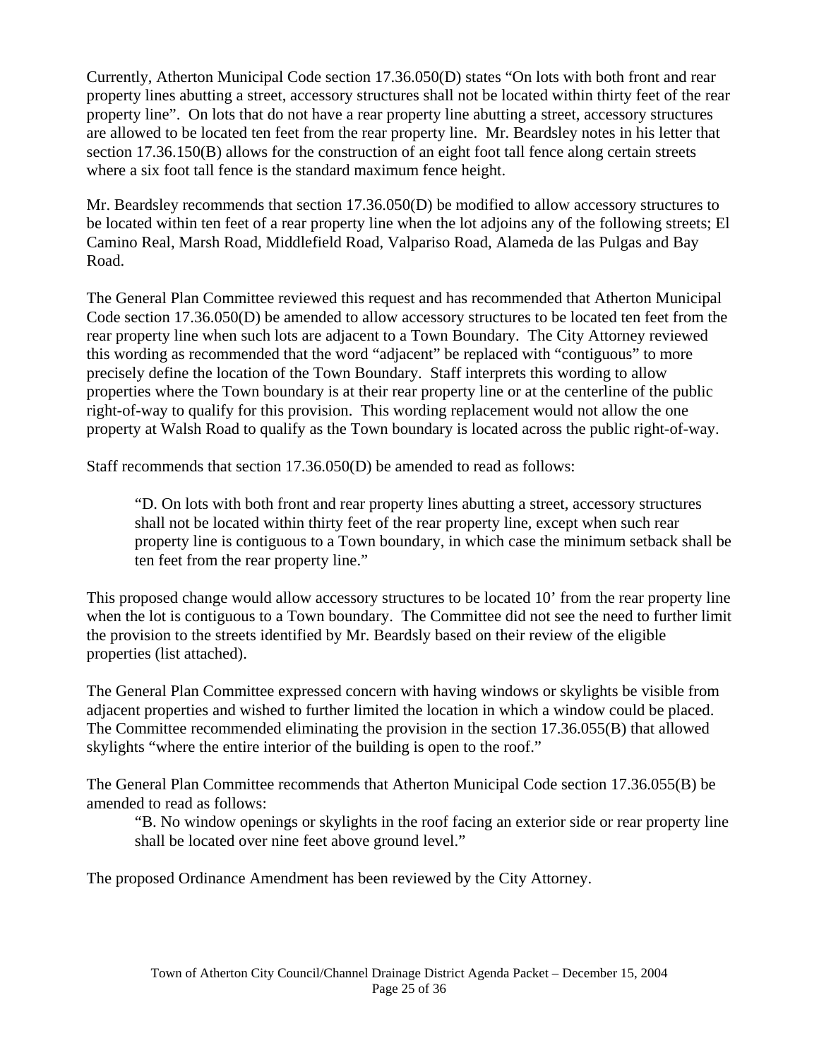Currently, Atherton Municipal Code section 17.36.050(D) states "On lots with both front and rear property lines abutting a street, accessory structures shall not be located within thirty feet of the rear property line". On lots that do not have a rear property line abutting a street, accessory structures are allowed to be located ten feet from the rear property line. Mr. Beardsley notes in his letter that section 17.36.150(B) allows for the construction of an eight foot tall fence along certain streets where a six foot tall fence is the standard maximum fence height.

Mr. Beardsley recommends that section 17.36.050(D) be modified to allow accessory structures to be located within ten feet of a rear property line when the lot adjoins any of the following streets; El Camino Real, Marsh Road, Middlefield Road, Valpariso Road, Alameda de las Pulgas and Bay Road.

The General Plan Committee reviewed this request and has recommended that Atherton Municipal Code section 17.36.050(D) be amended to allow accessory structures to be located ten feet from the rear property line when such lots are adjacent to a Town Boundary. The City Attorney reviewed this wording as recommended that the word "adjacent" be replaced with "contiguous" to more precisely define the location of the Town Boundary. Staff interprets this wording to allow properties where the Town boundary is at their rear property line or at the centerline of the public right-of-way to qualify for this provision. This wording replacement would not allow the one property at Walsh Road to qualify as the Town boundary is located across the public right-of-way.

Staff recommends that section 17.36.050(D) be amended to read as follows:

> "D. On lots with both front and rear property lines abutting a street, accessory structures shall not be located within thirty feet of the rear property line, except when such rear property line is contiguous to a Town boundary, in which case the minimum setback shall be ten feet from the rear property line."

This proposed change would allow accessory structures to be located 10' from the rear property line when the lot is contiguous to a Town boundary. The Committee did not see the need to further limit the provision to the streets identified by Mr. Beardsly based on their review of the eligible properties (list attached).

The General Plan Committee expressed concern with having windows or skylights be visible from adjacent properties and wished to further limited the location in which a window could be placed. The Committee recommended eliminating the provision in the section 17.36.055(B) that allowed skylights "where the entire interior of the building is open to the roof."

The General Plan Committee recommends that Atherton Municipal Code section 17.36.055(B) be amended to read as follows:

> "B. No window openings or skylights in the roof facing an exterior side or rear property line shall be located over nine feet above ground level."

The proposed Ordinance Amendment has been reviewed by the City Attorney.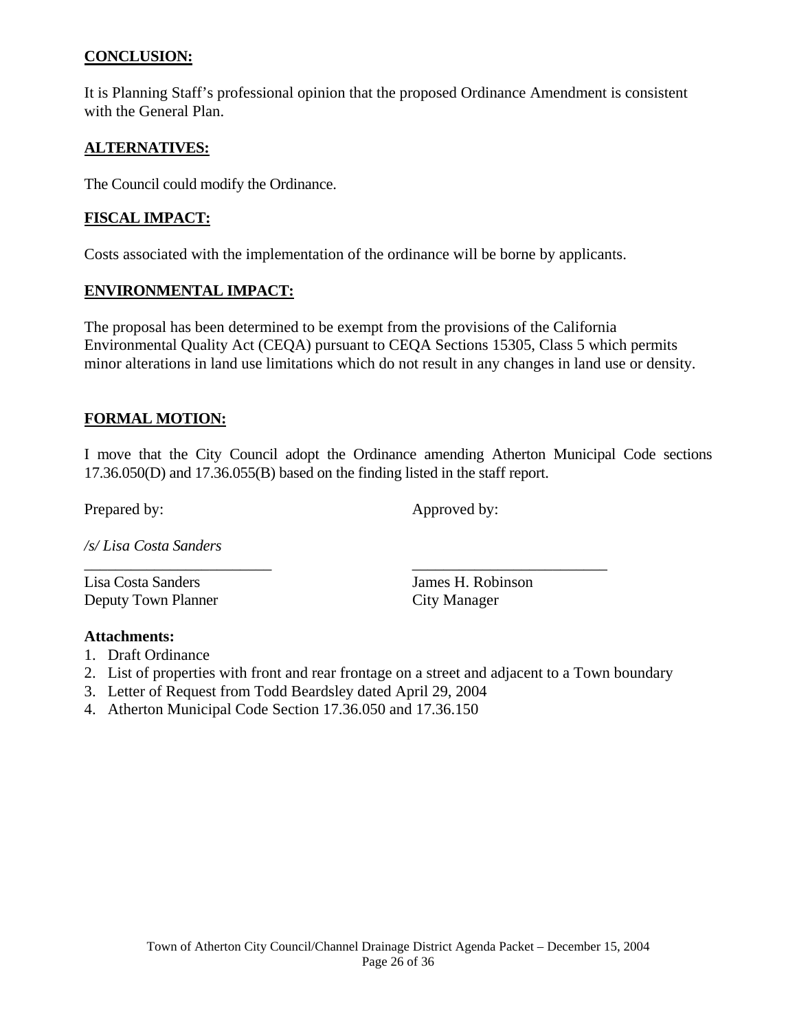**CONCLUSION:**

It is Planning Staff's professional opinion that the proposed Ordinance Amendment is consistent with the General Plan.

**ALTERNATIVES:**

The Council could modify the Ordinance.

**FISCAL IMPACT:**

Costs associated with the implementation of the ordinance will be borne by applicants.

**ENVIRONMENTAL IMPACT:**

The proposal has been determined to be exempt from the provisions of the California Environmental Quality Act (CEQA) pursuant to CEQA Sections 15305, Class 5 which permits minor alterations in land use limitations which do not result in any changes in land use or density.

**FORMAL MOTION:**

I move that the City Council adopt the Ordinance amending Atherton Municipal Code sections 17.36.050(D) and 17.36.055(B) based on the finding listed in the staff report.

Prepared by:

*/s/ Lisa Costa Sanders*

\_\_\_\_\_\_\_\_\_\_\_\_\_\_\_\_\_\_\_\_\_\_\_\_\_\_

Lisa Costa Sanders
Deputy Town Planner

Approved by:

\_\_\_\_\_\_\_\_\_\_\_\_\_\_\_\_\_\_\_\_\_\_\_\_\_\_

James H. Robinson
City Manager

**Attachments:**

1. Draft Ordinance
2. List of properties with front and rear frontage on a street and adjacent to a Town boundary
3. Letter of Request from Todd Beardsley dated April 29, 2004
4. Atherton Municipal Code Section 17.36.050 and 17.36.150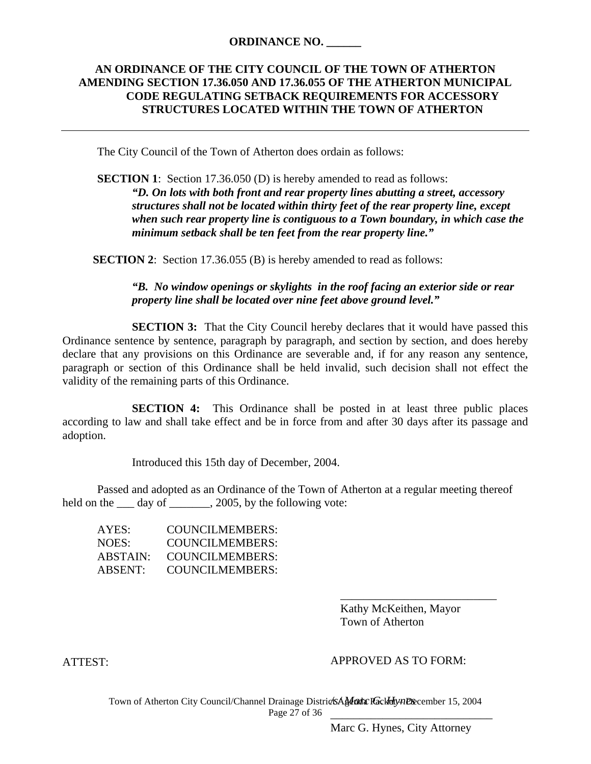**ORDINANCE NO. ______**

**AN ORDINANCE OF THE CITY COUNCIL OF THE TOWN OF ATHERTON AMENDING SECTION 17.36.050 AND 17.36.055 OF THE ATHERTON MUNICIPAL CODE REGULATING SETBACK REQUIREMENTS FOR ACCESSORY STRUCTURES LOCATED WITHIN THE TOWN OF ATHERTON**

---

The City Council of the Town of Atherton does ordain as follows:

**SECTION 1**: Section 17.36.050 (D) is hereby amended to read as follows:

***"D. On lots with both front and rear property lines abutting a street, accessory structures shall not be located within thirty feet of the rear property line, except when such rear property line is contiguous to a Town boundary, in which case the minimum setback shall be ten feet from the rear property line."***

**SECTION 2**: Section 17.36.055 (B) is hereby amended to read as follows:

***"B. No window openings or skylights in the roof facing an exterior side or rear property line shall be located over nine feet above ground level."***

**SECTION 3:** That the City Council hereby declares that it would have passed this Ordinance sentence by sentence, paragraph by paragraph, and section by section, and does hereby declare that any provisions on this Ordinance are severable and, if for any reason any sentence, paragraph or section of this Ordinance shall be held invalid, such decision shall not effect the validity of the remaining parts of this Ordinance.

**SECTION 4:** This Ordinance shall be posted in at least three public places according to law and shall take effect and be in force from and after 30 days after its passage and adoption.

Introduced this 15th day of December, 2004.

Passed and adopted as an Ordinance of the Town of Atherton at a regular meeting thereof held on the ___ day of _______, 2005, by the following vote:

AYES: COUNCILMEMBERS:
NOES: COUNCILMEMBERS:
ABSTAIN: COUNCILMEMBERS:
ABSENT: COUNCILMEMBERS:

___________________________
Kathy McKeithen, Mayor
Town of Atherton

ATTEST:

APPROVED AS TO FORM:

*/s/ Marc G. Hynes*
_____________________________
Marc G. Hynes, City Attorney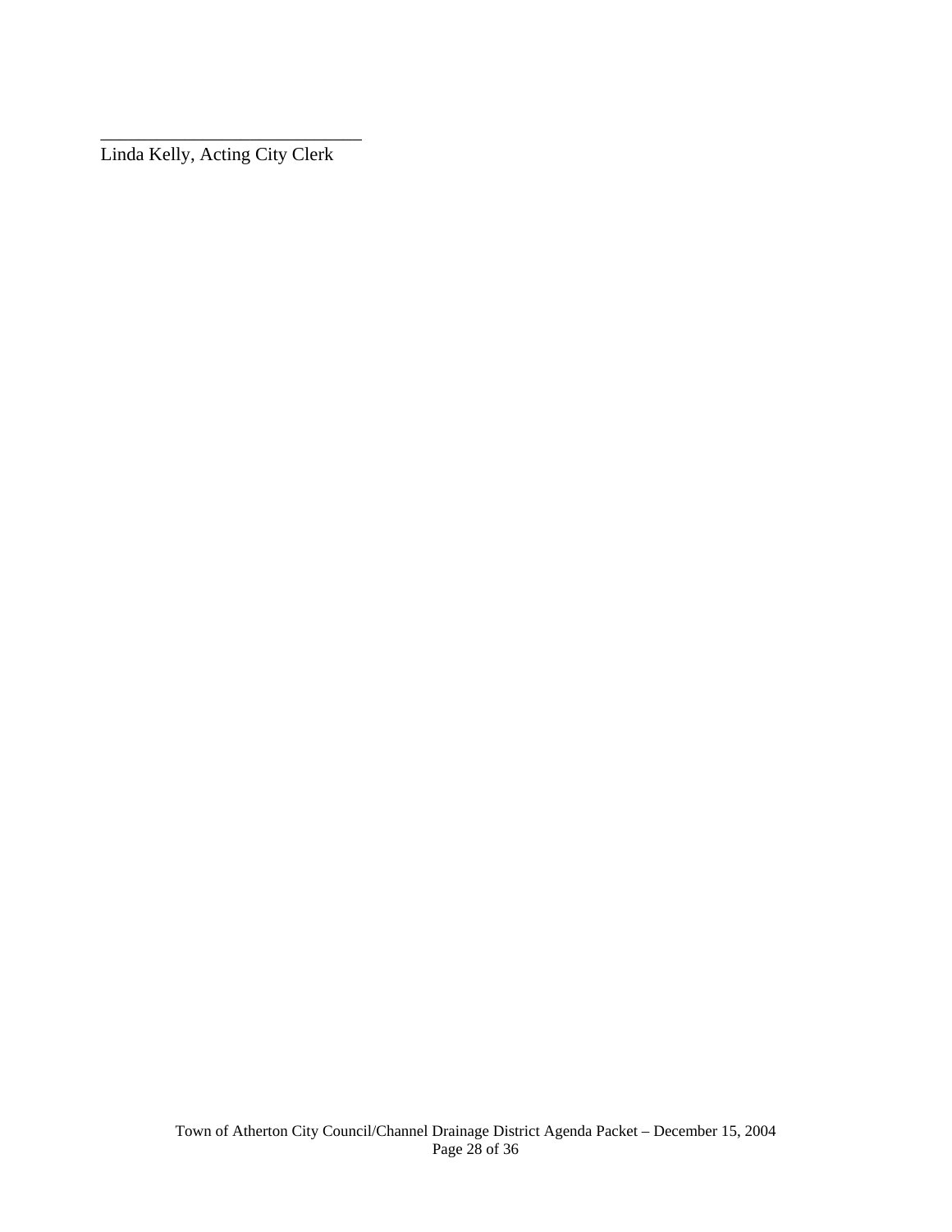\_\_\_\_\_\_\_\_\_\_\_\_\_\_\_\_\_\_\_\_\_\_\_\_\_\_\_\_\_\_

Linda Kelly, Acting City Clerk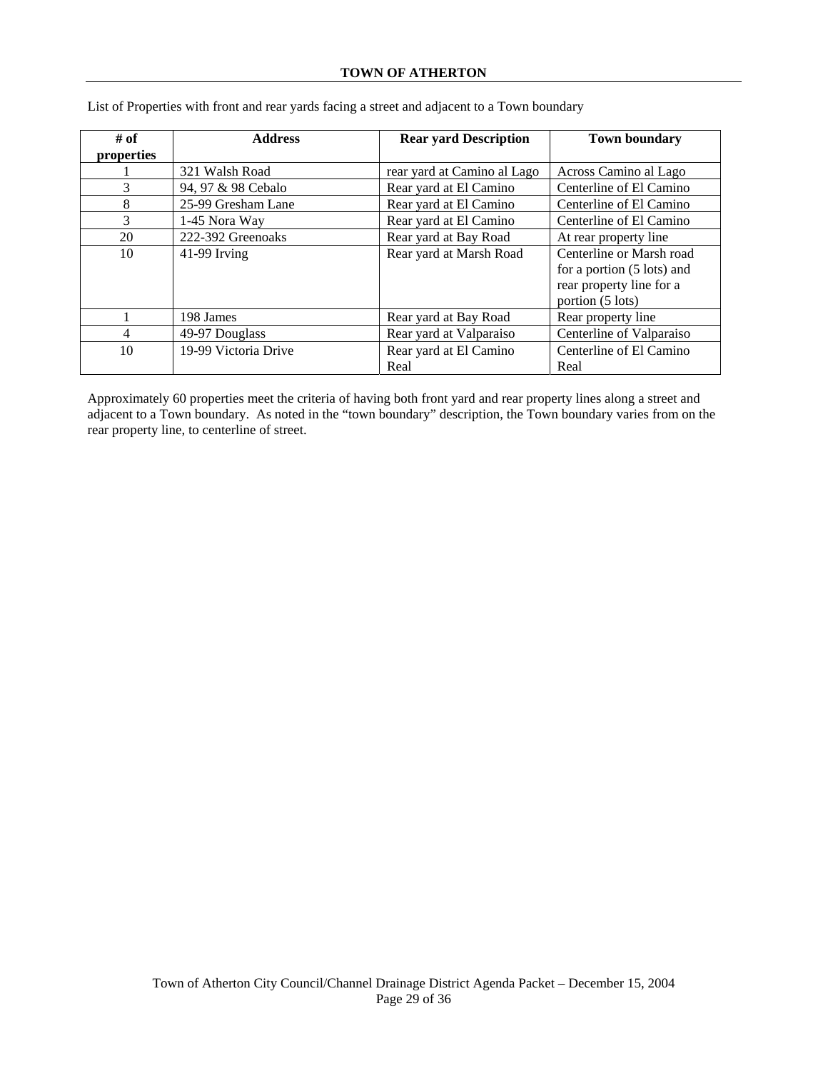# TOWN OF ATHERTON

List of Properties with front and rear yards facing a street and adjacent to a Town boundary

| # of properties | Address | Rear yard Description | Town boundary |
|---|---|---|---|
| 1 | 321 Walsh Road | rear yard at Camino al Lago | Across Camino al Lago |
| 3 | 94, 97 & 98 Cebalo | Rear yard at El Camino | Centerline of El Camino |
| 8 | 25-99 Gresham Lane | Rear yard at El Camino | Centerline of El Camino |
| 3 | 1-45 Nora Way | Rear yard at El Camino | Centerline of El Camino |
| 20 | 222-392 Greenoaks | Rear yard at Bay Road | At rear property line |
| 10 | 41-99 Irving | Rear yard at Marsh Road | Centerline or Marsh road for a portion (5 lots) and rear property line for a portion (5 lots) |
| 1 | 198 James | Rear yard at Bay Road | Rear property line |
| 4 | 49-97 Douglass | Rear yard at Valparaiso | Centerline of Valparaiso |
| 10 | 19-99 Victoria Drive | Rear yard at El Camino Real | Centerline of El Camino Real |

Approximately 60 properties meet the criteria of having both front yard and rear property lines along a street and adjacent to a Town boundary. As noted in the "town boundary" description, the Town boundary varies from on the rear property line, to centerline of street.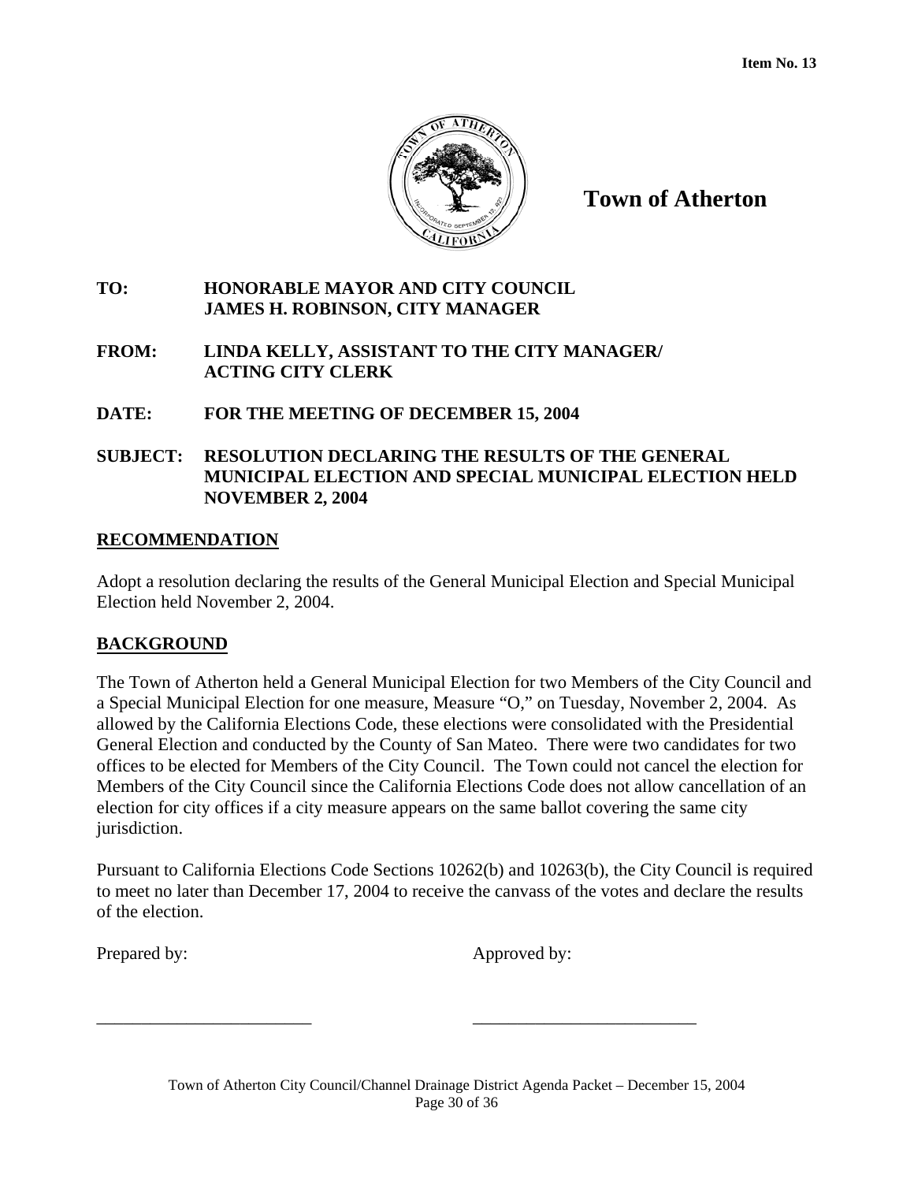**Item No. 13**

# Town of Atherton

**TO:** HONORABLE MAYOR AND CITY COUNCIL
JAMES H. ROBINSON, CITY MANAGER

**FROM:** LINDA KELLY, ASSISTANT TO THE CITY MANAGER/
ACTING CITY CLERK

**DATE:** FOR THE MEETING OF DECEMBER 15, 2004

**SUBJECT:** RESOLUTION DECLARING THE RESULTS OF THE GENERAL MUNICIPAL ELECTION AND SPECIAL MUNICIPAL ELECTION HELD NOVEMBER 2, 2004

## RECOMMENDATION

Adopt a resolution declaring the results of the General Municipal Election and Special Municipal Election held November 2, 2004.

## BACKGROUND

The Town of Atherton held a General Municipal Election for two Members of the City Council and a Special Municipal Election for one measure, Measure "O," on Tuesday, November 2, 2004. As allowed by the California Elections Code, these elections were consolidated with the Presidential General Election and conducted by the County of San Mateo. There were two candidates for two offices to be elected for Members of the City Council. The Town could not cancel the election for Members of the City Council since the California Elections Code does not allow cancellation of an election for city offices if a city measure appears on the same ballot covering the same city jurisdiction.

Pursuant to California Elections Code Sections 10262(b) and 10263(b), the City Council is required to meet no later than December 17, 2004 to receive the canvass of the votes and declare the results of the election.

Prepared by: Approved by:

\_\_\_\_\_\_\_\_\_\_\_\_\_\_\_\_\_\_\_\_\_\_\_\_\_ \_\_\_\_\_\_\_\_\_\_\_\_\_\_\_\_\_\_\_\_\_\_\_\_\_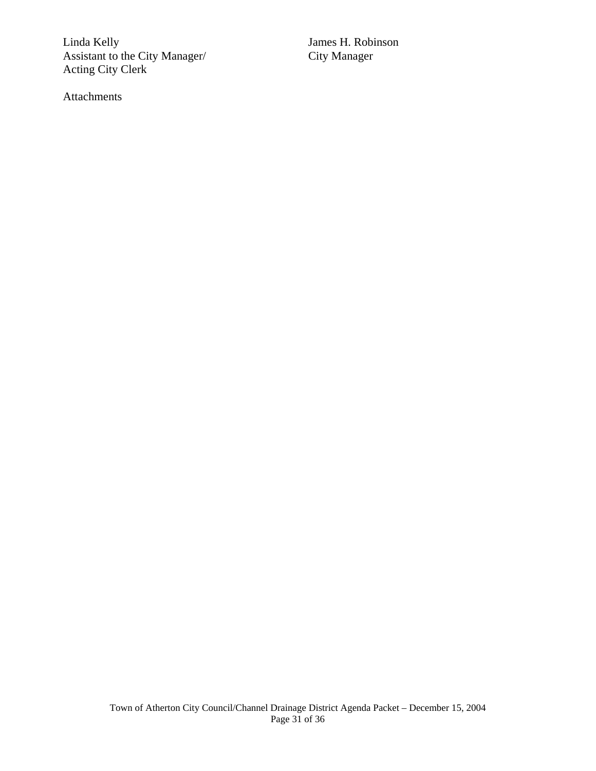Linda Kelly
Assistant to the City Manager/
Acting City Clerk

James H. Robinson
City Manager

Attachments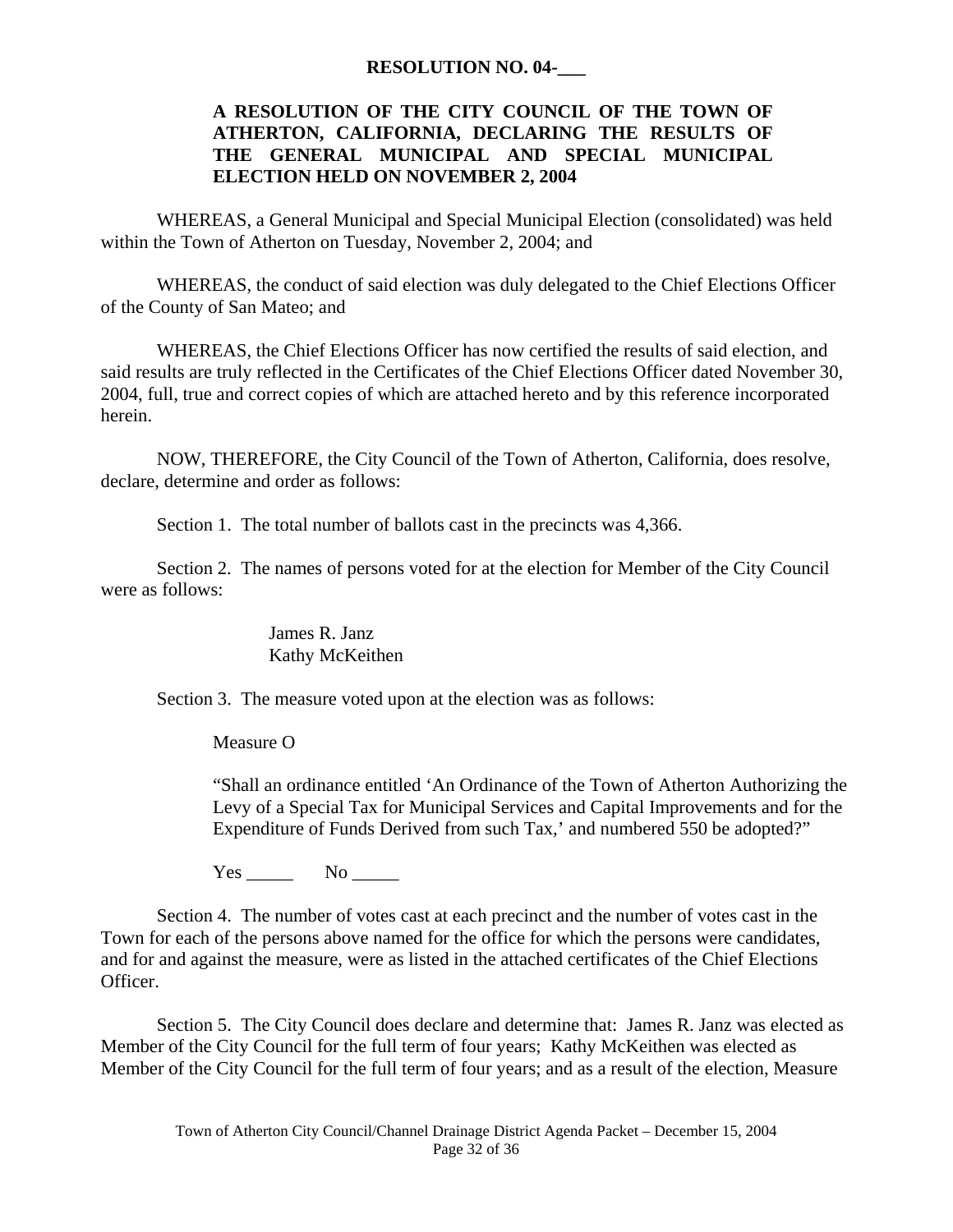**RESOLUTION NO. 04-___**

**A RESOLUTION OF THE CITY COUNCIL OF THE TOWN OF ATHERTON, CALIFORNIA, DECLARING THE RESULTS OF THE GENERAL MUNICIPAL AND SPECIAL MUNICIPAL ELECTION HELD ON NOVEMBER 2, 2004**

WHEREAS, a General Municipal and Special Municipal Election (consolidated) was held within the Town of Atherton on Tuesday, November 2, 2004; and

WHEREAS, the conduct of said election was duly delegated to the Chief Elections Officer of the County of San Mateo; and

WHEREAS, the Chief Elections Officer has now certified the results of said election, and said results are truly reflected in the Certificates of the Chief Elections Officer dated November 30, 2004, full, true and correct copies of which are attached hereto and by this reference incorporated herein.

NOW, THEREFORE, the City Council of the Town of Atherton, California, does resolve, declare, determine and order as follows:

Section 1. The total number of ballots cast in the precincts was 4,366.

Section 2. The names of persons voted for at the election for Member of the City Council were as follows:

James R. Janz
Kathy McKeithen

Section 3. The measure voted upon at the election was as follows:

Measure O

"Shall an ordinance entitled 'An Ordinance of the Town of Atherton Authorizing the Levy of a Special Tax for Municipal Services and Capital Improvements and for the Expenditure of Funds Derived from such Tax,' and numbered 550 be adopted?"

Yes _____ No _____

Section 4. The number of votes cast at each precinct and the number of votes cast in the Town for each of the persons above named for the office for which the persons were candidates, and for and against the measure, were as listed in the attached certificates of the Chief Elections Officer.

Section 5. The City Council does declare and determine that: James R. Janz was elected as Member of the City Council for the full term of four years; Kathy McKeithen was elected as Member of the City Council for the full term of four years; and as a result of the election, Measure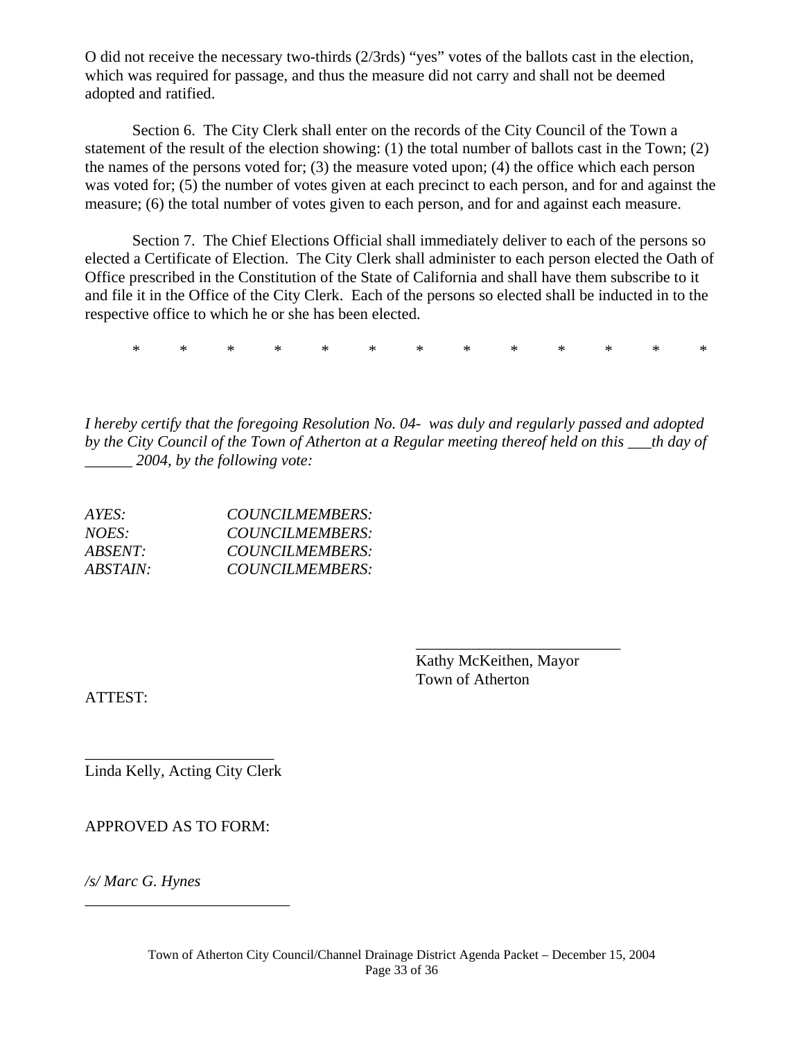O did not receive the necessary two-thirds (2/3rds) “yes” votes of the ballots cast in the election, which was required for passage, and thus the measure did not carry and shall not be deemed adopted and ratified.

Section 6. The City Clerk shall enter on the records of the City Council of the Town a statement of the result of the election showing: (1) the total number of ballots cast in the Town; (2) the names of the persons voted for; (3) the measure voted upon; (4) the office which each person was voted for; (5) the number of votes given at each precinct to each person, and for and against the measure; (6) the total number of votes given to each person, and for and against each measure.

Section 7. The Chief Elections Official shall immediately deliver to each of the persons so elected a Certificate of Election. The City Clerk shall administer to each person elected the Oath of Office prescribed in the Constitution of the State of California and shall have them subscribe to it and file it in the Office of the City Clerk. Each of the persons so elected shall be inducted in to the respective office to which he or she has been elected.

\* \* \* \* \* \* \* \* \* \* \* \* \*

*I hereby certify that the foregoing Resolution No. 04- was duly and regularly passed and adopted by the City Council of the Town of Atherton at a Regular meeting thereof held on this ___th day of ______ 2004, by the following vote:*

*AYES:* *COUNCILMEMBERS:*
*NOES:* *COUNCILMEMBERS:*
*ABSENT:* *COUNCILMEMBERS:*
*ABSTAIN:* *COUNCILMEMBERS:*

___________________________
Kathy McKeithen, Mayor
Town of Atherton

ATTEST:

________________________
Linda Kelly, Acting City Clerk

APPROVED AS TO FORM:

*/s/ Marc G. Hynes*
___________________________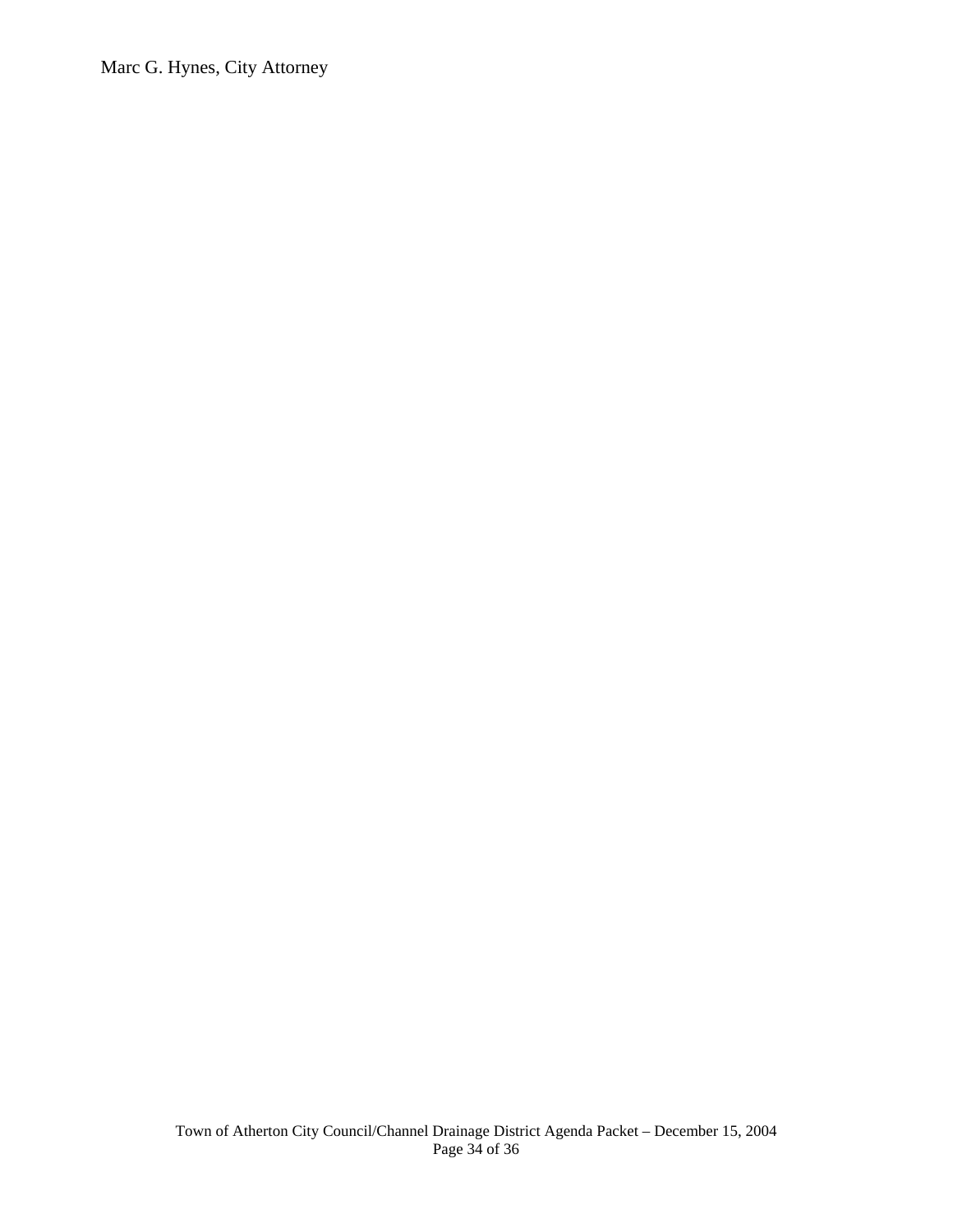Marc G. Hynes, City Attorney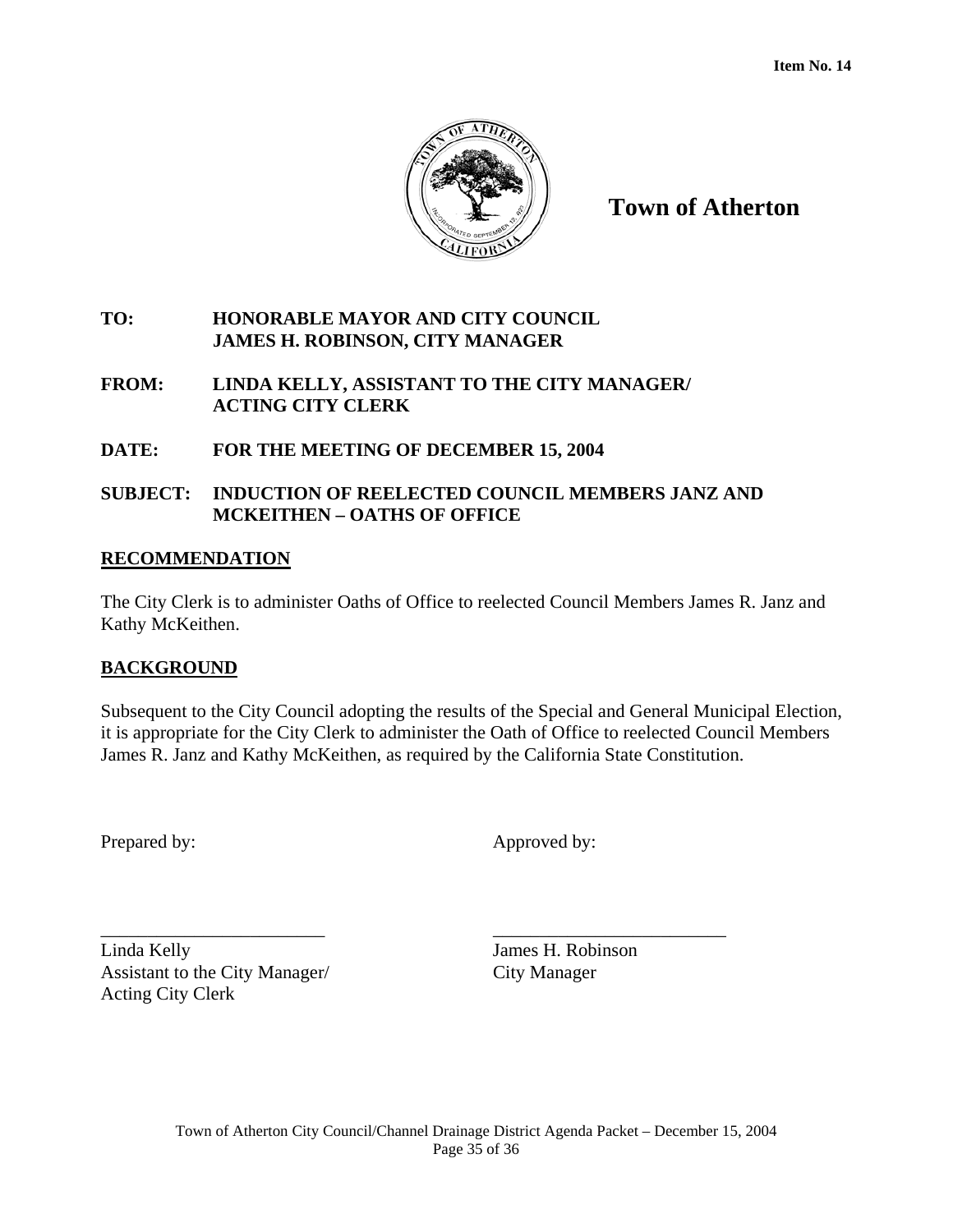Item No. 14

# Town of Atherton

**TO:** HONORABLE MAYOR AND CITY COUNCIL
JAMES H. ROBINSON, CITY MANAGER

**FROM:** LINDA KELLY, ASSISTANT TO THE CITY MANAGER/
ACTING CITY CLERK

**DATE:** FOR THE MEETING OF DECEMBER 15, 2004

**SUBJECT:** INDUCTION OF REELECTED COUNCIL MEMBERS JANZ AND MCKEITHEN – OATHS OF OFFICE

## RECOMMENDATION

The City Clerk is to administer Oaths of Office to reelected Council Members James R. Janz and Kathy McKeithen.

## BACKGROUND

Subsequent to the City Council adopting the results of the Special and General Municipal Election, it is appropriate for the City Clerk to administer the Oath of Office to reelected Council Members James R. Janz and Kathy McKeithen, as required by the California State Constitution.

Prepared by:

\_\_\_\_\_\_\_\_\_\_\_\_\_\_\_\_\_\_\_\_\_\_\_\_\_
Linda Kelly
Assistant to the City Manager/
Acting City Clerk

Approved by:

\_\_\_\_\_\_\_\_\_\_\_\_\_\_\_\_\_\_\_\_\_\_\_\_\_
James H. Robinson
City Manager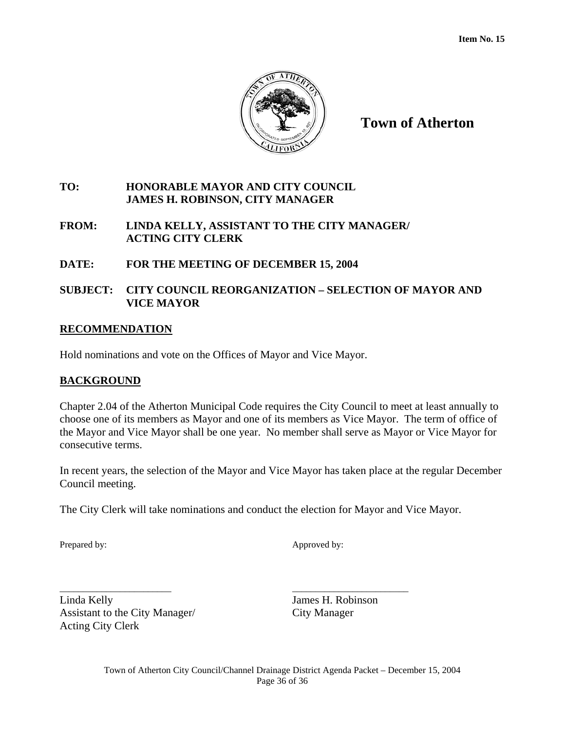**Item No. 15**

# Town of Atherton

**TO:** HONORABLE MAYOR AND CITY COUNCIL
JAMES H. ROBINSON, CITY MANAGER

**FROM:** LINDA KELLY, ASSISTANT TO THE CITY MANAGER/
ACTING CITY CLERK

**DATE:** FOR THE MEETING OF DECEMBER 15, 2004

**SUBJECT:** CITY COUNCIL REORGANIZATION – SELECTION OF MAYOR AND VICE MAYOR

## RECOMMENDATION

Hold nominations and vote on the Offices of Mayor and Vice Mayor.

## BACKGROUND

Chapter 2.04 of the Atherton Municipal Code requires the City Council to meet at least annually to choose one of its members as Mayor and one of its members as Vice Mayor. The term of office of the Mayor and Vice Mayor shall be one year. No member shall serve as Mayor or Vice Mayor for consecutive terms.

In recent years, the selection of the Mayor and Vice Mayor has taken place at the regular December Council meeting.

The City Clerk will take nominations and conduct the election for Mayor and Vice Mayor.

Prepared by:

_____________________
Linda Kelly
Assistant to the City Manager/
Acting City Clerk

Approved by:

_____________________
James H. Robinson
City Manager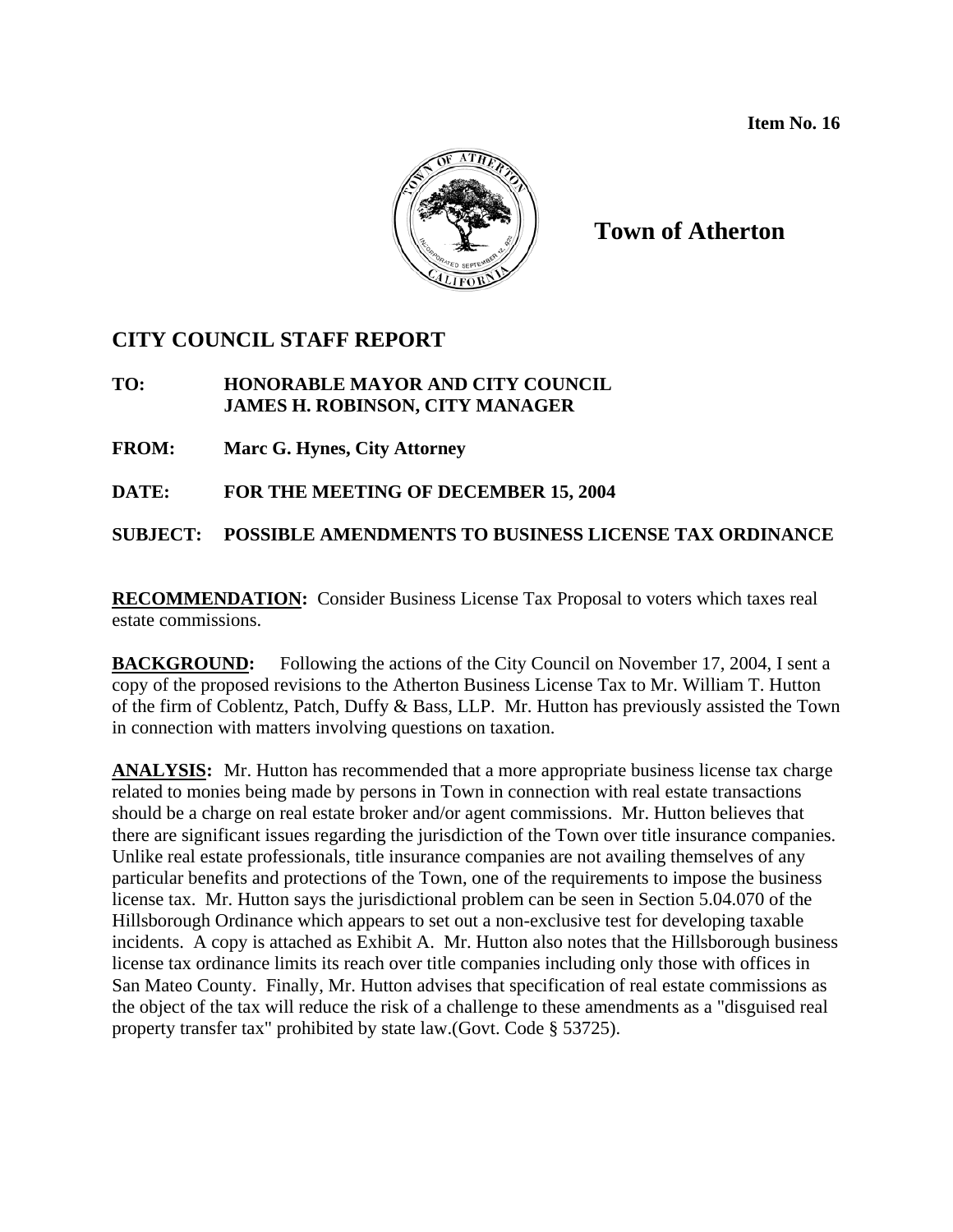**Item No. 16**

**Town of Atherton**

## CITY COUNCIL STAFF REPORT

**TO:** **HONORABLE MAYOR AND CITY COUNCIL**
**JAMES H. ROBINSON, CITY MANAGER**

**FROM:** **Marc G. Hynes, City Attorney**

**DATE:** **FOR THE MEETING OF DECEMBER 15, 2004**

**SUBJECT:** **POSSIBLE AMENDMENTS TO BUSINESS LICENSE TAX ORDINANCE**

**RECOMMENDATION:** Consider Business License Tax Proposal to voters which taxes real estate commissions.

**BACKGROUND:** Following the actions of the City Council on November 17, 2004, I sent a copy of the proposed revisions to the Atherton Business License Tax to Mr. William T. Hutton of the firm of Coblentz, Patch, Duffy & Bass, LLP. Mr. Hutton has previously assisted the Town in connection with matters involving questions on taxation.

**ANALYSIS:** Mr. Hutton has recommended that a more appropriate business license tax charge related to monies being made by persons in Town in connection with real estate transactions should be a charge on real estate broker and/or agent commissions. Mr. Hutton believes that there are significant issues regarding the jurisdiction of the Town over title insurance companies. Unlike real estate professionals, title insurance companies are not availing themselves of any particular benefits and protections of the Town, one of the requirements to impose the business license tax. Mr. Hutton says the jurisdictional problem can be seen in Section 5.04.070 of the Hillsborough Ordinance which appears to set out a non-exclusive test for developing taxable incidents. A copy is attached as Exhibit A. Mr. Hutton also notes that the Hillsborough business license tax ordinance limits its reach over title companies including only those with offices in San Mateo County. Finally, Mr. Hutton advises that specification of real estate commissions as the object of the tax will reduce the risk of a challenge to these amendments as a "disguised real property transfer tax" prohibited by state law.(Govt. Code § 53725).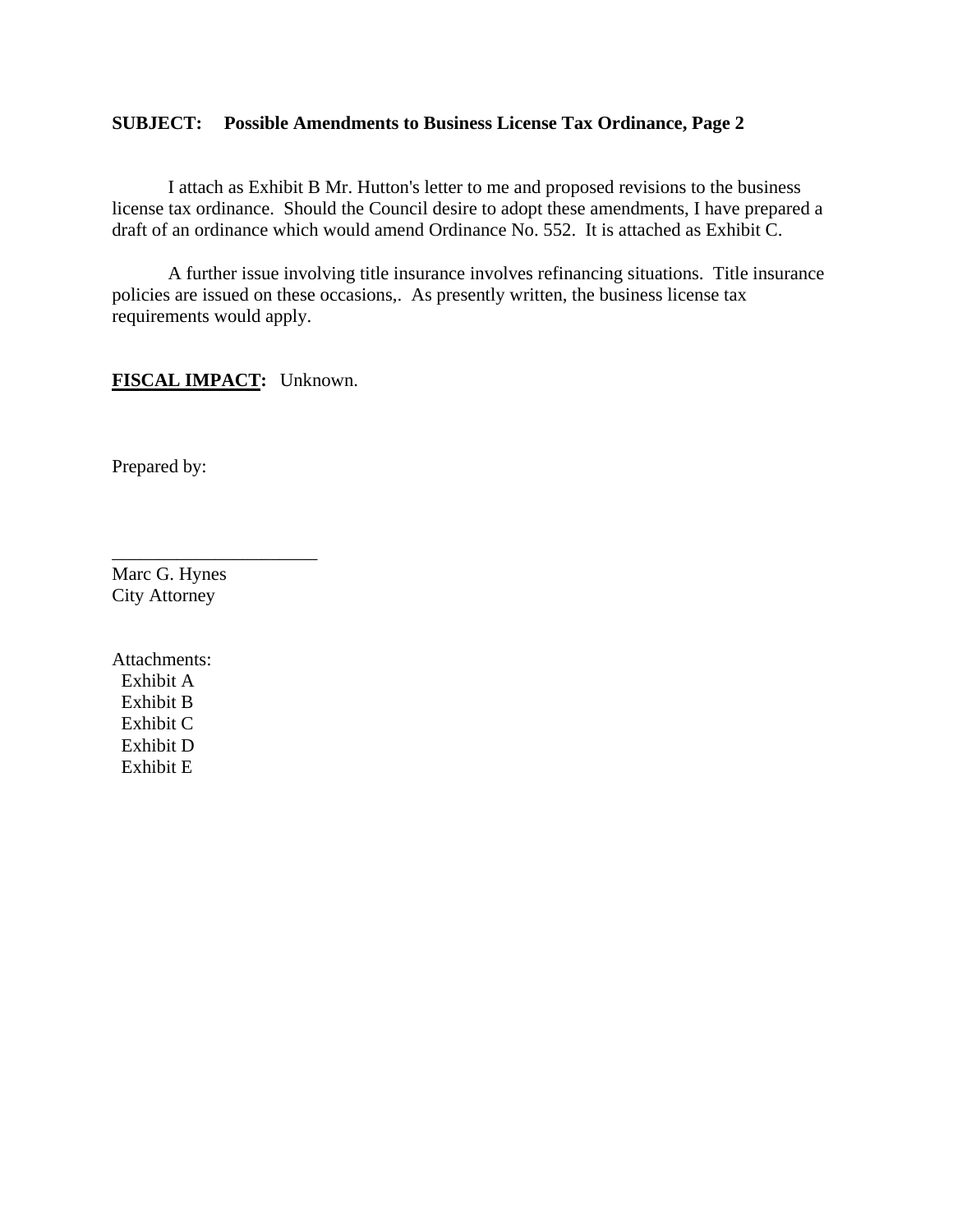**SUBJECT: Possible Amendments to Business License Tax Ordinance, Page 2**

I attach as Exhibit B Mr. Hutton's letter to me and proposed revisions to the business license tax ordinance. Should the Council desire to adopt these amendments, I have prepared a draft of an ordinance which would amend Ordinance No. 552. It is attached as Exhibit C.

A further issue involving title insurance involves refinancing situations. Title insurance policies are issued on these occasions,. As presently written, the business license tax requirements would apply.

**FISCAL IMPACT:** Unknown.

Prepared by:

______________________
Marc G. Hynes
City Attorney

Attachments:
- Exhibit A
- Exhibit B
- Exhibit C
- Exhibit D
- Exhibit E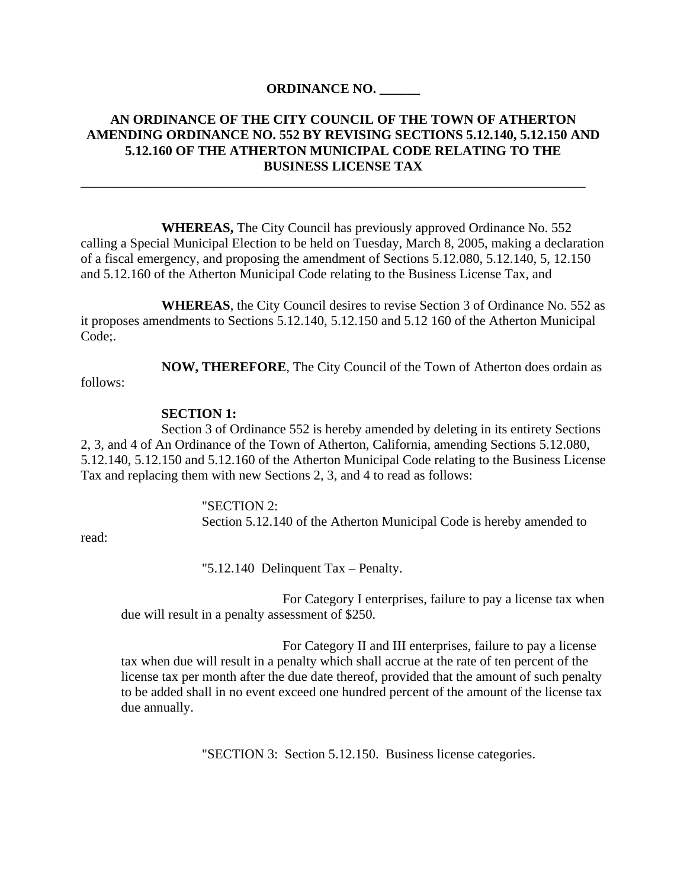**ORDINANCE NO. ______**

**AN ORDINANCE OF THE CITY COUNCIL OF THE TOWN OF ATHERTON AMENDING ORDINANCE NO. 552 BY REVISING SECTIONS 5.12.140, 5.12.150 AND 5.12.160 OF THE ATHERTON MUNICIPAL CODE RELATING TO THE BUSINESS LICENSE TAX**

---

**WHEREAS,** The City Council has previously approved Ordinance No. 552 calling a Special Municipal Election to be held on Tuesday, March 8, 2005, making a declaration of a fiscal emergency, and proposing the amendment of Sections 5.12.080, 5.12.140, 5, 12.150 and 5.12.160 of the Atherton Municipal Code relating to the Business License Tax, and

**WHEREAS**, the City Council desires to revise Section 3 of Ordinance No. 552 as it proposes amendments to Sections 5.12.140, 5.12.150 and 5.12 160 of the Atherton Municipal Code;.

**NOW, THEREFORE**, The City Council of the Town of Atherton does ordain as follows:

**SECTION 1:**

Section 3 of Ordinance 552 is hereby amended by deleting in its entirety Sections 2, 3, and 4 of An Ordinance of the Town of Atherton, California, amending Sections 5.12.080, 5.12.140, 5.12.150 and 5.12.160 of the Atherton Municipal Code relating to the Business License Tax and replacing them with new Sections 2, 3, and 4 to read as follows:

"SECTION 2:

Section 5.12.140 of the Atherton Municipal Code is hereby amended to read:

"5.12.140 Delinquent Tax – Penalty.

For Category I enterprises, failure to pay a license tax when due will result in a penalty assessment of $250.

For Category II and III enterprises, failure to pay a license tax when due will result in a penalty which shall accrue at the rate of ten percent of the license tax per month after the due date thereof, provided that the amount of such penalty to be added shall in no event exceed one hundred percent of the amount of the license tax due annually.

"SECTION 3: Section 5.12.150. Business license categories.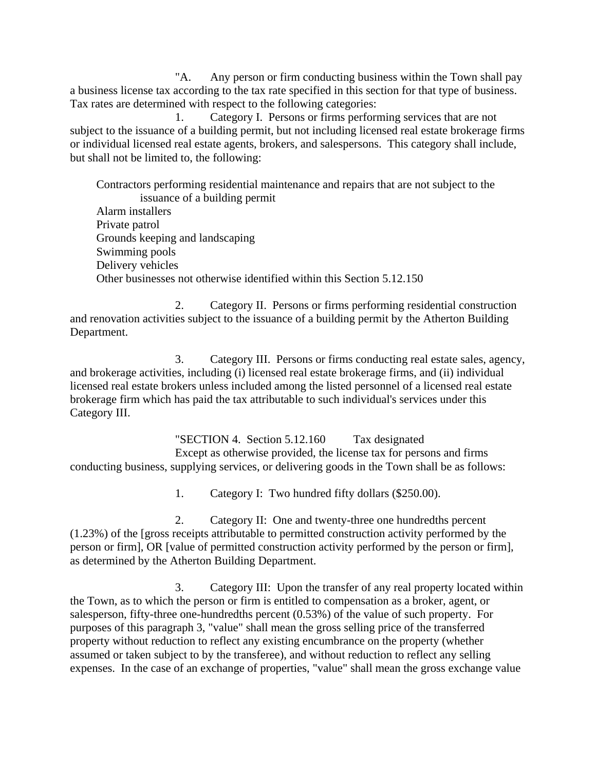"A. Any person or firm conducting business within the Town shall pay a business license tax according to the tax rate specified in this section for that type of business. Tax rates are determined with respect to the following categories:

1. Category I. Persons or firms performing services that are not subject to the issuance of a building permit, but not including licensed real estate brokerage firms or individual licensed real estate agents, brokers, and salespersons. This category shall include, but shall not be limited to, the following:

Contractors performing residential maintenance and repairs that are not subject to the issuance of a building permit
Alarm installers
Private patrol
Grounds keeping and landscaping
Swimming pools
Delivery vehicles
Other businesses not otherwise identified within this Section 5.12.150

2. Category II. Persons or firms performing residential construction and renovation activities subject to the issuance of a building permit by the Atherton Building Department.

3. Category III. Persons or firms conducting real estate sales, agency, and brokerage activities, including (i) licensed real estate brokerage firms, and (ii) individual licensed real estate brokers unless included among the listed personnel of a licensed real estate brokerage firm which has paid the tax attributable to such individual's services under this Category III.

"SECTION 4. Section 5.12.160 Tax designated

Except as otherwise provided, the license tax for persons and firms conducting business, supplying services, or delivering goods in the Town shall be as follows:

1. Category I: Two hundred fifty dollars ($250.00).

2. Category II: One and twenty-three one hundredths percent (1.23%) of the [gross receipts attributable to permitted construction activity performed by the person or firm], OR [value of permitted construction activity performed by the person or firm], as determined by the Atherton Building Department.

3. Category III: Upon the transfer of any real property located within the Town, as to which the person or firm is entitled to compensation as a broker, agent, or salesperson, fifty-three one-hundredths percent (0.53%) of the value of such property. For purposes of this paragraph 3, "value" shall mean the gross selling price of the transferred property without reduction to reflect any existing encumbrance on the property (whether assumed or taken subject to by the transferee), and without reduction to reflect any selling expenses. In the case of an exchange of properties, "value" shall mean the gross exchange value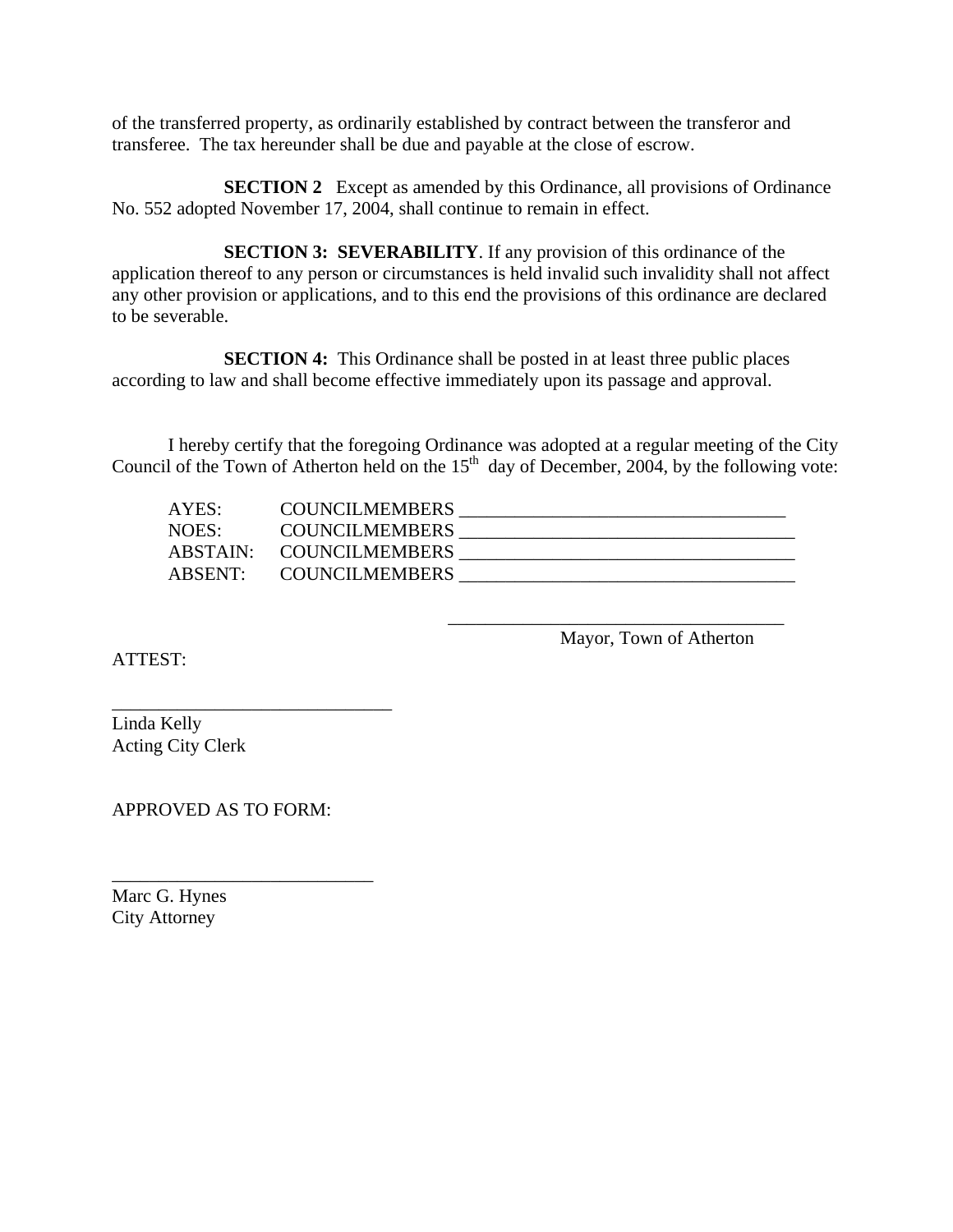of the transferred property, as ordinarily established by contract between the transferor and transferee. The tax hereunder shall be due and payable at the close of escrow.

**SECTION 2** Except as amended by this Ordinance, all provisions of Ordinance No. 552 adopted November 17, 2004, shall continue to remain in effect.

**SECTION 3: SEVERABILITY**. If any provision of this ordinance of the application thereof to any person or circumstances is held invalid such invalidity shall not affect any other provision or applications, and to this end the provisions of this ordinance are declared to be severable.

**SECTION 4:** This Ordinance shall be posted in at least three public places according to law and shall become effective immediately upon its passage and approval.

I hereby certify that the foregoing Ordinance was adopted at a regular meeting of the City Council of the Town of Atherton held on the 15th day of December, 2004, by the following vote:

AYES: COUNCILMEMBERS ___________________________________
NOES: COUNCILMEMBERS ___________________________________
ABSTAIN: COUNCILMEMBERS ___________________________________
ABSENT: COUNCILMEMBERS ___________________________________

_____________________________________
Mayor, Town of Atherton

ATTEST:

______________________________
Linda Kelly
Acting City Clerk

APPROVED AS TO FORM:

____________________________
Marc G. Hynes
City Attorney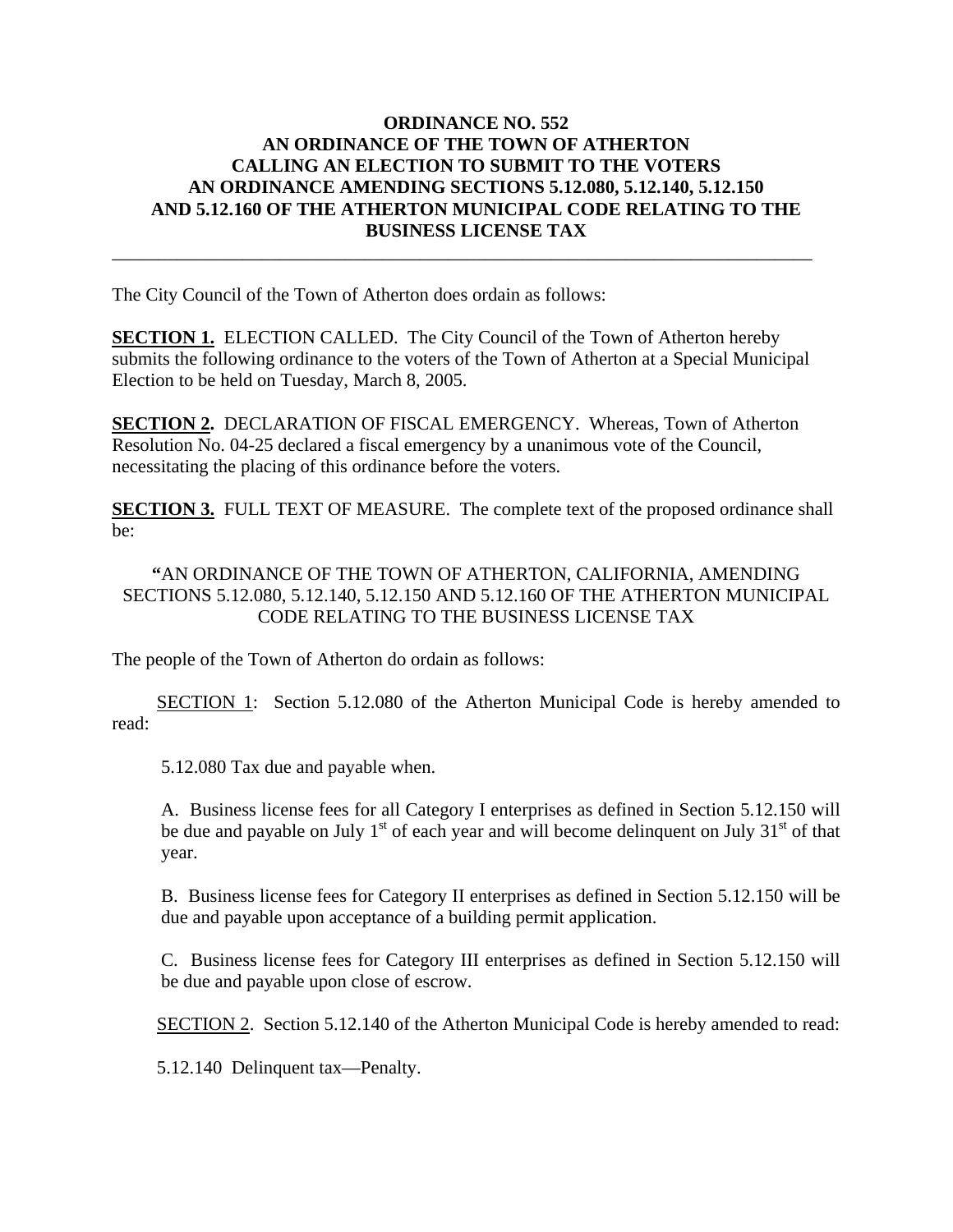# ORDINANCE NO. 552
# AN ORDINANCE OF THE TOWN OF ATHERTON CALLING AN ELECTION TO SUBMIT TO THE VOTERS AN ORDINANCE AMENDING SECTIONS 5.12.080, 5.12.140, 5.12.150 AND 5.12.160 OF THE ATHERTON MUNICIPAL CODE RELATING TO THE BUSINESS LICENSE TAX

---

The City Council of the Town of Atherton does ordain as follows:

**SECTION 1.** ELECTION CALLED. The City Council of the Town of Atherton hereby submits the following ordinance to the voters of the Town of Atherton at a Special Municipal Election to be held on Tuesday, March 8, 2005.

**SECTION 2.** DECLARATION OF FISCAL EMERGENCY. Whereas, Town of Atherton Resolution No. 04-25 declared a fiscal emergency by a unanimous vote of the Council, necessitating the placing of this ordinance before the voters.

**SECTION 3.** FULL TEXT OF MEASURE. The complete text of the proposed ordinance shall be:

"AN ORDINANCE OF THE TOWN OF ATHERTON, CALIFORNIA, AMENDING SECTIONS 5.12.080, 5.12.140, 5.12.150 AND 5.12.160 OF THE ATHERTON MUNICIPAL CODE RELATING TO THE BUSINESS LICENSE TAX

The people of the Town of Atherton do ordain as follows:

SECTION 1: Section 5.12.080 of the Atherton Municipal Code is hereby amended to read:

5.12.080 Tax due and payable when.

A. Business license fees for all Category I enterprises as defined in Section 5.12.150 will be due and payable on July 1st of each year and will become delinquent on July 31st of that year.

B. Business license fees for Category II enterprises as defined in Section 5.12.150 will be due and payable upon acceptance of a building permit application.

C. Business license fees for Category III enterprises as defined in Section 5.12.150 will be due and payable upon close of escrow.

SECTION 2. Section 5.12.140 of the Atherton Municipal Code is hereby amended to read:

5.12.140 Delinquent tax—Penalty.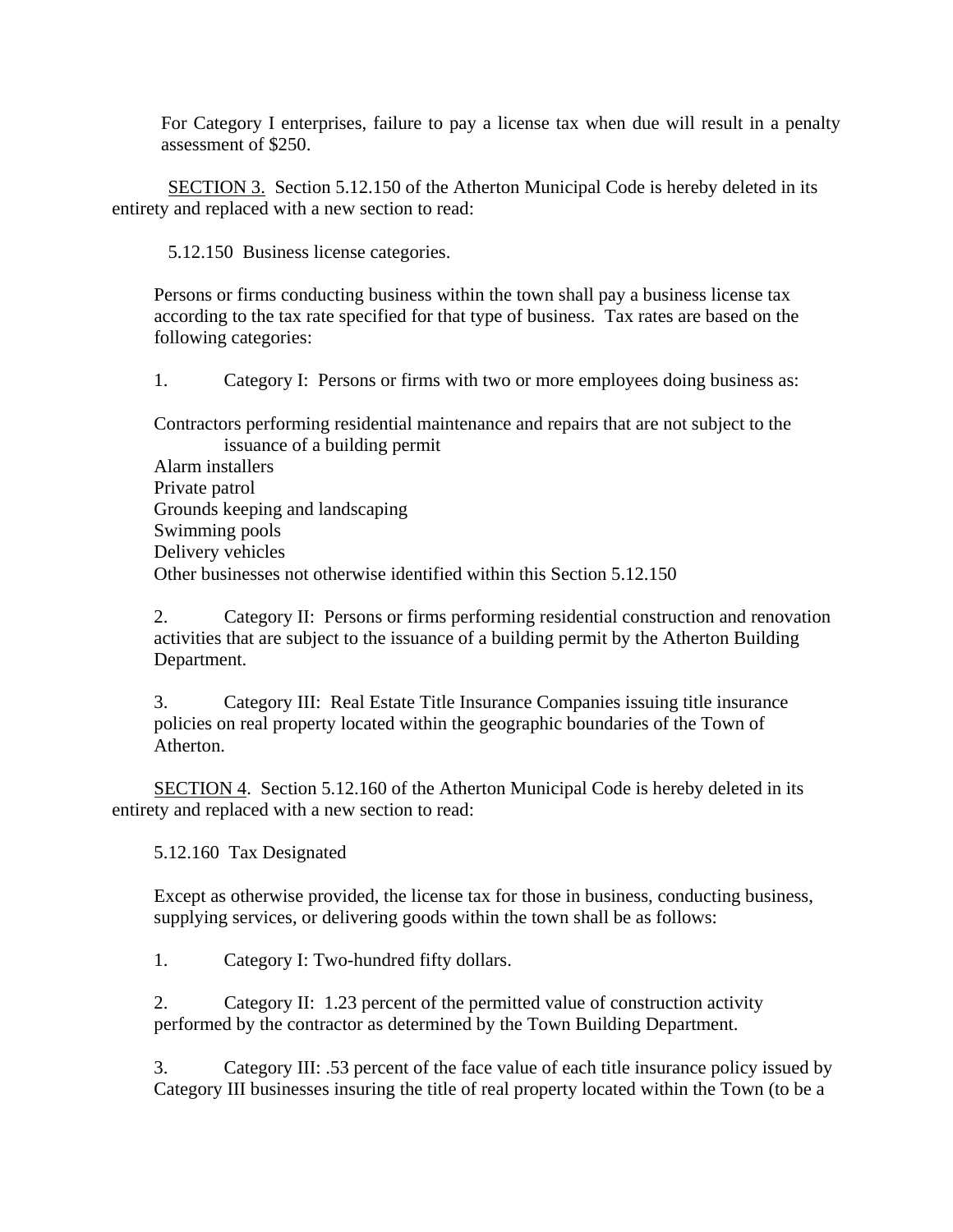For Category I enterprises, failure to pay a license tax when due will result in a penalty assessment of $250.

SECTION 3. Section 5.12.150 of the Atherton Municipal Code is hereby deleted in its entirety and replaced with a new section to read:

5.12.150 Business license categories.

Persons or firms conducting business within the town shall pay a business license tax according to the tax rate specified for that type of business. Tax rates are based on the following categories:

1. Category I: Persons or firms with two or more employees doing business as:

Contractors performing residential maintenance and repairs that are not subject to the issuance of a building permit
Alarm installers
Private patrol
Grounds keeping and landscaping
Swimming pools
Delivery vehicles
Other businesses not otherwise identified within this Section 5.12.150

2. Category II: Persons or firms performing residential construction and renovation activities that are subject to the issuance of a building permit by the Atherton Building Department.

3. Category III: Real Estate Title Insurance Companies issuing title insurance policies on real property located within the geographic boundaries of the Town of Atherton.

SECTION 4. Section 5.12.160 of the Atherton Municipal Code is hereby deleted in its entirety and replaced with a new section to read:

5.12.160 Tax Designated

Except as otherwise provided, the license tax for those in business, conducting business, supplying services, or delivering goods within the town shall be as follows:

1. Category I: Two-hundred fifty dollars.

2. Category II: 1.23 percent of the permitted value of construction activity performed by the contractor as determined by the Town Building Department.

3. Category III: .53 percent of the face value of each title insurance policy issued by Category III businesses insuring the title of real property located within the Town (to be a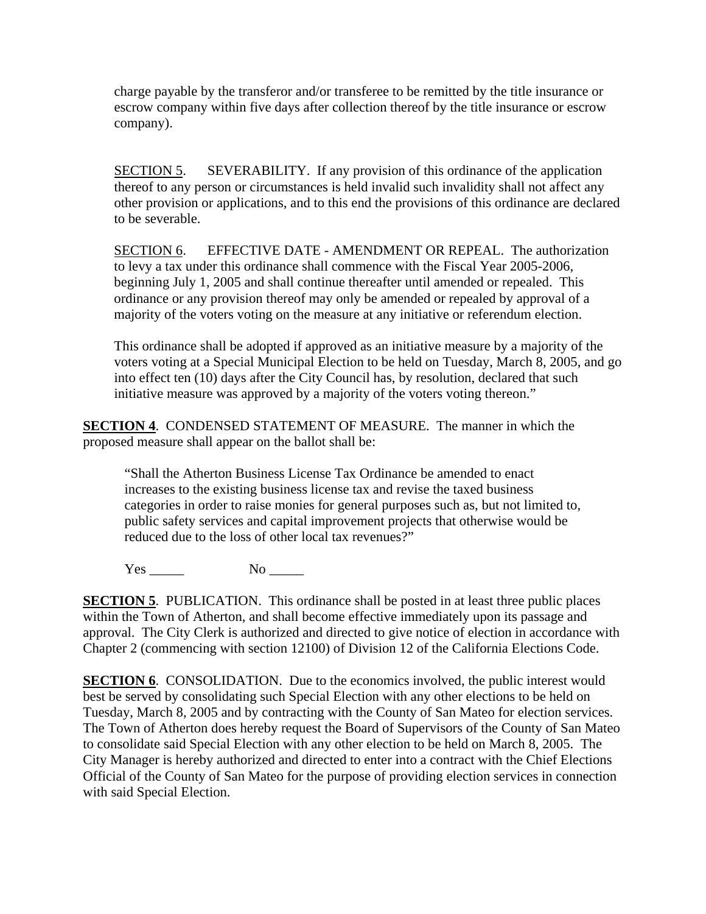charge payable by the transferor and/or transferee to be remitted by the title insurance or escrow company within five days after collection thereof by the title insurance or escrow company).

SECTION 5. SEVERABILITY. If any provision of this ordinance of the application thereof to any person or circumstances is held invalid such invalidity shall not affect any other provision or applications, and to this end the provisions of this ordinance are declared to be severable.

SECTION 6. EFFECTIVE DATE - AMENDMENT OR REPEAL. The authorization to levy a tax under this ordinance shall commence with the Fiscal Year 2005-2006, beginning July 1, 2005 and shall continue thereafter until amended or repealed. This ordinance or any provision thereof may only be amended or repealed by approval of a majority of the voters voting on the measure at any initiative or referendum election.

This ordinance shall be adopted if approved as an initiative measure by a majority of the voters voting at a Special Municipal Election to be held on Tuesday, March 8, 2005, and go into effect ten (10) days after the City Council has, by resolution, declared that such initiative measure was approved by a majority of the voters voting thereon."

**SECTION 4**. CONDENSED STATEMENT OF MEASURE. The manner in which the proposed measure shall appear on the ballot shall be:

"Shall the Atherton Business License Tax Ordinance be amended to enact increases to the existing business license tax and revise the taxed business categories in order to raise monies for general purposes such as, but not limited to, public safety services and capital improvement projects that otherwise would be reduced due to the loss of other local tax revenues?"

Yes _____ No _____

**SECTION 5**. PUBLICATION. This ordinance shall be posted in at least three public places within the Town of Atherton, and shall become effective immediately upon its passage and approval. The City Clerk is authorized and directed to give notice of election in accordance with Chapter 2 (commencing with section 12100) of Division 12 of the California Elections Code.

**SECTION 6**. CONSOLIDATION. Due to the economics involved, the public interest would best be served by consolidating such Special Election with any other elections to be held on Tuesday, March 8, 2005 and by contracting with the County of San Mateo for election services. The Town of Atherton does hereby request the Board of Supervisors of the County of San Mateo to consolidate said Special Election with any other election to be held on March 8, 2005. The City Manager is hereby authorized and directed to enter into a contract with the Chief Elections Official of the County of San Mateo for the purpose of providing election services in connection with said Special Election.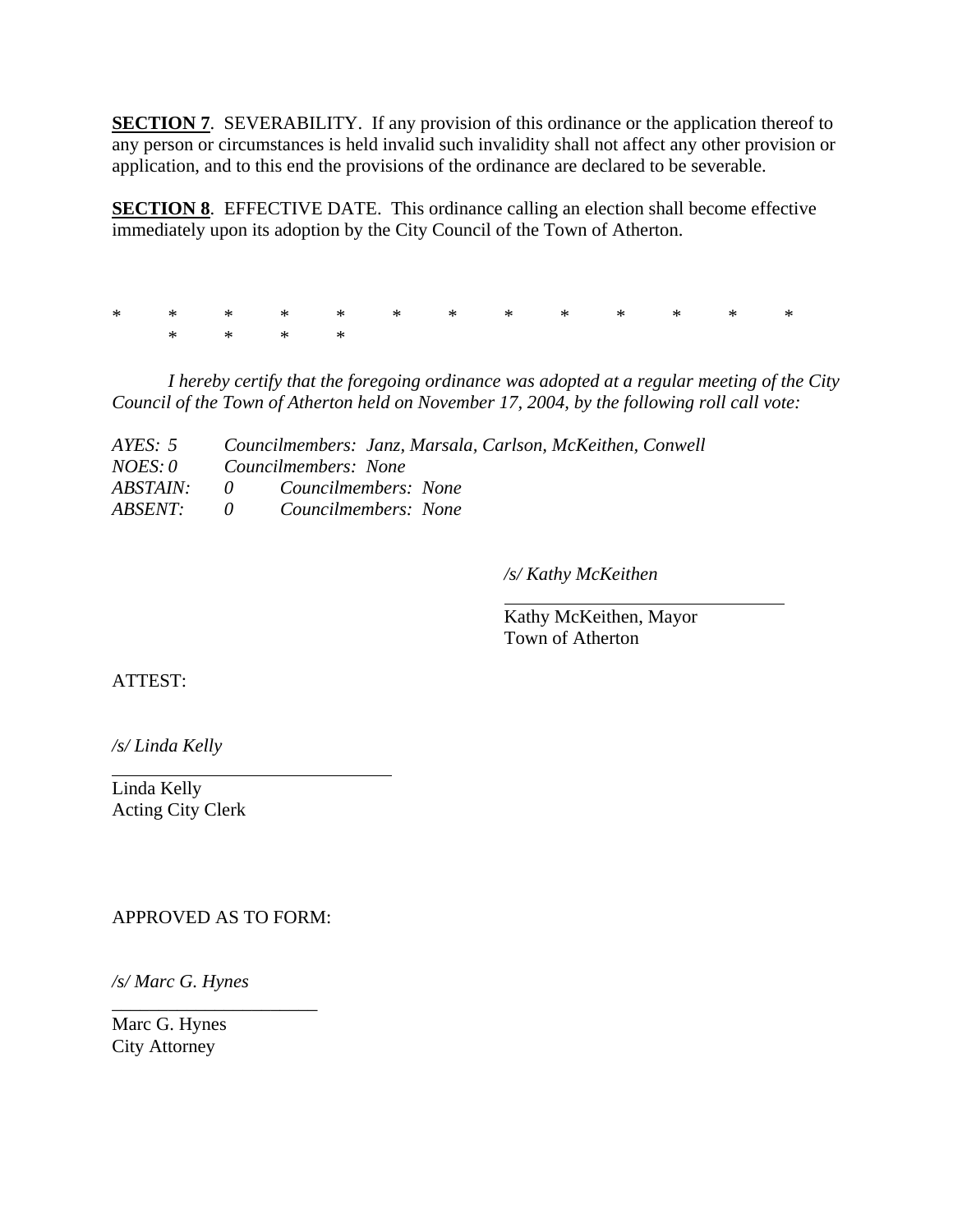**SECTION 7**. SEVERABILITY. If any provision of this ordinance or the application thereof to any person or circumstances is held invalid such invalidity shall not affect any other provision or application, and to this end the provisions of the ordinance are declared to be severable.

**SECTION 8**. EFFECTIVE DATE. This ordinance calling an election shall become effective immediately upon its adoption by the City Council of the Town of Atherton.

\* \* \* \* \* \* \* \* \* \* \* \* \* \* \* \* \*

*I hereby certify that the foregoing ordinance was adopted at a regular meeting of the City Council of the Town of Atherton held on November 17, 2004, by the following roll call vote:*

*AYES: 5 Councilmembers: Janz, Marsala, Carlson, McKeithen, Conwell*
*NOES: 0 Councilmembers: None*
*ABSTAIN: 0 Councilmembers: None*
*ABSENT: 0 Councilmembers: None*

*/s/ Kathy McKeithen*

Kathy McKeithen, Mayor
Town of Atherton

ATTEST:

*/s/ Linda Kelly*

Linda Kelly
Acting City Clerk

APPROVED AS TO FORM:

*/s/ Marc G. Hynes*

Marc G. Hynes
City Attorney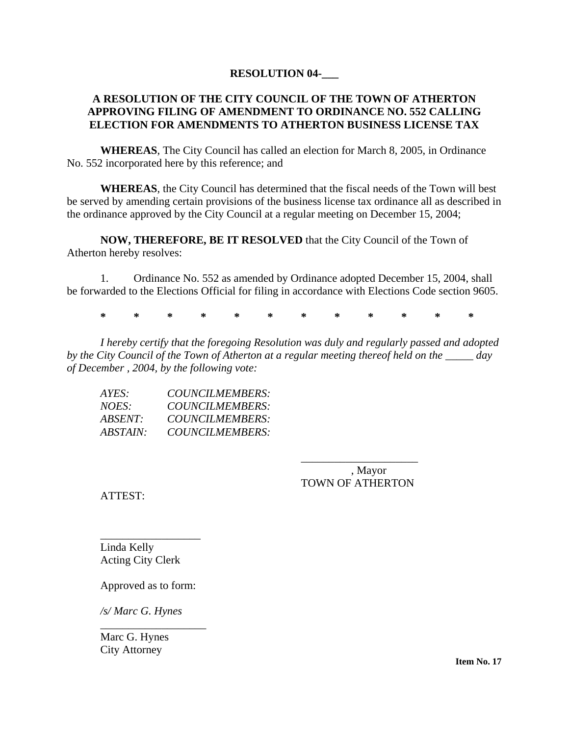**RESOLUTION 04-___**

**A RESOLUTION OF THE CITY COUNCIL OF THE TOWN OF ATHERTON APPROVING FILING OF AMENDMENT TO ORDINANCE NO. 552 CALLING ELECTION FOR AMENDMENTS TO ATHERTON BUSINESS LICENSE TAX**

**WHEREAS**, The City Council has called an election for March 8, 2005, in Ordinance No. 552 incorporated here by this reference; and

**WHEREAS**, the City Council has determined that the fiscal needs of the Town will best be served by amending certain provisions of the business license tax ordinance all as described in the ordinance approved by the City Council at a regular meeting on December 15, 2004;

**NOW, THEREFORE, BE IT RESOLVED** that the City Council of the Town of Atherton hereby resolves:

1. Ordinance No. 552 as amended by Ordinance adopted December 15, 2004, shall be forwarded to the Elections Official for filing in accordance with Elections Code section 9605.

**\* \* \* \* \* \* \* \* \* \* \* \***

*I hereby certify that the foregoing Resolution was duly and regularly passed and adopted by the City Council of the Town of Atherton at a regular meeting thereof held on the _____ day of December , 2004, by the following vote:*

*AYES: COUNCILMEMBERS:*
*NOES: COUNCILMEMBERS:*
*ABSENT: COUNCILMEMBERS:*
*ABSTAIN: COUNCILMEMBERS:*

_____________________
, Mayor
TOWN OF ATHERTON

ATTEST:

__________________
Linda Kelly
Acting City Clerk

Approved as to form:

*/s/ Marc G. Hynes*

___________________
Marc G. Hynes
City Attorney

**Item No. 17**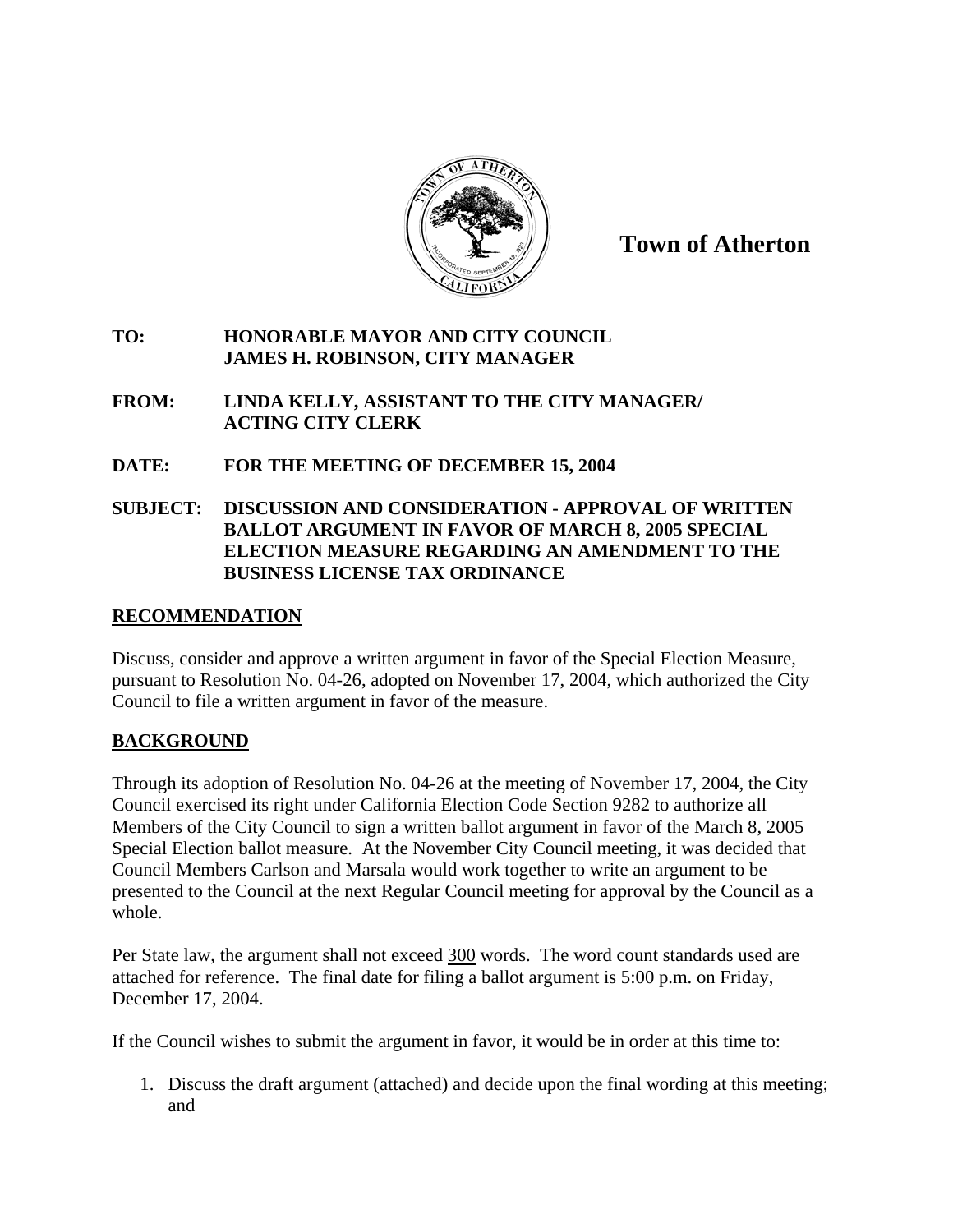**Town of Atherton**

**TO:** **HONORABLE MAYOR AND CITY COUNCIL**
**JAMES H. ROBINSON, CITY MANAGER**

**FROM:** **LINDA KELLY, ASSISTANT TO THE CITY MANAGER/ ACTING CITY CLERK**

**DATE:** **FOR THE MEETING OF DECEMBER 15, 2004**

**SUBJECT:** **DISCUSSION AND CONSIDERATION - APPROVAL OF WRITTEN BALLOT ARGUMENT IN FAVOR OF MARCH 8, 2005 SPECIAL ELECTION MEASURE REGARDING AN AMENDMENT TO THE BUSINESS LICENSE TAX ORDINANCE**

## RECOMMENDATION

Discuss, consider and approve a written argument in favor of the Special Election Measure, pursuant to Resolution No. 04-26, adopted on November 17, 2004, which authorized the City Council to file a written argument in favor of the measure.

## BACKGROUND

Through its adoption of Resolution No. 04-26 at the meeting of November 17, 2004, the City Council exercised its right under California Election Code Section 9282 to authorize all Members of the City Council to sign a written ballot argument in favor of the March 8, 2005 Special Election ballot measure. At the November City Council meeting, it was decided that Council Members Carlson and Marsala would work together to write an argument to be presented to the Council at the next Regular Council meeting for approval by the Council as a whole.

Per State law, the argument shall not exceed 300 words. The word count standards used are attached for reference. The final date for filing a ballot argument is 5:00 p.m. on Friday, December 17, 2004.

If the Council wishes to submit the argument in favor, it would be in order at this time to:

1. Discuss the draft argument (attached) and decide upon the final wording at this meeting; and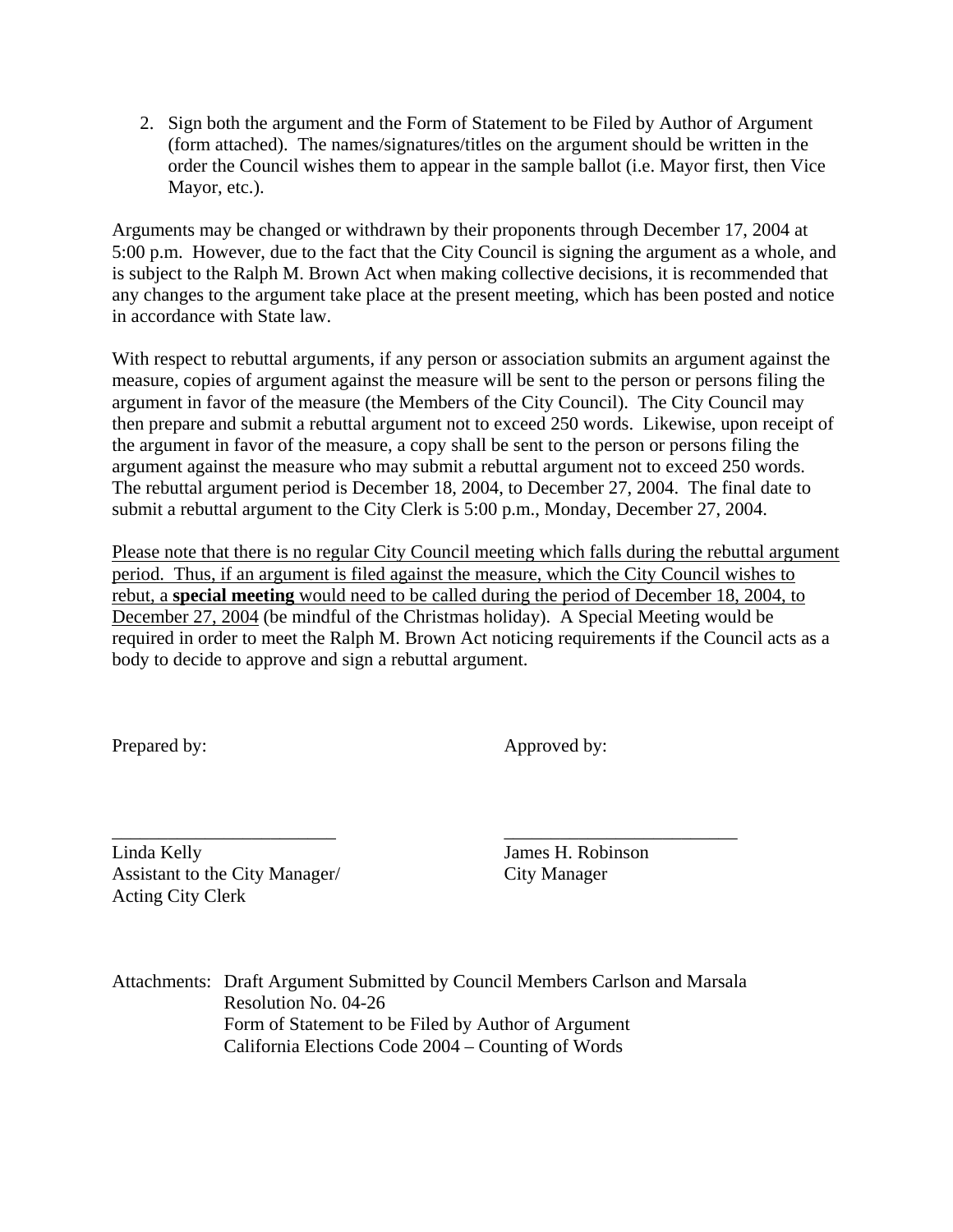2. Sign both the argument and the Form of Statement to be Filed by Author of Argument (form attached). The names/signatures/titles on the argument should be written in the order the Council wishes them to appear in the sample ballot (i.e. Mayor first, then Vice Mayor, etc.).

Arguments may be changed or withdrawn by their proponents through December 17, 2004 at 5:00 p.m. However, due to the fact that the City Council is signing the argument as a whole, and is subject to the Ralph M. Brown Act when making collective decisions, it is recommended that any changes to the argument take place at the present meeting, which has been posted and notice in accordance with State law.

With respect to rebuttal arguments, if any person or association submits an argument against the measure, copies of argument against the measure will be sent to the person or persons filing the argument in favor of the measure (the Members of the City Council). The City Council may then prepare and submit a rebuttal argument not to exceed 250 words. Likewise, upon receipt of the argument in favor of the measure, a copy shall be sent to the person or persons filing the argument against the measure who may submit a rebuttal argument not to exceed 250 words. The rebuttal argument period is December 18, 2004, to December 27, 2004. The final date to submit a rebuttal argument to the City Clerk is 5:00 p.m., Monday, December 27, 2004.

Please note that there is no regular City Council meeting which falls during the rebuttal argument period. Thus, if an argument is filed against the measure, which the City Council wishes to rebut, a **special meeting** would need to be called during the period of December 18, 2004, to December 27, 2004 (be mindful of the Christmas holiday). A Special Meeting would be required in order to meet the Ralph M. Brown Act noticing requirements if the Council acts as a body to decide to approve and sign a rebuttal argument.

Prepared by:

\_\_\_\_\_\_\_\_\_\_\_\_\_\_\_\_\_\_\_\_\_\_\_\_\_

Linda Kelly
Assistant to the City Manager/
Acting City Clerk

Approved by:

\_\_\_\_\_\_\_\_\_\_\_\_\_\_\_\_\_\_\_\_\_\_\_\_\_

James H. Robinson
City Manager

Attachments: Draft Argument Submitted by Council Members Carlson and Marsala
Resolution No. 04-26
Form of Statement to be Filed by Author of Argument
California Elections Code 2004 – Counting of Words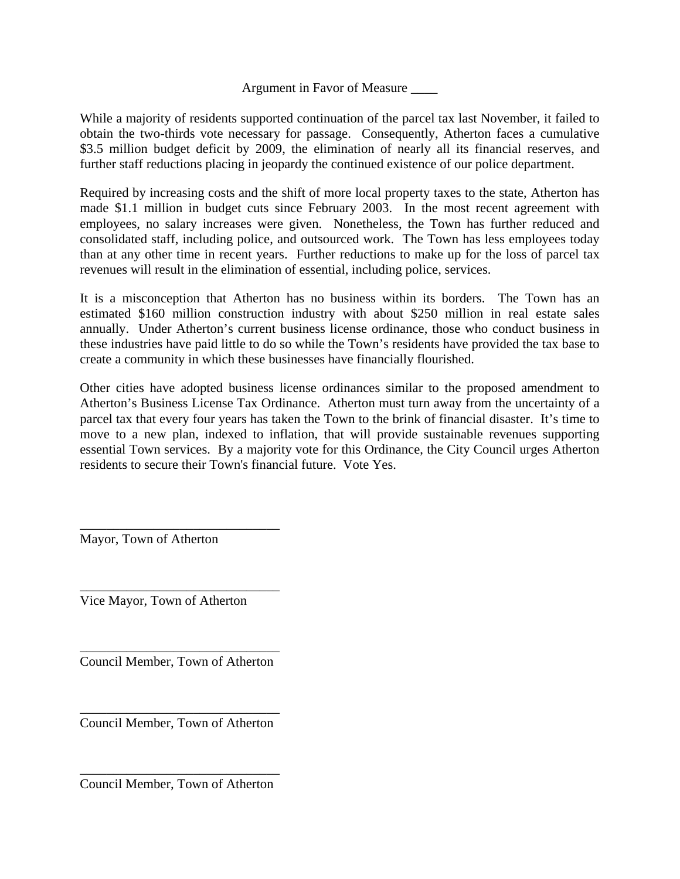# Argument in Favor of Measure ____

While a majority of residents supported continuation of the parcel tax last November, it failed to obtain the two-thirds vote necessary for passage. Consequently, Atherton faces a cumulative $3.5 million budget deficit by 2009, the elimination of nearly all its financial reserves, and further staff reductions placing in jeopardy the continued existence of our police department.

Required by increasing costs and the shift of more local property taxes to the state, Atherton has made $1.1 million in budget cuts since February 2003. In the most recent agreement with employees, no salary increases were given. Nonetheless, the Town has further reduced and consolidated staff, including police, and outsourced work. The Town has less employees today than at any other time in recent years. Further reductions to make up for the loss of parcel tax revenues will result in the elimination of essential, including police, services.

It is a misconception that Atherton has no business within its borders. The Town has an estimated $160 million construction industry with about $250 million in real estate sales annually. Under Atherton's current business license ordinance, those who conduct business in these industries have paid little to do so while the Town's residents have provided the tax base to create a community in which these businesses have financially flourished.

Other cities have adopted business license ordinances similar to the proposed amendment to Atherton's Business License Tax Ordinance. Atherton must turn away from the uncertainty of a parcel tax that every four years has taken the Town to the brink of financial disaster. It's time to move to a new plan, indexed to inflation, that will provide sustainable revenues supporting essential Town services. By a majority vote for this Ordinance, the City Council urges Atherton residents to secure their Town's financial future. Vote Yes.

______________________________
Mayor, Town of Atherton

______________________________
Vice Mayor, Town of Atherton

______________________________
Council Member, Town of Atherton

______________________________
Council Member, Town of Atherton

______________________________
Council Member, Town of Atherton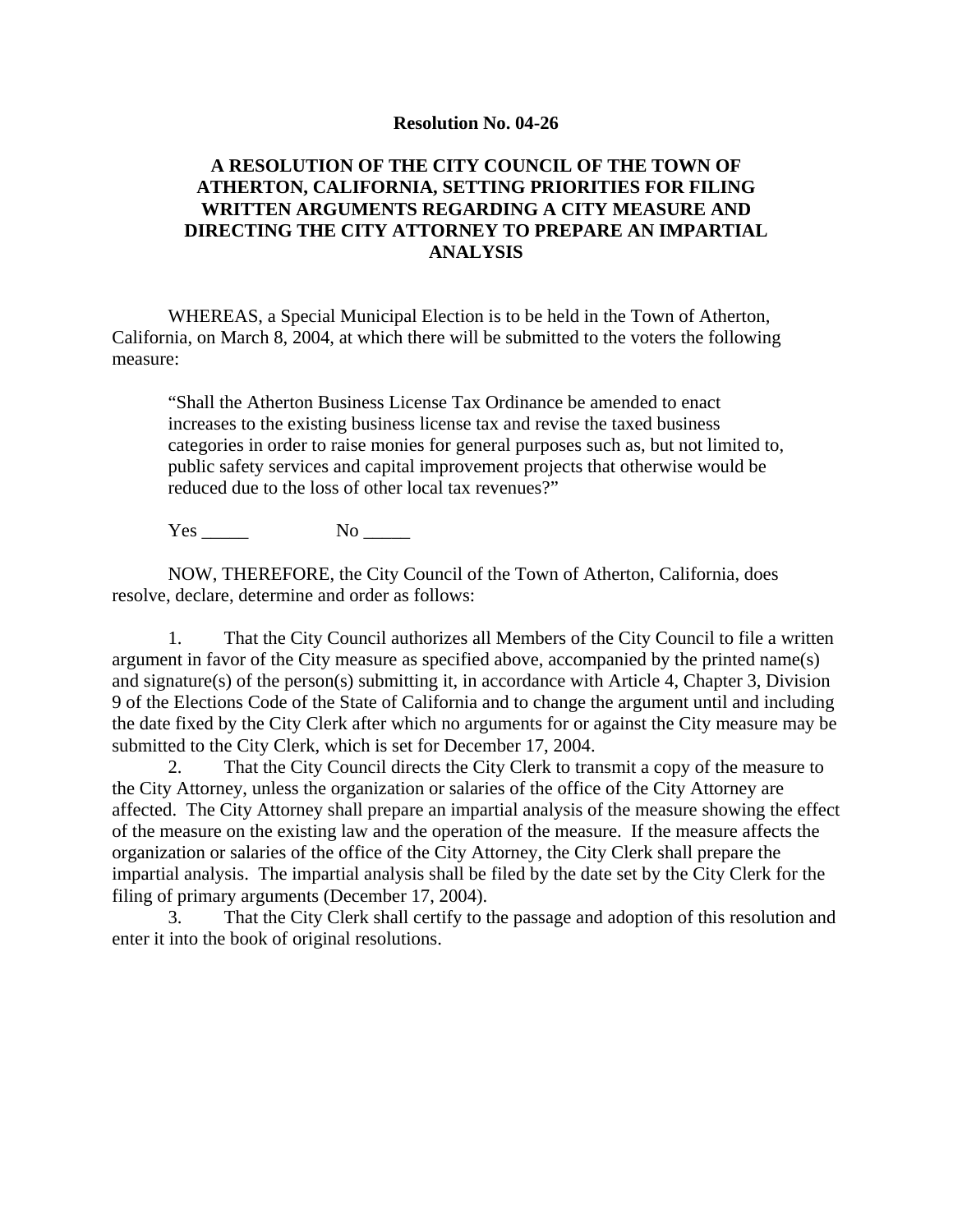**Resolution No. 04-26**

**A RESOLUTION OF THE CITY COUNCIL OF THE TOWN OF ATHERTON, CALIFORNIA, SETTING PRIORITIES FOR FILING WRITTEN ARGUMENTS REGARDING A CITY MEASURE AND DIRECTING THE CITY ATTORNEY TO PREPARE AN IMPARTIAL ANALYSIS**

WHEREAS, a Special Municipal Election is to be held in the Town of Atherton, California, on March 8, 2004, at which there will be submitted to the voters the following measure:

> "Shall the Atherton Business License Tax Ordinance be amended to enact increases to the existing business license tax and revise the taxed business categories in order to raise monies for general purposes such as, but not limited to, public safety services and capital improvement projects that otherwise would be reduced due to the loss of other local tax revenues?"
>
> Yes _____ No _____

NOW, THEREFORE, the City Council of the Town of Atherton, California, does resolve, declare, determine and order as follows:

1. That the City Council authorizes all Members of the City Council to file a written argument in favor of the City measure as specified above, accompanied by the printed name(s) and signature(s) of the person(s) submitting it, in accordance with Article 4, Chapter 3, Division 9 of the Elections Code of the State of California and to change the argument until and including the date fixed by the City Clerk after which no arguments for or against the City measure may be submitted to the City Clerk, which is set for December 17, 2004.
2. That the City Council directs the City Clerk to transmit a copy of the measure to the City Attorney, unless the organization or salaries of the office of the City Attorney are affected. The City Attorney shall prepare an impartial analysis of the measure showing the effect of the measure on the existing law and the operation of the measure. If the measure affects the organization or salaries of the office of the City Attorney, the City Clerk shall prepare the impartial analysis. The impartial analysis shall be filed by the date set by the City Clerk for the filing of primary arguments (December 17, 2004).
3. That the City Clerk shall certify to the passage and adoption of this resolution and enter it into the book of original resolutions.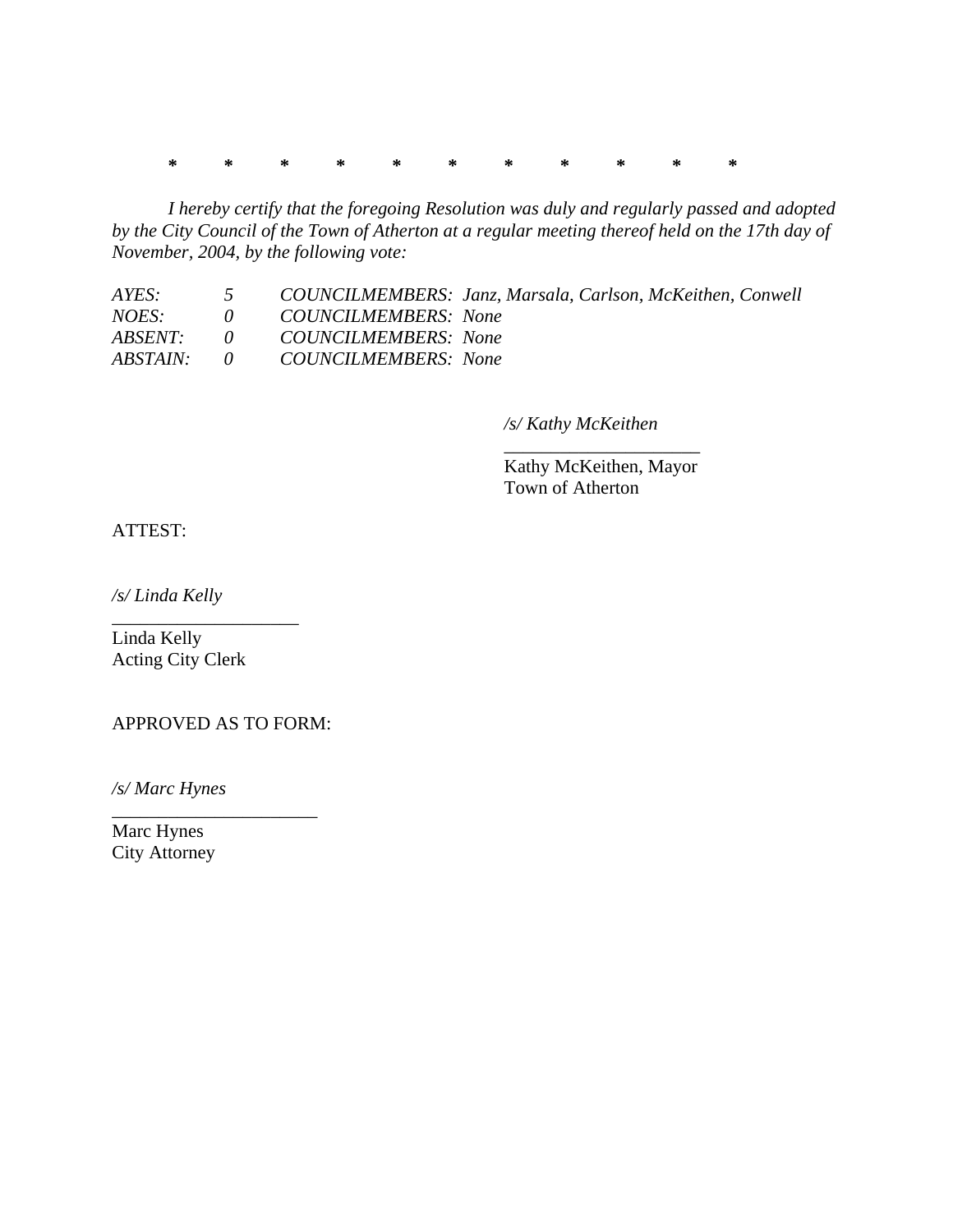\* \* \* \* \* \* \* \* \* \* \*

*I hereby certify that the foregoing Resolution was duly and regularly passed and adopted by the City Council of the Town of Atherton at a regular meeting thereof held on the 17th day of November, 2004, by the following vote:*

| | | |
|---|---|---|
| *AYES:* | *5* | *COUNCILMEMBERS: Janz, Marsala, Carlson, McKeithen, Conwell* |
| *NOES:* | *0* | *COUNCILMEMBERS: None* |
| *ABSENT:* | *0* | *COUNCILMEMBERS: None* |
| *ABSTAIN:* | *0* | *COUNCILMEMBERS: None* |

*/s/ Kathy McKeithen*
\_\_\_\_\_\_\_\_\_\_\_\_\_\_\_\_\_\_\_\_\_
Kathy McKeithen, Mayor
Town of Atherton

ATTEST:

*/s/ Linda Kelly*
\_\_\_\_\_\_\_\_\_\_\_\_\_\_\_\_\_\_\_\_\_
Linda Kelly
Acting City Clerk

APPROVED AS TO FORM:

*/s/ Marc Hynes*
\_\_\_\_\_\_\_\_\_\_\_\_\_\_\_\_\_\_\_\_\_\_\_
Marc Hynes
City Attorney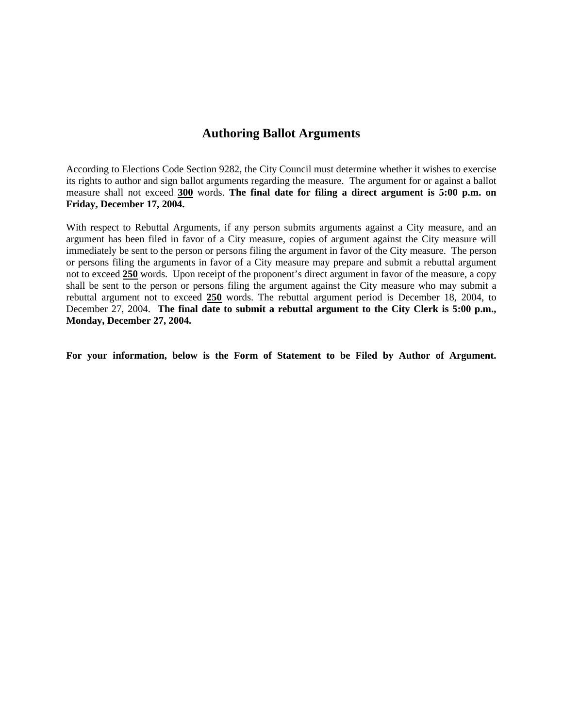# Authoring Ballot Arguments

According to Elections Code Section 9282, the City Council must determine whether it wishes to exercise its rights to author and sign ballot arguments regarding the measure. The argument for or against a ballot measure shall not exceed **300** words. **The final date for filing a direct argument is 5:00 p.m. on Friday, December 17, 2004.**

With respect to Rebuttal Arguments, if any person submits arguments against a City measure, and an argument has been filed in favor of a City measure, copies of argument against the City measure will immediately be sent to the person or persons filing the argument in favor of the City measure. The person or persons filing the arguments in favor of a City measure may prepare and submit a rebuttal argument not to exceed **250** words. Upon receipt of the proponent's direct argument in favor of the measure, a copy shall be sent to the person or persons filing the argument against the City measure who may submit a rebuttal argument not to exceed **250** words. The rebuttal argument period is December 18, 2004, to December 27, 2004. **The final date to submit a rebuttal argument to the City Clerk is 5:00 p.m., Monday, December 27, 2004.**

**For your information, below is the Form of Statement to be Filed by Author of Argument.**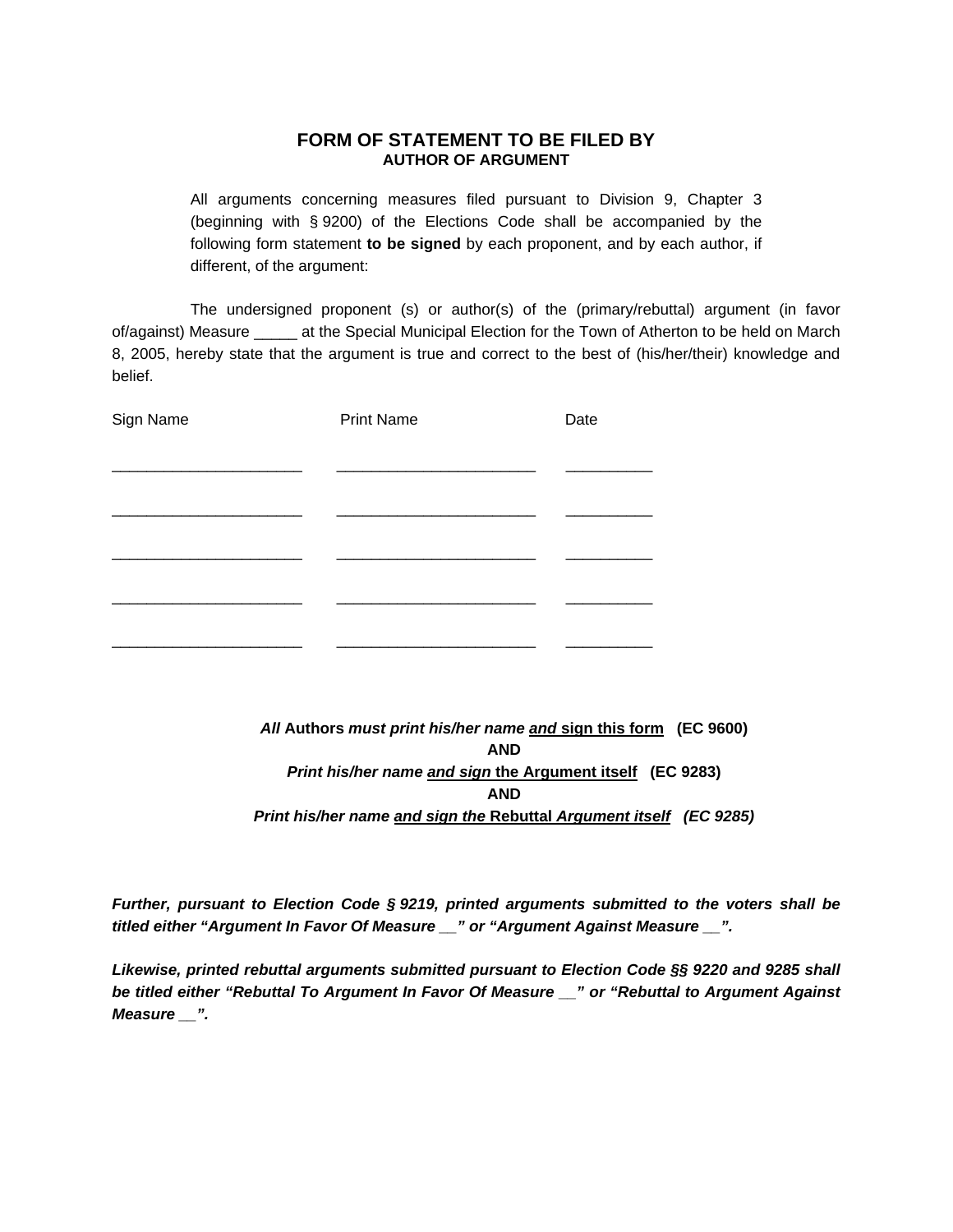# FORM OF STATEMENT TO BE FILED BY
## AUTHOR OF ARGUMENT

All arguments concerning measures filed pursuant to Division 9, Chapter 3 (beginning with § 9200) of the Elections Code shall be accompanied by the following form statement **to be signed** by each proponent, and by each author, if different, of the argument:

The undersigned proponent (s) or author(s) of the (primary/rebuttal) argument (in favor of/against) Measure _____ at the Special Municipal Election for the Town of Atherton to be held on March 8, 2005, hereby state that the argument is true and correct to the best of (his/her/their) knowledge and belief.

| Sign Name | Print Name | Date |
|---|---|---|
| ______________________ | _______________________ | __________ |
| ______________________ | _______________________ | __________ |
| ______________________ | _______________________ | __________ |
| ______________________ | _______________________ | __________ |
| ______________________ | _______________________ | __________ |

***All* Authors *must print his/her name <u>and</u> <u>sign this form</u>* (EC 9600)**

**AND**

***Print his/her name <u>and sign</u>* <u>the Argument itself</u> (EC 9283)**

**AND**

***Print his/her name <u>and sign the</u>* <u>Rebuttal *Argument itself*</u> *(EC 9285)***

***Further, pursuant to Election Code § 9219, printed arguments submitted to the voters shall be titled either "Argument In Favor Of Measure __" or "Argument Against Measure __".***

***Likewise, printed rebuttal arguments submitted pursuant to Election Code §§ 9220 and 9285 shall be titled either "Rebuttal To Argument In Favor Of Measure __" or "Rebuttal to Argument Against Measure __".***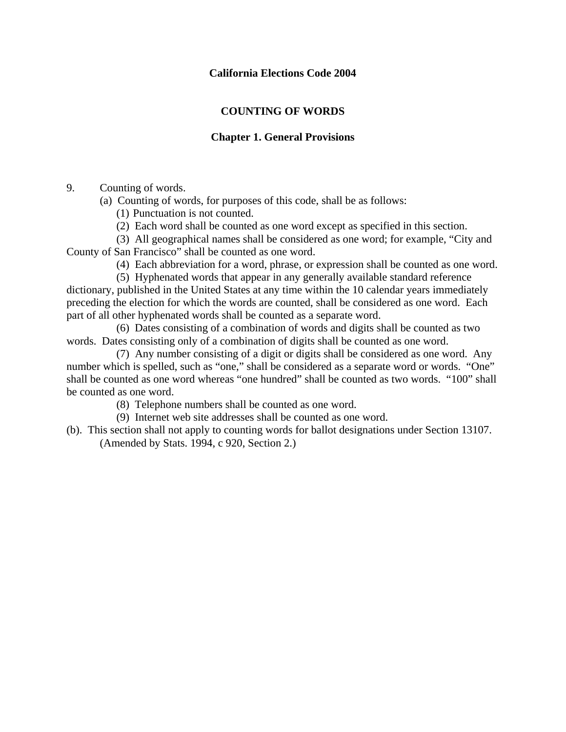**California Elections Code 2004**

**COUNTING OF WORDS**

**Chapter 1. General Provisions**

9. Counting of words.

(a) Counting of words, for purposes of this code, shall be as follows:

(1) Punctuation is not counted.

(2) Each word shall be counted as one word except as specified in this section.

(3) All geographical names shall be considered as one word; for example, "City and County of San Francisco" shall be counted as one word.

(4) Each abbreviation for a word, phrase, or expression shall be counted as one word.

(5) Hyphenated words that appear in any generally available standard reference dictionary, published in the United States at any time within the 10 calendar years immediately preceding the election for which the words are counted, shall be considered as one word. Each part of all other hyphenated words shall be counted as a separate word.

(6) Dates consisting of a combination of words and digits shall be counted as two words. Dates consisting only of a combination of digits shall be counted as one word.

(7) Any number consisting of a digit or digits shall be considered as one word. Any number which is spelled, such as "one," shall be considered as a separate word or words. "One" shall be counted as one word whereas "one hundred" shall be counted as two words. "100" shall be counted as one word.

(8) Telephone numbers shall be counted as one word.

(9) Internet web site addresses shall be counted as one word.

(b). This section shall not apply to counting words for ballot designations under Section 13107.

(Amended by Stats. 1994, c 920, Section 2.)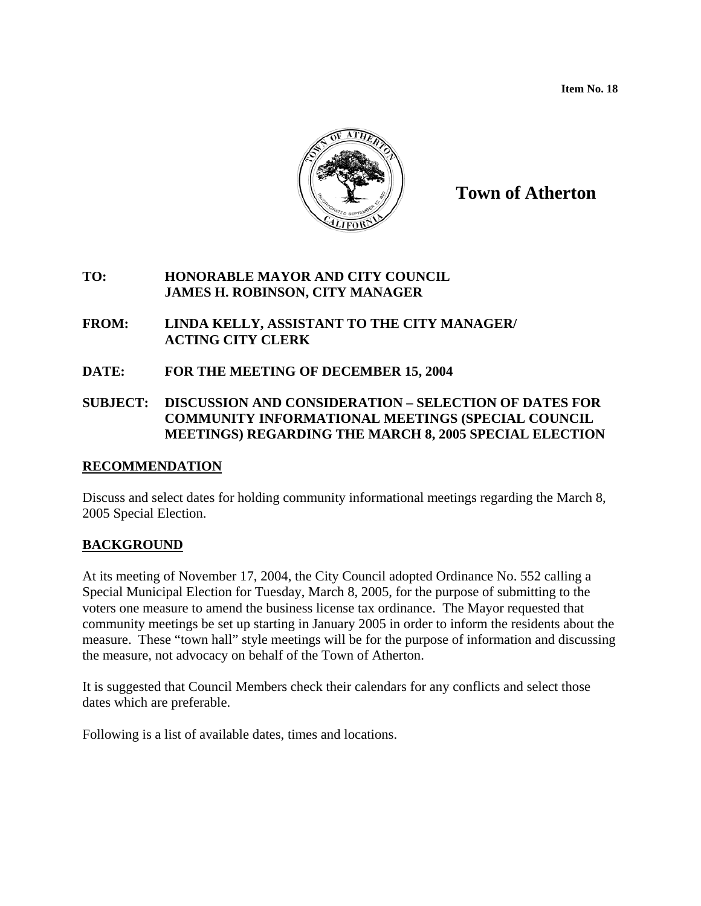**Item No. 18**

**Town of Atherton**

**TO:** HONORABLE MAYOR AND CITY COUNCIL
JAMES H. ROBINSON, CITY MANAGER

**FROM:** LINDA KELLY, ASSISTANT TO THE CITY MANAGER/
ACTING CITY CLERK

**DATE:** FOR THE MEETING OF DECEMBER 15, 2004

**SUBJECT:** DISCUSSION AND CONSIDERATION – SELECTION OF DATES FOR COMMUNITY INFORMATIONAL MEETINGS (SPECIAL COUNCIL MEETINGS) REGARDING THE MARCH 8, 2005 SPECIAL ELECTION

## RECOMMENDATION

Discuss and select dates for holding community informational meetings regarding the March 8, 2005 Special Election.

## BACKGROUND

At its meeting of November 17, 2004, the City Council adopted Ordinance No. 552 calling a Special Municipal Election for Tuesday, March 8, 2005, for the purpose of submitting to the voters one measure to amend the business license tax ordinance. The Mayor requested that community meetings be set up starting in January 2005 in order to inform the residents about the measure. These "town hall" style meetings will be for the purpose of information and discussing the measure, not advocacy on behalf of the Town of Atherton.

It is suggested that Council Members check their calendars for any conflicts and select those dates which are preferable.

Following is a list of available dates, times and locations.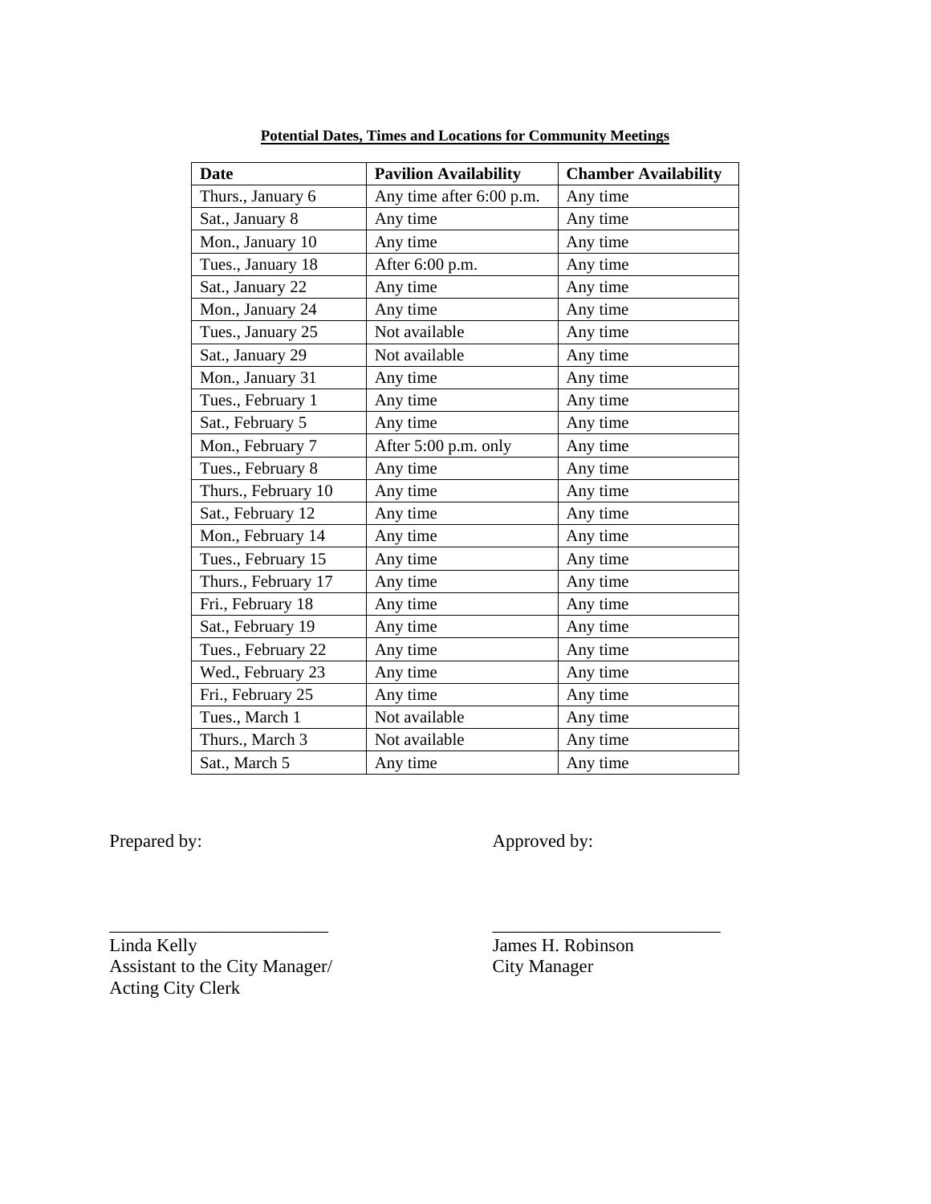**Potential Dates, Times and Locations for Community Meetings**

| Date | Pavilion Availability | Chamber Availability |
|---|---|---|
| Thurs., January 6 | Any time after 6:00 p.m. | Any time |
| Sat., January 8 | Any time | Any time |
| Mon., January 10 | Any time | Any time |
| Tues., January 18 | After 6:00 p.m. | Any time |
| Sat., January 22 | Any time | Any time |
| Mon., January 24 | Any time | Any time |
| Tues., January 25 | Not available | Any time |
| Sat., January 29 | Not available | Any time |
| Mon., January 31 | Any time | Any time |
| Tues., February 1 | Any time | Any time |
| Sat., February 5 | Any time | Any time |
| Mon., February 7 | After 5:00 p.m. only | Any time |
| Tues., February 8 | Any time | Any time |
| Thurs., February 10 | Any time | Any time |
| Sat., February 12 | Any time | Any time |
| Mon., February 14 | Any time | Any time |
| Tues., February 15 | Any time | Any time |
| Thurs., February 17 | Any time | Any time |
| Fri., February 18 | Any time | Any time |
| Sat., February 19 | Any time | Any time |
| Tues., February 22 | Any time | Any time |
| Wed., February 23 | Any time | Any time |
| Fri., February 25 | Any time | Any time |
| Tues., March 1 | Not available | Any time |
| Thurs., March 3 | Not available | Any time |
| Sat., March 5 | Any time | Any time |

Prepared by:

\_\_\_\_\_\_\_\_\_\_\_\_\_\_\_\_\_\_\_\_\_\_\_\_\_
Linda Kelly
Assistant to the City Manager/
Acting City Clerk

Approved by:

\_\_\_\_\_\_\_\_\_\_\_\_\_\_\_\_\_\_\_\_\_\_\_\_\_
James H. Robinson
City Manager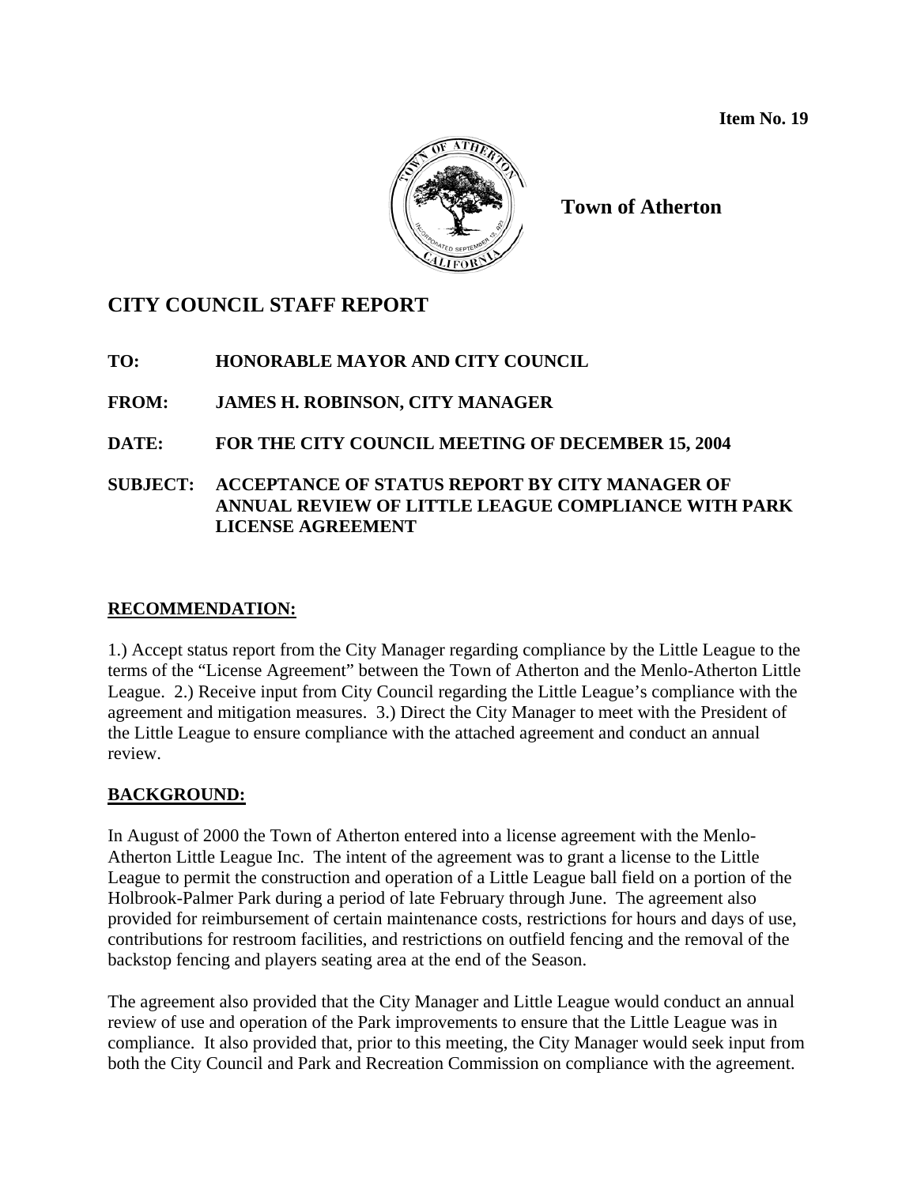**Item No. 19**

**Town of Atherton**

# CITY COUNCIL STAFF REPORT

**TO:** HONORABLE MAYOR AND CITY COUNCIL

**FROM:** JAMES H. ROBINSON, CITY MANAGER

**DATE:** FOR THE CITY COUNCIL MEETING OF DECEMBER 15, 2004

**SUBJECT:** ACCEPTANCE OF STATUS REPORT BY CITY MANAGER OF ANNUAL REVIEW OF LITTLE LEAGUE COMPLIANCE WITH PARK LICENSE AGREEMENT

## RECOMMENDATION:

1.) Accept status report from the City Manager regarding compliance by the Little League to the terms of the "License Agreement" between the Town of Atherton and the Menlo-Atherton Little League. 2.) Receive input from City Council regarding the Little League's compliance with the agreement and mitigation measures. 3.) Direct the City Manager to meet with the President of the Little League to ensure compliance with the attached agreement and conduct an annual review.

## BACKGROUND:

In August of 2000 the Town of Atherton entered into a license agreement with the Menlo-Atherton Little League Inc. The intent of the agreement was to grant a license to the Little League to permit the construction and operation of a Little League ball field on a portion of the Holbrook-Palmer Park during a period of late February through June. The agreement also provided for reimbursement of certain maintenance costs, restrictions for hours and days of use, contributions for restroom facilities, and restrictions on outfield fencing and the removal of the backstop fencing and players seating area at the end of the Season.

The agreement also provided that the City Manager and Little League would conduct an annual review of use and operation of the Park improvements to ensure that the Little League was in compliance. It also provided that, prior to this meeting, the City Manager would seek input from both the City Council and Park and Recreation Commission on compliance with the agreement.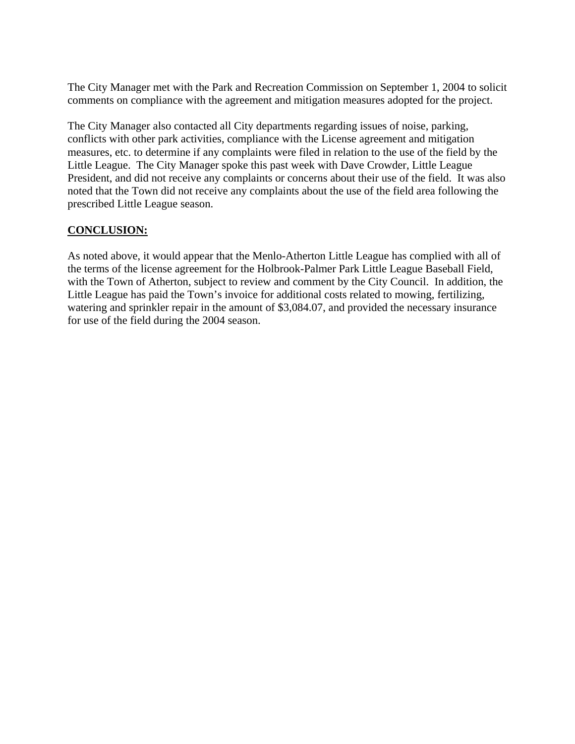The City Manager met with the Park and Recreation Commission on September 1, 2004 to solicit comments on compliance with the agreement and mitigation measures adopted for the project.

The City Manager also contacted all City departments regarding issues of noise, parking, conflicts with other park activities, compliance with the License agreement and mitigation measures, etc. to determine if any complaints were filed in relation to the use of the field by the Little League. The City Manager spoke this past week with Dave Crowder, Little League President, and did not receive any complaints or concerns about their use of the field. It was also noted that the Town did not receive any complaints about the use of the field area following the prescribed Little League season.

**CONCLUSION:**

As noted above, it would appear that the Menlo-Atherton Little League has complied with all of the terms of the license agreement for the Holbrook-Palmer Park Little League Baseball Field, with the Town of Atherton, subject to review and comment by the City Council. In addition, the Little League has paid the Town's invoice for additional costs related to mowing, fertilizing, watering and sprinkler repair in the amount of $3,084.07, and provided the necessary insurance for use of the field during the 2004 season.